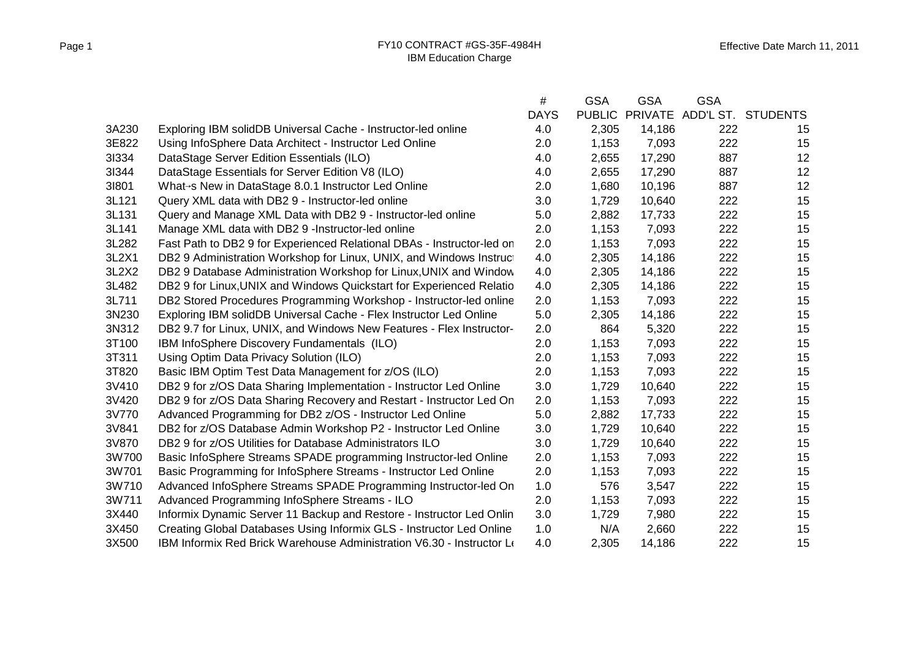FY10 CONTRACT #GS-35F-4984H
IBM Education Charge

Effective Date March 11, 2011

| | | # DAYS | GSA PUBLIC | GSA PRIVATE | GSA ADD'L ST. | STUDENTS |
|---|---|---|---|---|---|---|
| 3A230 | Exploring IBM solidDB Universal Cache - Instructor-led online | 4.0 | 2,305 | 14,186 | 222 | 15 |
| 3E822 | Using InfoSphere Data Architect - Instructor Led Online | 2.0 | 1,153 | 7,093 | 222 | 15 |
| 3I334 | DataStage Server Edition Essentials (ILO) | 4.0 | 2,655 | 17,290 | 887 | 12 |
| 3I344 | DataStage Essentials for Server Edition V8 (ILO) | 4.0 | 2,655 | 17,290 | 887 | 12 |
| 3I801 | What→s New in DataStage 8.0.1 Instructor Led Online | 2.0 | 1,680 | 10,196 | 887 | 12 |
| 3L121 | Query XML data with DB2 9 - Instructor-led online | 3.0 | 1,729 | 10,640 | 222 | 15 |
| 3L131 | Query and Manage XML Data with DB2 9 - Instructor-led online | 5.0 | 2,882 | 17,733 | 222 | 15 |
| 3L141 | Manage XML data with DB2 9 -Instructor-led online | 2.0 | 1,153 | 7,093 | 222 | 15 |
| 3L282 | Fast Path to DB2 9 for Experienced Relational DBAs - Instructor-led on | 2.0 | 1,153 | 7,093 | 222 | 15 |
| 3L2X1 | DB2 9 Administration Workshop for Linux, UNIX, and Windows Instruct | 4.0 | 2,305 | 14,186 | 222 | 15 |
| 3L2X2 | DB2 9 Database Administration Workshop for Linux,UNIX and Window | 4.0 | 2,305 | 14,186 | 222 | 15 |
| 3L482 | DB2 9 for Linux,UNIX and Windows Quickstart for Experienced Relatio | 4.0 | 2,305 | 14,186 | 222 | 15 |
| 3L711 | DB2 Stored Procedures Programming Workshop - Instructor-led online | 2.0 | 1,153 | 7,093 | 222 | 15 |
| 3N230 | Exploring IBM solidDB Universal Cache - Flex Instructor Led Online | 5.0 | 2,305 | 14,186 | 222 | 15 |
| 3N312 | DB2 9.7 for Linux, UNIX, and Windows New Features - Flex Instructor- | 2.0 | 864 | 5,320 | 222 | 15 |
| 3T100 | IBM InfoSphere Discovery Fundamentals (ILO) | 2.0 | 1,153 | 7,093 | 222 | 15 |
| 3T311 | Using Optim Data Privacy Solution (ILO) | 2.0 | 1,153 | 7,093 | 222 | 15 |
| 3T820 | Basic IBM Optim Test Data Management for z/OS (ILO) | 2.0 | 1,153 | 7,093 | 222 | 15 |
| 3V410 | DB2 9 for z/OS Data Sharing Implementation - Instructor Led Online | 3.0 | 1,729 | 10,640 | 222 | 15 |
| 3V420 | DB2 9 for z/OS Data Sharing Recovery and Restart - Instructor Led On | 2.0 | 1,153 | 7,093 | 222 | 15 |
| 3V770 | Advanced Programming for DB2 z/OS - Instructor Led Online | 5.0 | 2,882 | 17,733 | 222 | 15 |
| 3V841 | DB2 for z/OS Database Admin Workshop P2 - Instructor Led Online | 3.0 | 1,729 | 10,640 | 222 | 15 |
| 3V870 | DB2 9 for z/OS Utilities for Database Administrators ILO | 3.0 | 1,729 | 10,640 | 222 | 15 |
| 3W700 | Basic InfoSphere Streams SPADE programming Instructor-led Online | 2.0 | 1,153 | 7,093 | 222 | 15 |
| 3W701 | Basic Programming for InfoSphere Streams - Instructor Led Online | 2.0 | 1,153 | 7,093 | 222 | 15 |
| 3W710 | Advanced InfoSphere Streams SPADE Programming Instructor-led On | 1.0 | 576 | 3,547 | 222 | 15 |
| 3W711 | Advanced Programming InfoSphere Streams - ILO | 2.0 | 1,153 | 7,093 | 222 | 15 |
| 3X440 | Informix Dynamic Server 11 Backup and Restore - Instructor Led Onlin | 3.0 | 1,729 | 7,980 | 222 | 15 |
| 3X450 | Creating Global Databases Using Informix GLS - Instructor Led Online | 1.0 | N/A | 2,660 | 222 | 15 |
| 3X500 | IBM Informix Red Brick Warehouse Administration V6.30 - Instructor Le | 4.0 | 2,305 | 14,186 | 222 | 15 |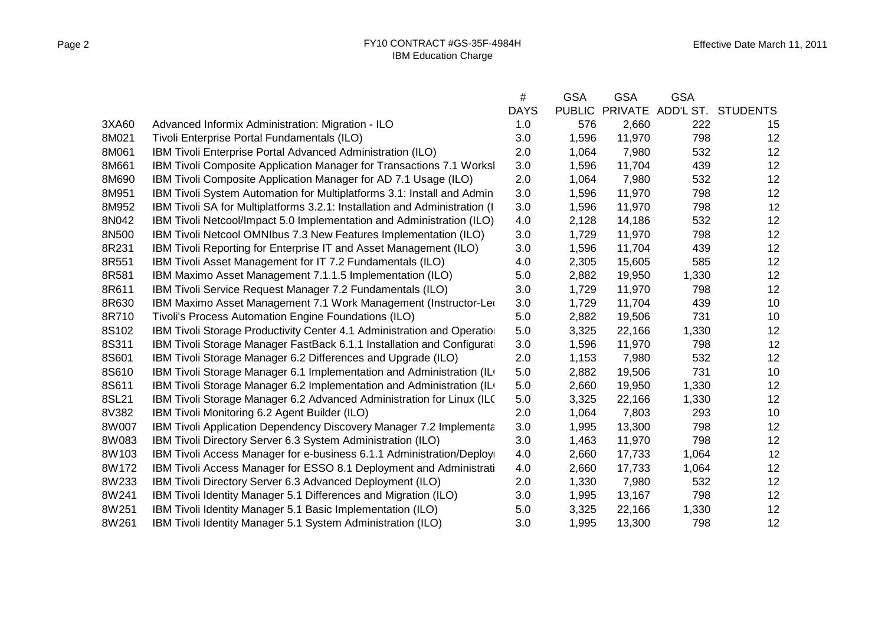FY10 CONTRACT #GS-35F-4984H
IBM Education Charge

Effective Date March 11, 2011

| | | # DAYS | GSA PUBLIC | GSA PRIVATE | GSA ADD'L ST. | STUDENTS |
|---|---|---|---|---|---|---|
| 3XA60 | Advanced Informix Administration: Migration - ILO | 1.0 | 576 | 2,660 | 222 | 15 |
| 8M021 | Tivoli Enterprise Portal Fundamentals (ILO) | 3.0 | 1,596 | 11,970 | 798 | 12 |
| 8M061 | IBM Tivoli Enterprise Portal Advanced Administration (ILO) | 2.0 | 1,064 | 7,980 | 532 | 12 |
| 8M661 | IBM Tivoli Composite Application Manager for Transactions 7.1 Worksl | 3.0 | 1,596 | 11,704 | 439 | 12 |
| 8M690 | IBM Tivoli Composite Application Manager for AD 7.1 Usage (ILO) | 2.0 | 1,064 | 7,980 | 532 | 12 |
| 8M951 | IBM Tivoli System Automation for Multiplatforms 3.1: Install and Admin | 3.0 | 1,596 | 11,970 | 798 | 12 |
| 8M952 | IBM Tivoli SA for Multiplatforms 3.2.1: Installation and Administration (I | 3.0 | 1,596 | 11,970 | 798 | 12 |
| 8N042 | IBM Tivoli Netcool/Impact 5.0 Implementation and Administration (ILO) | 4.0 | 2,128 | 14,186 | 532 | 12 |
| 8N500 | IBM Tivoli Netcool OMNIbus 7.3 New Features Implementation (ILO) | 3.0 | 1,729 | 11,970 | 798 | 12 |
| 8R231 | IBM Tivoli Reporting for Enterprise IT and Asset Management (ILO) | 3.0 | 1,596 | 11,704 | 439 | 12 |
| 8R551 | IBM Tivoli Asset Management for IT 7.2 Fundamentals (ILO) | 4.0 | 2,305 | 15,605 | 585 | 12 |
| 8R581 | IBM Maximo Asset Management 7.1.1.5 Implementation (ILO) | 5.0 | 2,882 | 19,950 | 1,330 | 12 |
| 8R611 | IBM Tivoli Service Request Manager 7.2 Fundamentals (ILO) | 3.0 | 1,729 | 11,970 | 798 | 12 |
| 8R630 | IBM Maximo Asset Management 7.1 Work Management (Instructor-Le | 3.0 | 1,729 | 11,704 | 439 | 10 |
| 8R710 | Tivoli's Process Automation Engine Foundations (ILO) | 5.0 | 2,882 | 19,506 | 731 | 10 |
| 8S102 | IBM Tivoli Storage Productivity Center 4.1 Administration and Operatio | 5.0 | 3,325 | 22,166 | 1,330 | 12 |
| 8S311 | IBM Tivoli Storage Manager FastBack 6.1.1 Installation and Configurati | 3.0 | 1,596 | 11,970 | 798 | 12 |
| 8S601 | IBM Tivoli Storage Manager 6.2 Differences and Upgrade (ILO) | 2.0 | 1,153 | 7,980 | 532 | 12 |
| 8S610 | IBM Tivoli Storage Manager 6.1 Implementation and Administration (IL | 5.0 | 2,882 | 19,506 | 731 | 10 |
| 8S611 | IBM Tivoli Storage Manager 6.2 Implementation and Administration (IL | 5.0 | 2,660 | 19,950 | 1,330 | 12 |
| 8SL21 | IBM Tivoli Storage Manager 6.2 Advanced Administration for Linux (ILC | 5.0 | 3,325 | 22,166 | 1,330 | 12 |
| 8V382 | IBM Tivoli Monitoring 6.2 Agent Builder (ILO) | 2.0 | 1,064 | 7,803 | 293 | 10 |
| 8W007 | IBM Tivoli Application Dependency Discovery Manager 7.2 Implementa | 3.0 | 1,995 | 13,300 | 798 | 12 |
| 8W083 | IBM Tivoli Directory Server 6.3 System Administration (ILO) | 3.0 | 1,463 | 11,970 | 798 | 12 |
| 8W103 | IBM Tivoli Access Manager for e-business 6.1.1 Administration/Deploy | 4.0 | 2,660 | 17,733 | 1,064 | 12 |
| 8W172 | IBM Tivoli Access Manager for ESSO 8.1 Deployment and Administrati | 4.0 | 2,660 | 17,733 | 1,064 | 12 |
| 8W233 | IBM Tivoli Directory Server 6.3 Advanced Deployment (ILO) | 2.0 | 1,330 | 7,980 | 532 | 12 |
| 8W241 | IBM Tivoli Identity Manager 5.1 Differences and Migration (ILO) | 3.0 | 1,995 | 13,167 | 798 | 12 |
| 8W251 | IBM Tivoli Identity Manager 5.1 Basic Implementation (ILO) | 5.0 | 3,325 | 22,166 | 1,330 | 12 |
| 8W261 | IBM Tivoli Identity Manager 5.1 System Administration (ILO) | 3.0 | 1,995 | 13,300 | 798 | 12 |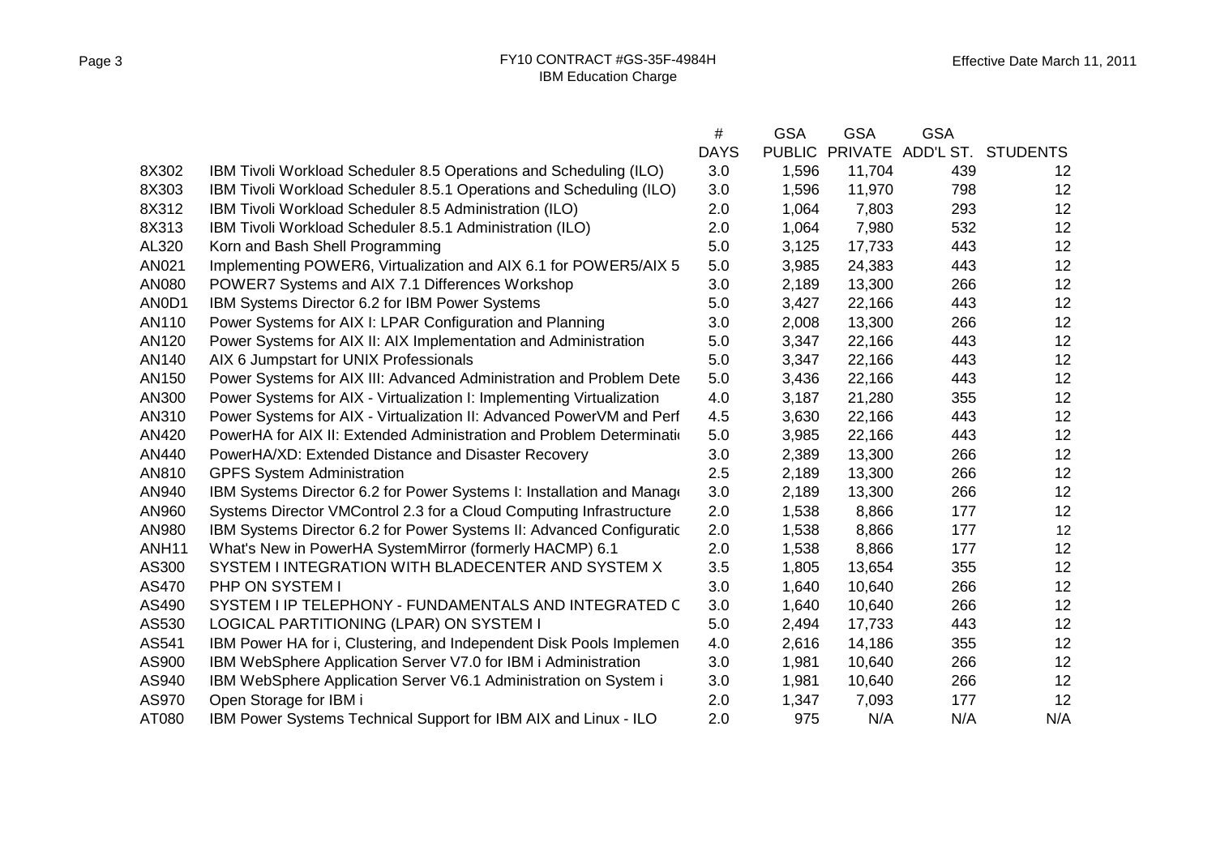FY10 CONTRACT #GS-35F-4984H
IBM Education Charge

Effective Date March 11, 2011

| | | # DAYS | GSA PUBLIC | GSA PRIVATE | GSA ADD'L ST. | STUDENTS |
|---|---|---|---|---|---|---|
| 8X302 | IBM Tivoli Workload Scheduler 8.5 Operations and Scheduling (ILO) | 3.0 | 1,596 | 11,704 | 439 | 12 |
| 8X303 | IBM Tivoli Workload Scheduler 8.5.1 Operations and Scheduling (ILO) | 3.0 | 1,596 | 11,970 | 798 | 12 |
| 8X312 | IBM Tivoli Workload Scheduler 8.5 Administration (ILO) | 2.0 | 1,064 | 7,803 | 293 | 12 |
| 8X313 | IBM Tivoli Workload Scheduler 8.5.1 Administration (ILO) | 2.0 | 1,064 | 7,980 | 532 | 12 |
| AL320 | Korn and Bash Shell Programming | 5.0 | 3,125 | 17,733 | 443 | 12 |
| AN021 | Implementing POWER6, Virtualization and AIX 6.1 for POWER5/AIX 5 | 5.0 | 3,985 | 24,383 | 443 | 12 |
| AN080 | POWER7 Systems and AIX 7.1 Differences Workshop | 3.0 | 2,189 | 13,300 | 266 | 12 |
| AN0D1 | IBM Systems Director 6.2 for IBM Power Systems | 5.0 | 3,427 | 22,166 | 443 | 12 |
| AN110 | Power Systems for AIX I: LPAR Configuration and Planning | 3.0 | 2,008 | 13,300 | 266 | 12 |
| AN120 | Power Systems for AIX II: AIX Implementation and Administration | 5.0 | 3,347 | 22,166 | 443 | 12 |
| AN140 | AIX 6 Jumpstart for UNIX Professionals | 5.0 | 3,347 | 22,166 | 443 | 12 |
| AN150 | Power Systems for AIX III: Advanced Administration and Problem Dete | 5.0 | 3,436 | 22,166 | 443 | 12 |
| AN300 | Power Systems for AIX - Virtualization I: Implementing Virtualization | 4.0 | 3,187 | 21,280 | 355 | 12 |
| AN310 | Power Systems for AIX - Virtualization II: Advanced PowerVM and Perf | 4.5 | 3,630 | 22,166 | 443 | 12 |
| AN420 | PowerHA for AIX II: Extended Administration and Problem Determinati | 5.0 | 3,985 | 22,166 | 443 | 12 |
| AN440 | PowerHA/XD: Extended Distance and Disaster Recovery | 3.0 | 2,389 | 13,300 | 266 | 12 |
| AN810 | GPFS System Administration | 2.5 | 2,189 | 13,300 | 266 | 12 |
| AN940 | IBM Systems Director 6.2 for Power Systems I: Installation and Manag | 3.0 | 2,189 | 13,300 | 266 | 12 |
| AN960 | Systems Director VMControl 2.3 for a Cloud Computing Infrastructure | 2.0 | 1,538 | 8,866 | 177 | 12 |
| AN980 | IBM Systems Director 6.2 for Power Systems II: Advanced Configuratic | 2.0 | 1,538 | 8,866 | 177 | 12 |
| ANH11 | What's New in PowerHA SystemMirror (formerly HACMP) 6.1 | 2.0 | 1,538 | 8,866 | 177 | 12 |
| AS300 | SYSTEM I INTEGRATION WITH BLADECENTER AND SYSTEM X | 3.5 | 1,805 | 13,654 | 355 | 12 |
| AS470 | PHP ON SYSTEM I | 3.0 | 1,640 | 10,640 | 266 | 12 |
| AS490 | SYSTEM I IP TELEPHONY - FUNDAMENTALS AND INTEGRATED C | 3.0 | 1,640 | 10,640 | 266 | 12 |
| AS530 | LOGICAL PARTITIONING (LPAR) ON SYSTEM I | 5.0 | 2,494 | 17,733 | 443 | 12 |
| AS541 | IBM Power HA for i, Clustering, and Independent Disk Pools Implemen | 4.0 | 2,616 | 14,186 | 355 | 12 |
| AS900 | IBM WebSphere Application Server V7.0 for IBM i Administration | 3.0 | 1,981 | 10,640 | 266 | 12 |
| AS940 | IBM WebSphere Application Server V6.1 Administration on System i | 3.0 | 1,981 | 10,640 | 266 | 12 |
| AS970 | Open Storage for IBM i | 2.0 | 1,347 | 7,093 | 177 | 12 |
| AT080 | IBM Power Systems Technical Support for IBM AIX and Linux - ILO | 2.0 | 975 | N/A | N/A | N/A |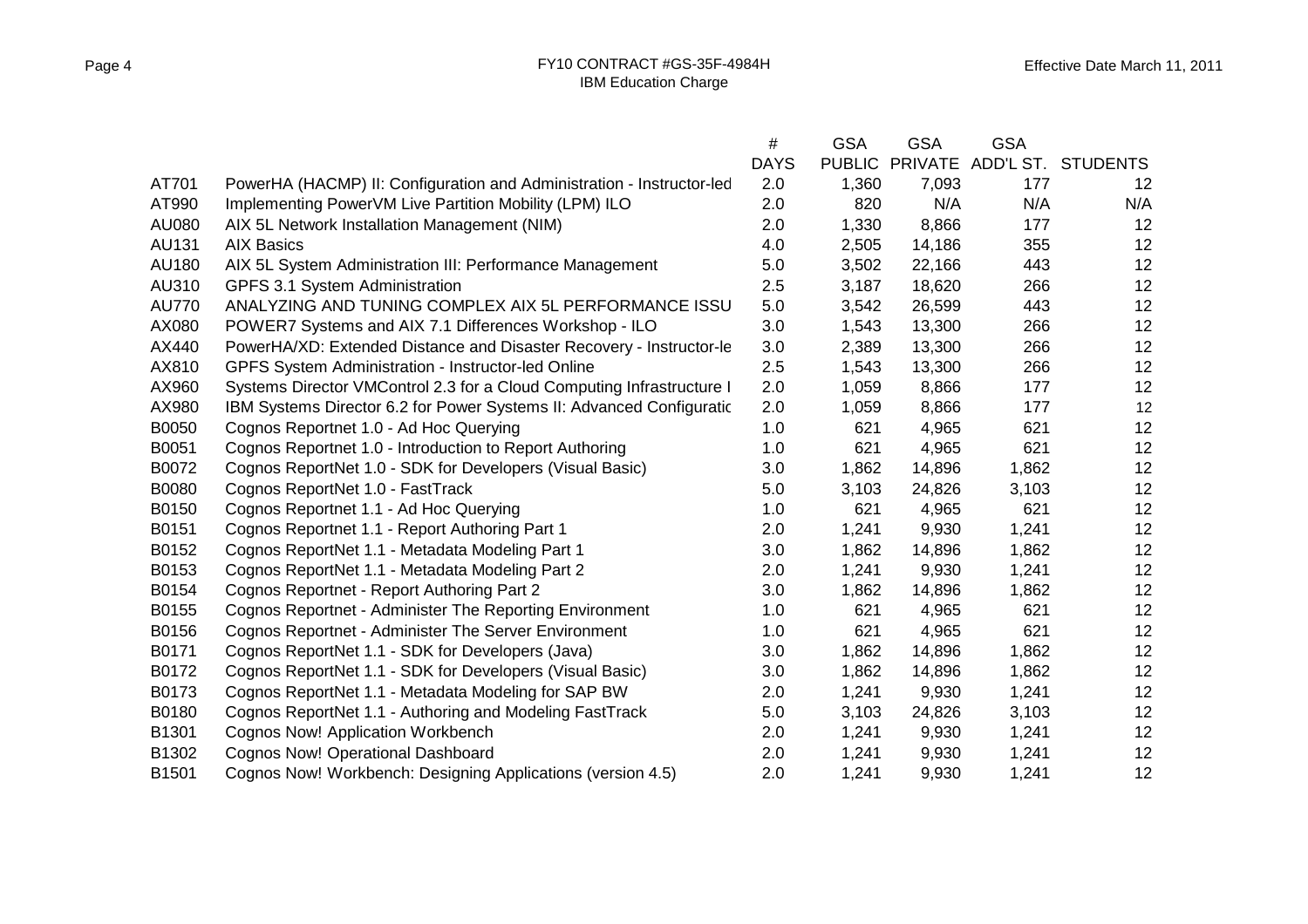FY10 CONTRACT #GS-35F-4984H
IBM Education Charge

Effective Date March 11, 2011

| | | # DAYS | GSA PUBLIC | GSA PRIVATE | GSA ADD'L ST. | STUDENTS |
|---|---|---|---|---|---|---|
| AT701 | PowerHA (HACMP) II: Configuration and Administration - Instructor-led | 2.0 | 1,360 | 7,093 | 177 | 12 |
| AT990 | Implementing PowerVM Live Partition Mobility (LPM) ILO | 2.0 | 820 | N/A | N/A | N/A |
| AU080 | AIX 5L Network Installation Management (NIM) | 2.0 | 1,330 | 8,866 | 177 | 12 |
| AU131 | AIX Basics | 4.0 | 2,505 | 14,186 | 355 | 12 |
| AU180 | AIX 5L System Administration III: Performance Management | 5.0 | 3,502 | 22,166 | 443 | 12 |
| AU310 | GPFS 3.1 System Administration | 2.5 | 3,187 | 18,620 | 266 | 12 |
| AU770 | ANALYZING AND TUNING COMPLEX AIX 5L PERFORMANCE ISSU | 5.0 | 3,542 | 26,599 | 443 | 12 |
| AX080 | POWER7 Systems and AIX 7.1 Differences Workshop - ILO | 3.0 | 1,543 | 13,300 | 266 | 12 |
| AX440 | PowerHA/XD: Extended Distance and Disaster Recovery - Instructor-le | 3.0 | 2,389 | 13,300 | 266 | 12 |
| AX810 | GPFS System Administration - Instructor-led Online | 2.5 | 1,543 | 13,300 | 266 | 12 |
| AX960 | Systems Director VMControl 2.3 for a Cloud Computing Infrastructure I | 2.0 | 1,059 | 8,866 | 177 | 12 |
| AX980 | IBM Systems Director 6.2 for Power Systems II: Advanced Configuratic | 2.0 | 1,059 | 8,866 | 177 | 12 |
| B0050 | Cognos Reportnet 1.0 - Ad Hoc Querying | 1.0 | 621 | 4,965 | 621 | 12 |
| B0051 | Cognos Reportnet 1.0 - Introduction to Report Authoring | 1.0 | 621 | 4,965 | 621 | 12 |
| B0072 | Cognos ReportNet 1.0 - SDK for Developers (Visual Basic) | 3.0 | 1,862 | 14,896 | 1,862 | 12 |
| B0080 | Cognos ReportNet 1.0 - FastTrack | 5.0 | 3,103 | 24,826 | 3,103 | 12 |
| B0150 | Cognos Reportnet 1.1 - Ad Hoc Querying | 1.0 | 621 | 4,965 | 621 | 12 |
| B0151 | Cognos Reportnet 1.1 - Report Authoring Part 1 | 2.0 | 1,241 | 9,930 | 1,241 | 12 |
| B0152 | Cognos ReportNet 1.1 - Metadata Modeling Part 1 | 3.0 | 1,862 | 14,896 | 1,862 | 12 |
| B0153 | Cognos ReportNet 1.1 - Metadata Modeling Part 2 | 2.0 | 1,241 | 9,930 | 1,241 | 12 |
| B0154 | Cognos Reportnet - Report Authoring Part 2 | 3.0 | 1,862 | 14,896 | 1,862 | 12 |
| B0155 | Cognos Reportnet - Administer The Reporting Environment | 1.0 | 621 | 4,965 | 621 | 12 |
| B0156 | Cognos Reportnet - Administer The Server Environment | 1.0 | 621 | 4,965 | 621 | 12 |
| B0171 | Cognos ReportNet 1.1 - SDK for Developers (Java) | 3.0 | 1,862 | 14,896 | 1,862 | 12 |
| B0172 | Cognos ReportNet 1.1 - SDK for Developers (Visual Basic) | 3.0 | 1,862 | 14,896 | 1,862 | 12 |
| B0173 | Cognos ReportNet 1.1 - Metadata Modeling for SAP BW | 2.0 | 1,241 | 9,930 | 1,241 | 12 |
| B0180 | Cognos ReportNet 1.1 - Authoring and Modeling FastTrack | 5.0 | 3,103 | 24,826 | 3,103 | 12 |
| B1301 | Cognos Now! Application Workbench | 2.0 | 1,241 | 9,930 | 1,241 | 12 |
| B1302 | Cognos Now! Operational Dashboard | 2.0 | 1,241 | 9,930 | 1,241 | 12 |
| B1501 | Cognos Now! Workbench: Designing Applications (version 4.5) | 2.0 | 1,241 | 9,930 | 1,241 | 12 |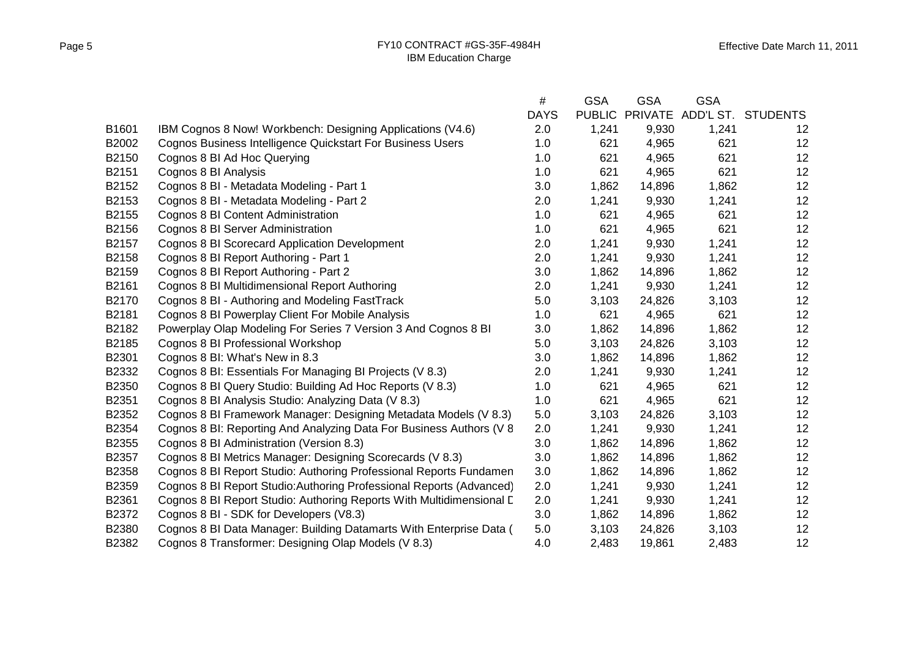| | | # DAYS | GSA PUBLIC | GSA PRIVATE | GSA ADD'L ST. | STUDENTS |
|---|---|---|---|---|---|---|
| B1601 | IBM Cognos 8 Now! Workbench: Designing Applications (V4.6) | 2.0 | 1,241 | 9,930 | 1,241 | 12 |
| B2002 | Cognos Business Intelligence Quickstart For Business Users | 1.0 | 621 | 4,965 | 621 | 12 |
| B2150 | Cognos 8 BI Ad Hoc Querying | 1.0 | 621 | 4,965 | 621 | 12 |
| B2151 | Cognos 8 BI Analysis | 1.0 | 621 | 4,965 | 621 | 12 |
| B2152 | Cognos 8 BI - Metadata Modeling - Part 1 | 3.0 | 1,862 | 14,896 | 1,862 | 12 |
| B2153 | Cognos 8 BI - Metadata Modeling - Part 2 | 2.0 | 1,241 | 9,930 | 1,241 | 12 |
| B2155 | Cognos 8 BI Content Administration | 1.0 | 621 | 4,965 | 621 | 12 |
| B2156 | Cognos 8 BI Server Administration | 1.0 | 621 | 4,965 | 621 | 12 |
| B2157 | Cognos 8 BI Scorecard Application Development | 2.0 | 1,241 | 9,930 | 1,241 | 12 |
| B2158 | Cognos 8 BI Report Authoring - Part 1 | 2.0 | 1,241 | 9,930 | 1,241 | 12 |
| B2159 | Cognos 8 BI Report Authoring - Part 2 | 3.0 | 1,862 | 14,896 | 1,862 | 12 |
| B2161 | Cognos 8 BI Multidimensional Report Authoring | 2.0 | 1,241 | 9,930 | 1,241 | 12 |
| B2170 | Cognos 8 BI - Authoring and Modeling FastTrack | 5.0 | 3,103 | 24,826 | 3,103 | 12 |
| B2181 | Cognos 8 BI Powerplay Client For Mobile Analysis | 1.0 | 621 | 4,965 | 621 | 12 |
| B2182 | Powerplay Olap Modeling For Series 7 Version 3 And Cognos 8 BI | 3.0 | 1,862 | 14,896 | 1,862 | 12 |
| B2185 | Cognos 8 BI Professional Workshop | 5.0 | 3,103 | 24,826 | 3,103 | 12 |
| B2301 | Cognos 8 BI: What's New in 8.3 | 3.0 | 1,862 | 14,896 | 1,862 | 12 |
| B2332 | Cognos 8 BI: Essentials For Managing BI Projects (V 8.3) | 2.0 | 1,241 | 9,930 | 1,241 | 12 |
| B2350 | Cognos 8 BI Query Studio: Building Ad Hoc Reports (V 8.3) | 1.0 | 621 | 4,965 | 621 | 12 |
| B2351 | Cognos 8 BI Analysis Studio: Analyzing Data (V 8.3) | 1.0 | 621 | 4,965 | 621 | 12 |
| B2352 | Cognos 8 BI Framework Manager: Designing Metadata Models (V 8.3) | 5.0 | 3,103 | 24,826 | 3,103 | 12 |
| B2354 | Cognos 8 BI: Reporting And Analyzing Data For Business Authors (V 8 | 2.0 | 1,241 | 9,930 | 1,241 | 12 |
| B2355 | Cognos 8 BI Administration (Version 8.3) | 3.0 | 1,862 | 14,896 | 1,862 | 12 |
| B2357 | Cognos 8 BI Metrics Manager: Designing Scorecards (V 8.3) | 3.0 | 1,862 | 14,896 | 1,862 | 12 |
| B2358 | Cognos 8 BI Report Studio: Authoring Professional Reports Fundamen | 3.0 | 1,862 | 14,896 | 1,862 | 12 |
| B2359 | Cognos 8 BI Report Studio:Authoring Professional Reports (Advanced) | 2.0 | 1,241 | 9,930 | 1,241 | 12 |
| B2361 | Cognos 8 BI Report Studio: Authoring Reports With Multidimensional D | 2.0 | 1,241 | 9,930 | 1,241 | 12 |
| B2372 | Cognos 8 BI - SDK for Developers (V8.3) | 3.0 | 1,862 | 14,896 | 1,862 | 12 |
| B2380 | Cognos 8 BI Data Manager: Building Datamarts With Enterprise Data ( | 5.0 | 3,103 | 24,826 | 3,103 | 12 |
| B2382 | Cognos 8 Transformer: Designing Olap Models (V 8.3) | 4.0 | 2,483 | 19,861 | 2,483 | 12 |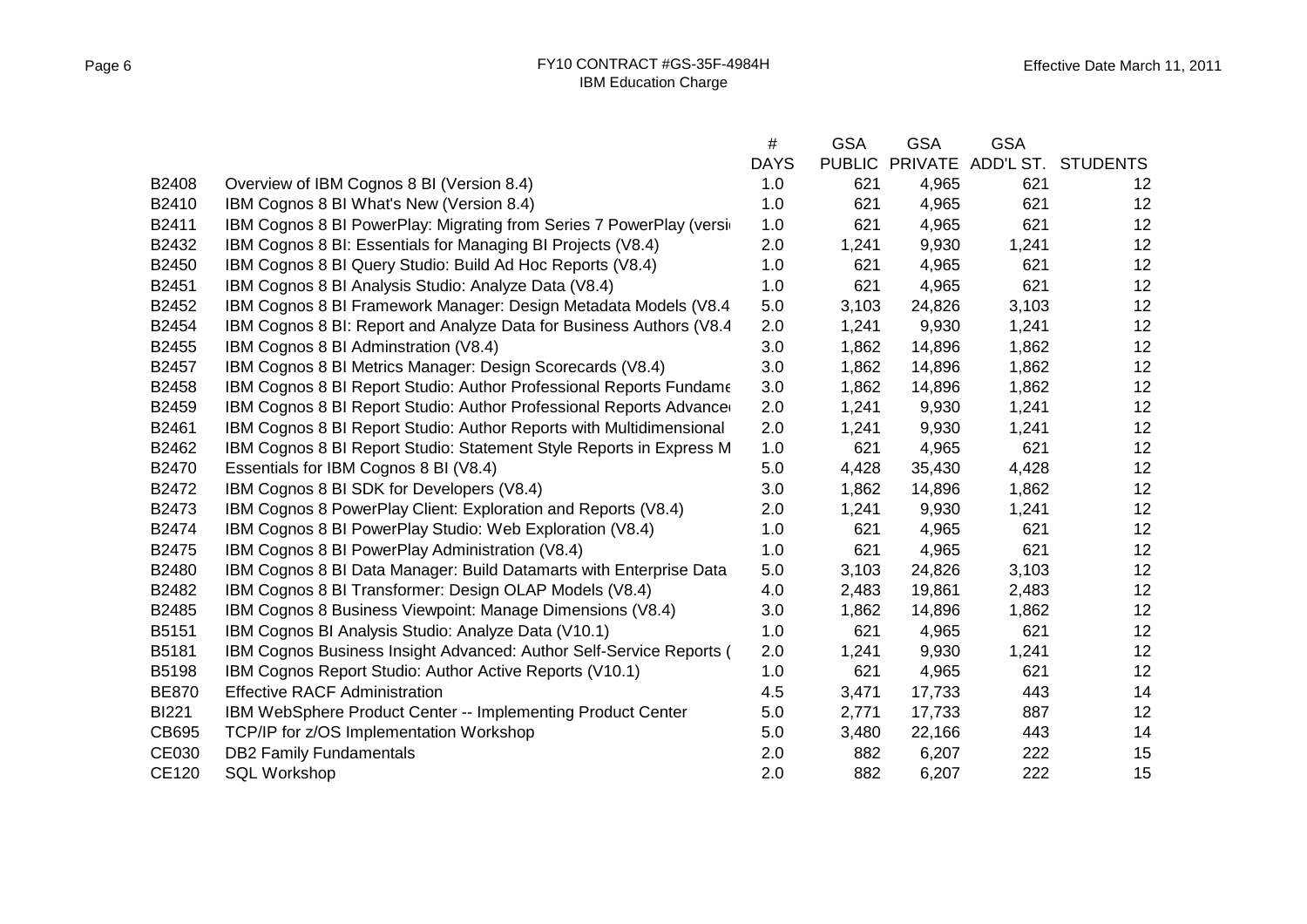| | | # DAYS | GSA PUBLIC | GSA PRIVATE | GSA ADD'L ST. | STUDENTS |
|---|---|---|---|---|---|---|
| B2408 | Overview of IBM Cognos 8 BI (Version 8.4) | 1.0 | 621 | 4,965 | 621 | 12 |
| B2410 | IBM Cognos 8 BI What's New (Version 8.4) | 1.0 | 621 | 4,965 | 621 | 12 |
| B2411 | IBM Cognos 8 BI PowerPlay: Migrating from Series 7 PowerPlay (versi | 1.0 | 621 | 4,965 | 621 | 12 |
| B2432 | IBM Cognos 8 BI: Essentials for Managing BI Projects (V8.4) | 2.0 | 1,241 | 9,930 | 1,241 | 12 |
| B2450 | IBM Cognos 8 BI Query Studio: Build Ad Hoc Reports (V8.4) | 1.0 | 621 | 4,965 | 621 | 12 |
| B2451 | IBM Cognos 8 BI Analysis Studio: Analyze Data (V8.4) | 1.0 | 621 | 4,965 | 621 | 12 |
| B2452 | IBM Cognos 8 BI Framework Manager: Design Metadata Models (V8.4 | 5.0 | 3,103 | 24,826 | 3,103 | 12 |
| B2454 | IBM Cognos 8 BI: Report and Analyze Data for Business Authors (V8.4 | 2.0 | 1,241 | 9,930 | 1,241 | 12 |
| B2455 | IBM Cognos 8 BI Adminstration (V8.4) | 3.0 | 1,862 | 14,896 | 1,862 | 12 |
| B2457 | IBM Cognos 8 BI Metrics Manager: Design Scorecards (V8.4) | 3.0 | 1,862 | 14,896 | 1,862 | 12 |
| B2458 | IBM Cognos 8 BI Report Studio: Author Professional Reports Fundame | 3.0 | 1,862 | 14,896 | 1,862 | 12 |
| B2459 | IBM Cognos 8 BI Report Studio: Author Professional Reports Advance | 2.0 | 1,241 | 9,930 | 1,241 | 12 |
| B2461 | IBM Cognos 8 BI Report Studio: Author Reports with Multidimensional | 2.0 | 1,241 | 9,930 | 1,241 | 12 |
| B2462 | IBM Cognos 8 BI Report Studio: Statement Style Reports in Express M | 1.0 | 621 | 4,965 | 621 | 12 |
| B2470 | Essentials for IBM Cognos 8 BI (V8.4) | 5.0 | 4,428 | 35,430 | 4,428 | 12 |
| B2472 | IBM Cognos 8 BI SDK for Developers (V8.4) | 3.0 | 1,862 | 14,896 | 1,862 | 12 |
| B2473 | IBM Cognos 8 PowerPlay Client: Exploration and Reports (V8.4) | 2.0 | 1,241 | 9,930 | 1,241 | 12 |
| B2474 | IBM Cognos 8 BI PowerPlay Studio: Web Exploration (V8.4) | 1.0 | 621 | 4,965 | 621 | 12 |
| B2475 | IBM Cognos 8 BI PowerPlay Administration (V8.4) | 1.0 | 621 | 4,965 | 621 | 12 |
| B2480 | IBM Cognos 8 BI Data Manager: Build Datamarts with Enterprise Data | 5.0 | 3,103 | 24,826 | 3,103 | 12 |
| B2482 | IBM Cognos 8 BI Transformer: Design OLAP Models (V8.4) | 4.0 | 2,483 | 19,861 | 2,483 | 12 |
| B2485 | IBM Cognos 8 Business Viewpoint: Manage Dimensions (V8.4) | 3.0 | 1,862 | 14,896 | 1,862 | 12 |
| B5151 | IBM Cognos BI Analysis Studio: Analyze Data (V10.1) | 1.0 | 621 | 4,965 | 621 | 12 |
| B5181 | IBM Cognos Business Insight Advanced: Author Self-Service Reports ( | 2.0 | 1,241 | 9,930 | 1,241 | 12 |
| B5198 | IBM Cognos Report Studio: Author Active Reports (V10.1) | 1.0 | 621 | 4,965 | 621 | 12 |
| BE870 | Effective RACF Administration | 4.5 | 3,471 | 17,733 | 443 | 14 |
| BI221 | IBM WebSphere Product Center -- Implementing Product Center | 5.0 | 2,771 | 17,733 | 887 | 12 |
| CB695 | TCP/IP for z/OS Implementation Workshop | 5.0 | 3,480 | 22,166 | 443 | 14 |
| CE030 | DB2 Family Fundamentals | 2.0 | 882 | 6,207 | 222 | 15 |
| CE120 | SQL Workshop | 2.0 | 882 | 6,207 | 222 | 15 |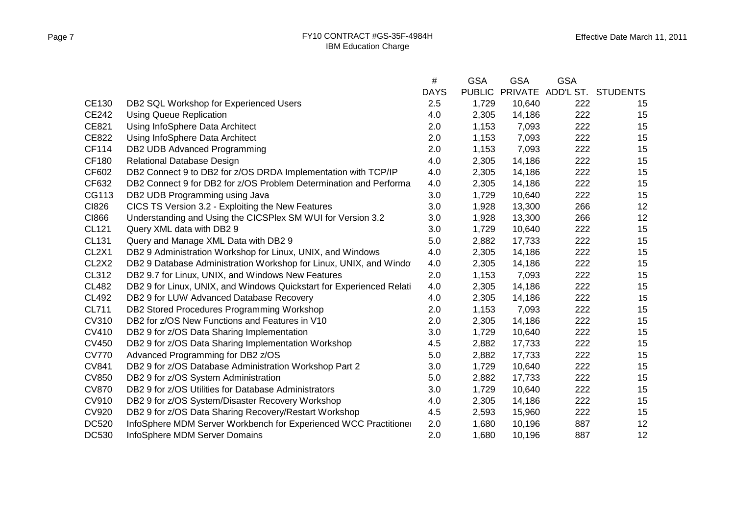| | | # DAYS | GSA PUBLIC | GSA PRIVATE | GSA ADD'L ST. | STUDENTS |
|---|---|---|---|---|---|---|
| CE130 | DB2 SQL Workshop for Experienced Users | 2.5 | 1,729 | 10,640 | 222 | 15 |
| CE242 | Using Queue Replication | 4.0 | 2,305 | 14,186 | 222 | 15 |
| CE821 | Using InfoSphere Data Architect | 2.0 | 1,153 | 7,093 | 222 | 15 |
| CE822 | Using InfoSphere Data Architect | 2.0 | 1,153 | 7,093 | 222 | 15 |
| CF114 | DB2 UDB Advanced Programming | 2.0 | 1,153 | 7,093 | 222 | 15 |
| CF180 | Relational Database Design | 4.0 | 2,305 | 14,186 | 222 | 15 |
| CF602 | DB2 Connect 9 to DB2 for z/OS DRDA Implementation with TCP/IP | 4.0 | 2,305 | 14,186 | 222 | 15 |
| CF632 | DB2 Connect 9 for DB2 for z/OS Problem Determination and Performa | 4.0 | 2,305 | 14,186 | 222 | 15 |
| CG113 | DB2 UDB Programming using Java | 3.0 | 1,729 | 10,640 | 222 | 15 |
| CI826 | CICS TS Version 3.2 - Exploiting the New Features | 3.0 | 1,928 | 13,300 | 266 | 12 |
| CI866 | Understanding and Using the CICSPlex SM WUI for Version 3.2 | 3.0 | 1,928 | 13,300 | 266 | 12 |
| CL121 | Query XML data with DB2 9 | 3.0 | 1,729 | 10,640 | 222 | 15 |
| CL131 | Query and Manage XML Data with DB2 9 | 5.0 | 2,882 | 17,733 | 222 | 15 |
| CL2X1 | DB2 9 Administration Workshop for Linux, UNIX, and Windows | 4.0 | 2,305 | 14,186 | 222 | 15 |
| CL2X2 | DB2 9 Database Administration Workshop for Linux, UNIX, and Windo | 4.0 | 2,305 | 14,186 | 222 | 15 |
| CL312 | DB2 9.7 for Linux, UNIX, and Windows New Features | 2.0 | 1,153 | 7,093 | 222 | 15 |
| CL482 | DB2 9 for Linux, UNIX, and Windows Quickstart for Experienced Relati | 4.0 | 2,305 | 14,186 | 222 | 15 |
| CL492 | DB2 9 for LUW Advanced Database Recovery | 4.0 | 2,305 | 14,186 | 222 | 15 |
| CL711 | DB2 Stored Procedures Programming Workshop | 2.0 | 1,153 | 7,093 | 222 | 15 |
| CV310 | DB2 for z/OS New Functions and Features in V10 | 2.0 | 2,305 | 14,186 | 222 | 15 |
| CV410 | DB2 9 for z/OS Data Sharing Implementation | 3.0 | 1,729 | 10,640 | 222 | 15 |
| CV450 | DB2 9 for z/OS Data Sharing Implementation Workshop | 4.5 | 2,882 | 17,733 | 222 | 15 |
| CV770 | Advanced Programming for DB2 z/OS | 5.0 | 2,882 | 17,733 | 222 | 15 |
| CV841 | DB2 9 for z/OS Database Administration Workshop Part 2 | 3.0 | 1,729 | 10,640 | 222 | 15 |
| CV850 | DB2 9 for z/OS System Administration | 5.0 | 2,882 | 17,733 | 222 | 15 |
| CV870 | DB2 9 for z/OS Utilities for Database Administrators | 3.0 | 1,729 | 10,640 | 222 | 15 |
| CV910 | DB2 9 for z/OS System/Disaster Recovery Workshop | 4.0 | 2,305 | 14,186 | 222 | 15 |
| CV920 | DB2 9 for z/OS Data Sharing Recovery/Restart Workshop | 4.5 | 2,593 | 15,960 | 222 | 15 |
| DC520 | InfoSphere MDM Server Workbench for Experienced WCC Practitioner | 2.0 | 1,680 | 10,196 | 887 | 12 |
| DC530 | InfoSphere MDM Server Domains | 2.0 | 1,680 | 10,196 | 887 | 12 |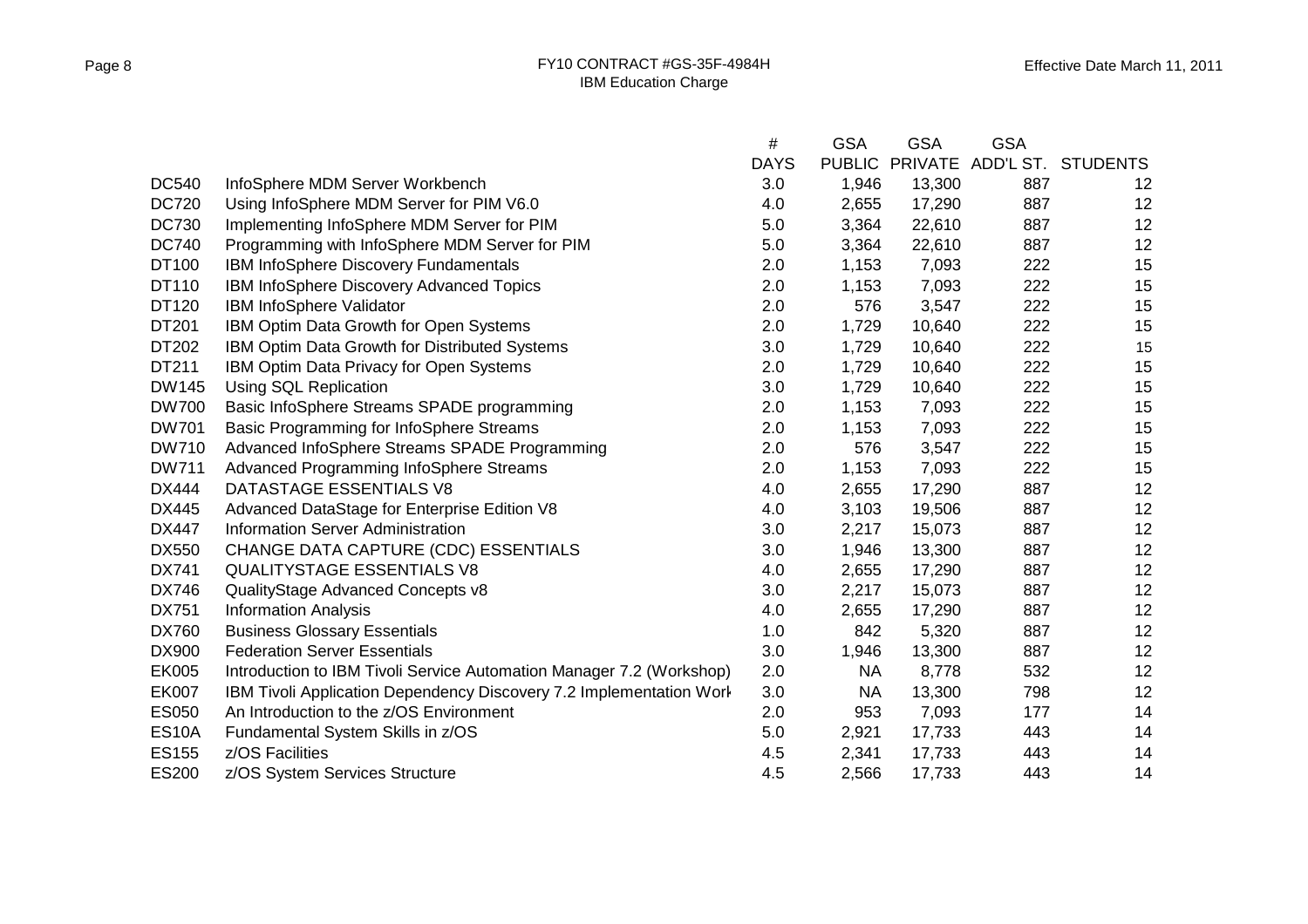| | | # DAYS | GSA PUBLIC | GSA PRIVATE | GSA ADD'L ST. | STUDENTS |
|---|---|---|---|---|---|---|
| DC540 | InfoSphere MDM Server Workbench | 3.0 | 1,946 | 13,300 | 887 | 12 |
| DC720 | Using InfoSphere MDM Server for PIM V6.0 | 4.0 | 2,655 | 17,290 | 887 | 12 |
| DC730 | Implementing InfoSphere MDM Server for PIM | 5.0 | 3,364 | 22,610 | 887 | 12 |
| DC740 | Programming with InfoSphere MDM Server for PIM | 5.0 | 3,364 | 22,610 | 887 | 12 |
| DT100 | IBM InfoSphere Discovery Fundamentals | 2.0 | 1,153 | 7,093 | 222 | 15 |
| DT110 | IBM InfoSphere Discovery Advanced Topics | 2.0 | 1,153 | 7,093 | 222 | 15 |
| DT120 | IBM InfoSphere Validator | 2.0 | 576 | 3,547 | 222 | 15 |
| DT201 | IBM Optim Data Growth for Open Systems | 2.0 | 1,729 | 10,640 | 222 | 15 |
| DT202 | IBM Optim Data Growth for Distributed Systems | 3.0 | 1,729 | 10,640 | 222 | 15 |
| DT211 | IBM Optim Data Privacy for Open Systems | 2.0 | 1,729 | 10,640 | 222 | 15 |
| DW145 | Using SQL Replication | 3.0 | 1,729 | 10,640 | 222 | 15 |
| DW700 | Basic InfoSphere Streams SPADE programming | 2.0 | 1,153 | 7,093 | 222 | 15 |
| DW701 | Basic Programming for InfoSphere Streams | 2.0 | 1,153 | 7,093 | 222 | 15 |
| DW710 | Advanced InfoSphere Streams SPADE Programming | 2.0 | 576 | 3,547 | 222 | 15 |
| DW711 | Advanced Programming InfoSphere Streams | 2.0 | 1,153 | 7,093 | 222 | 15 |
| DX444 | DATASTAGE ESSENTIALS V8 | 4.0 | 2,655 | 17,290 | 887 | 12 |
| DX445 | Advanced DataStage for Enterprise Edition V8 | 4.0 | 3,103 | 19,506 | 887 | 12 |
| DX447 | Information Server Administration | 3.0 | 2,217 | 15,073 | 887 | 12 |
| DX550 | CHANGE DATA CAPTURE (CDC) ESSENTIALS | 3.0 | 1,946 | 13,300 | 887 | 12 |
| DX741 | QUALITYSTAGE ESSENTIALS V8 | 4.0 | 2,655 | 17,290 | 887 | 12 |
| DX746 | QualityStage Advanced Concepts v8 | 3.0 | 2,217 | 15,073 | 887 | 12 |
| DX751 | Information Analysis | 4.0 | 2,655 | 17,290 | 887 | 12 |
| DX760 | Business Glossary Essentials | 1.0 | 842 | 5,320 | 887 | 12 |
| DX900 | Federation Server Essentials | 3.0 | 1,946 | 13,300 | 887 | 12 |
| EK005 | Introduction to IBM Tivoli Service Automation Manager 7.2 (Workshop) | 2.0 | NA | 8,778 | 532 | 12 |
| EK007 | IBM Tivoli Application Dependency Discovery 7.2 Implementation Work | 3.0 | NA | 13,300 | 798 | 12 |
| ES050 | An Introduction to the z/OS Environment | 2.0 | 953 | 7,093 | 177 | 14 |
| ES10A | Fundamental System Skills in z/OS | 5.0 | 2,921 | 17,733 | 443 | 14 |
| ES155 | z/OS Facilities | 4.5 | 2,341 | 17,733 | 443 | 14 |
| ES200 | z/OS System Services Structure | 4.5 | 2,566 | 17,733 | 443 | 14 |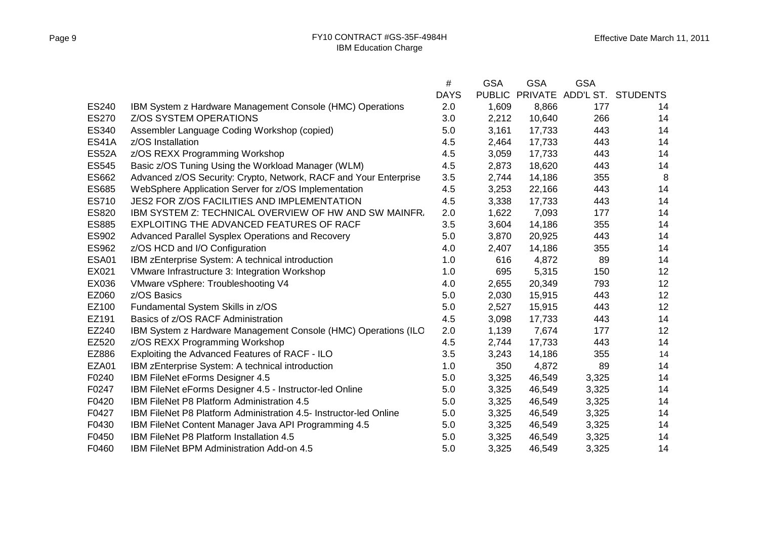| | | # DAYS | GSA PUBLIC | GSA PRIVATE | GSA ADD'L ST. | STUDENTS |
|---|---|---|---|---|---|---|
| ES240 | IBM System z Hardware Management Console (HMC) Operations | 2.0 | 1,609 | 8,866 | 177 | 14 |
| ES270 | Z/OS SYSTEM OPERATIONS | 3.0 | 2,212 | 10,640 | 266 | 14 |
| ES340 | Assembler Language Coding Workshop (copied) | 5.0 | 3,161 | 17,733 | 443 | 14 |
| ES41A | z/OS Installation | 4.5 | 2,464 | 17,733 | 443 | 14 |
| ES52A | z/OS REXX Programming Workshop | 4.5 | 3,059 | 17,733 | 443 | 14 |
| ES545 | Basic z/OS Tuning Using the Workload Manager (WLM) | 4.5 | 2,873 | 18,620 | 443 | 14 |
| ES662 | Advanced z/OS Security: Crypto, Network, RACF and Your Enterprise | 3.5 | 2,744 | 14,186 | 355 | 8 |
| ES685 | WebSphere Application Server for z/OS Implementation | 4.5 | 3,253 | 22,166 | 443 | 14 |
| ES710 | JES2 FOR Z/OS FACILITIES AND IMPLEMENTATION | 4.5 | 3,338 | 17,733 | 443 | 14 |
| ES820 | IBM SYSTEM Z: TECHNICAL OVERVIEW OF HW AND SW MAINFR. | 2.0 | 1,622 | 7,093 | 177 | 14 |
| ES885 | EXPLOITING THE ADVANCED FEATURES OF RACF | 3.5 | 3,604 | 14,186 | 355 | 14 |
| ES902 | Advanced Parallel Sysplex Operations and Recovery | 5.0 | 3,870 | 20,925 | 443 | 14 |
| ES962 | z/OS HCD and I/O Configuration | 4.0 | 2,407 | 14,186 | 355 | 14 |
| ESA01 | IBM zEnterprise System: A technical introduction | 1.0 | 616 | 4,872 | 89 | 14 |
| EX021 | VMware Infrastructure 3: Integration Workshop | 1.0 | 695 | 5,315 | 150 | 12 |
| EX036 | VMware vSphere: Troubleshooting V4 | 4.0 | 2,655 | 20,349 | 793 | 12 |
| EZ060 | z/OS Basics | 5.0 | 2,030 | 15,915 | 443 | 12 |
| EZ100 | Fundamental System Skills in z/OS | 5.0 | 2,527 | 15,915 | 443 | 12 |
| EZ191 | Basics of z/OS RACF Administration | 4.5 | 3,098 | 17,733 | 443 | 14 |
| EZ240 | IBM System z Hardware Management Console (HMC) Operations (ILO | 2.0 | 1,139 | 7,674 | 177 | 12 |
| EZ520 | z/OS REXX Programming Workshop | 4.5 | 2,744 | 17,733 | 443 | 14 |
| EZ886 | Exploiting the Advanced Features of RACF - ILO | 3.5 | 3,243 | 14,186 | 355 | 14 |
| EZA01 | IBM zEnterprise System: A technical introduction | 1.0 | 350 | 4,872 | 89 | 14 |
| F0240 | IBM FileNet eForms Designer 4.5 | 5.0 | 3,325 | 46,549 | 3,325 | 14 |
| F0247 | IBM FileNet eForms Designer 4.5 - Instructor-led Online | 5.0 | 3,325 | 46,549 | 3,325 | 14 |
| F0420 | IBM FileNet P8 Platform Administration 4.5 | 5.0 | 3,325 | 46,549 | 3,325 | 14 |
| F0427 | IBM FileNet P8 Platform Administration 4.5- Instructor-led Online | 5.0 | 3,325 | 46,549 | 3,325 | 14 |
| F0430 | IBM FileNet Content Manager Java API Programming 4.5 | 5.0 | 3,325 | 46,549 | 3,325 | 14 |
| F0450 | IBM FileNet P8 Platform Installation 4.5 | 5.0 | 3,325 | 46,549 | 3,325 | 14 |
| F0460 | IBM FileNet BPM Administration Add-on 4.5 | 5.0 | 3,325 | 46,549 | 3,325 | 14 |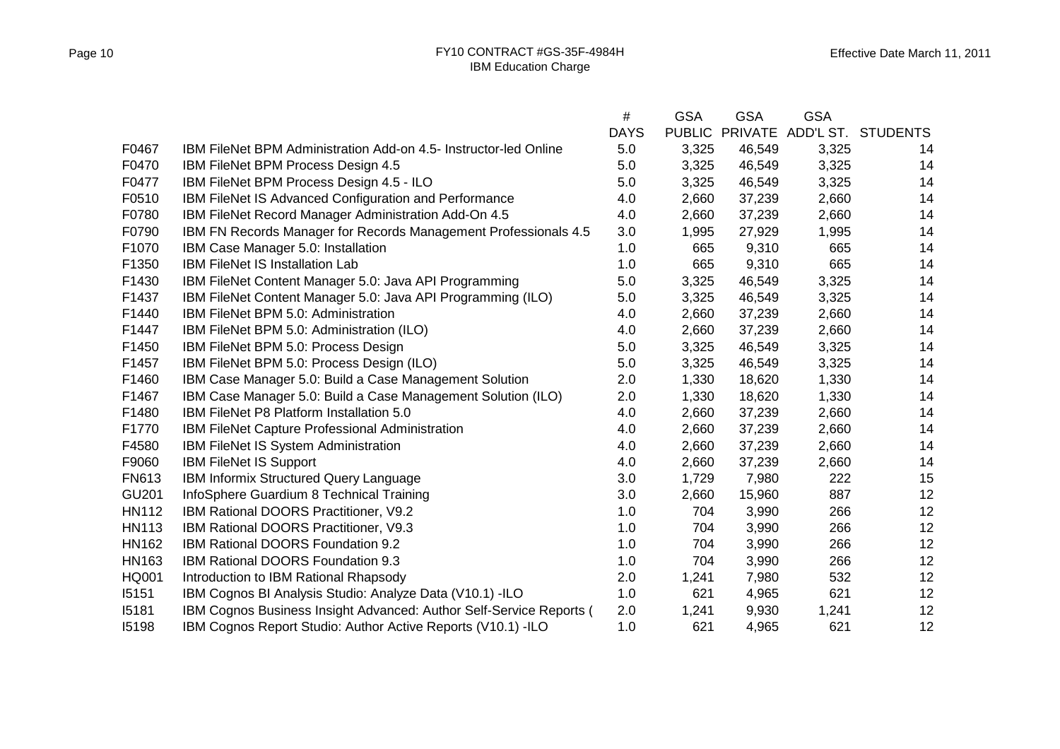| | | # DAYS | GSA PUBLIC | GSA PRIVATE | GSA ADD'L ST. | STUDENTS |
|---|---|---|---|---|---|---|
| F0467 | IBM FileNet BPM Administration Add-on 4.5- Instructor-led Online | 5.0 | 3,325 | 46,549 | 3,325 | 14 |
| F0470 | IBM FileNet BPM Process Design 4.5 | 5.0 | 3,325 | 46,549 | 3,325 | 14 |
| F0477 | IBM FileNet BPM Process Design 4.5 - ILO | 5.0 | 3,325 | 46,549 | 3,325 | 14 |
| F0510 | IBM FileNet IS Advanced Configuration and Performance | 4.0 | 2,660 | 37,239 | 2,660 | 14 |
| F0780 | IBM FileNet Record Manager Administration Add-On 4.5 | 4.0 | 2,660 | 37,239 | 2,660 | 14 |
| F0790 | IBM FN Records Manager for Records Management Professionals 4.5 | 3.0 | 1,995 | 27,929 | 1,995 | 14 |
| F1070 | IBM Case Manager 5.0: Installation | 1.0 | 665 | 9,310 | 665 | 14 |
| F1350 | IBM FileNet IS Installation Lab | 1.0 | 665 | 9,310 | 665 | 14 |
| F1430 | IBM FileNet Content Manager 5.0: Java API Programming | 5.0 | 3,325 | 46,549 | 3,325 | 14 |
| F1437 | IBM FileNet Content Manager 5.0: Java API Programming (ILO) | 5.0 | 3,325 | 46,549 | 3,325 | 14 |
| F1440 | IBM FileNet BPM 5.0: Administration | 4.0 | 2,660 | 37,239 | 2,660 | 14 |
| F1447 | IBM FileNet BPM 5.0: Administration (ILO) | 4.0 | 2,660 | 37,239 | 2,660 | 14 |
| F1450 | IBM FileNet BPM 5.0: Process Design | 5.0 | 3,325 | 46,549 | 3,325 | 14 |
| F1457 | IBM FileNet BPM 5.0: Process Design (ILO) | 5.0 | 3,325 | 46,549 | 3,325 | 14 |
| F1460 | IBM Case Manager 5.0: Build a Case Management Solution | 2.0 | 1,330 | 18,620 | 1,330 | 14 |
| F1467 | IBM Case Manager 5.0: Build a Case Management Solution (ILO) | 2.0 | 1,330 | 18,620 | 1,330 | 14 |
| F1480 | IBM FileNet P8 Platform Installation 5.0 | 4.0 | 2,660 | 37,239 | 2,660 | 14 |
| F1770 | IBM FileNet Capture Professional Administration | 4.0 | 2,660 | 37,239 | 2,660 | 14 |
| F4580 | IBM FileNet IS System Administration | 4.0 | 2,660 | 37,239 | 2,660 | 14 |
| F9060 | IBM FileNet IS Support | 4.0 | 2,660 | 37,239 | 2,660 | 14 |
| FN613 | IBM Informix Structured Query Language | 3.0 | 1,729 | 7,980 | 222 | 15 |
| GU201 | InfoSphere Guardium 8 Technical Training | 3.0 | 2,660 | 15,960 | 887 | 12 |
| HN112 | IBM Rational DOORS Practitioner, V9.2 | 1.0 | 704 | 3,990 | 266 | 12 |
| HN113 | IBM Rational DOORS Practitioner, V9.3 | 1.0 | 704 | 3,990 | 266 | 12 |
| HN162 | IBM Rational DOORS Foundation 9.2 | 1.0 | 704 | 3,990 | 266 | 12 |
| HN163 | IBM Rational DOORS Foundation 9.3 | 1.0 | 704 | 3,990 | 266 | 12 |
| HQ001 | Introduction to IBM Rational Rhapsody | 2.0 | 1,241 | 7,980 | 532 | 12 |
| I5151 | IBM Cognos BI Analysis Studio: Analyze Data (V10.1) -ILO | 1.0 | 621 | 4,965 | 621 | 12 |
| I5181 | IBM Cognos Business Insight Advanced: Author Self-Service Reports ( | 2.0 | 1,241 | 9,930 | 1,241 | 12 |
| I5198 | IBM Cognos Report Studio: Author Active Reports (V10.1) -ILO | 1.0 | 621 | 4,965 | 621 | 12 |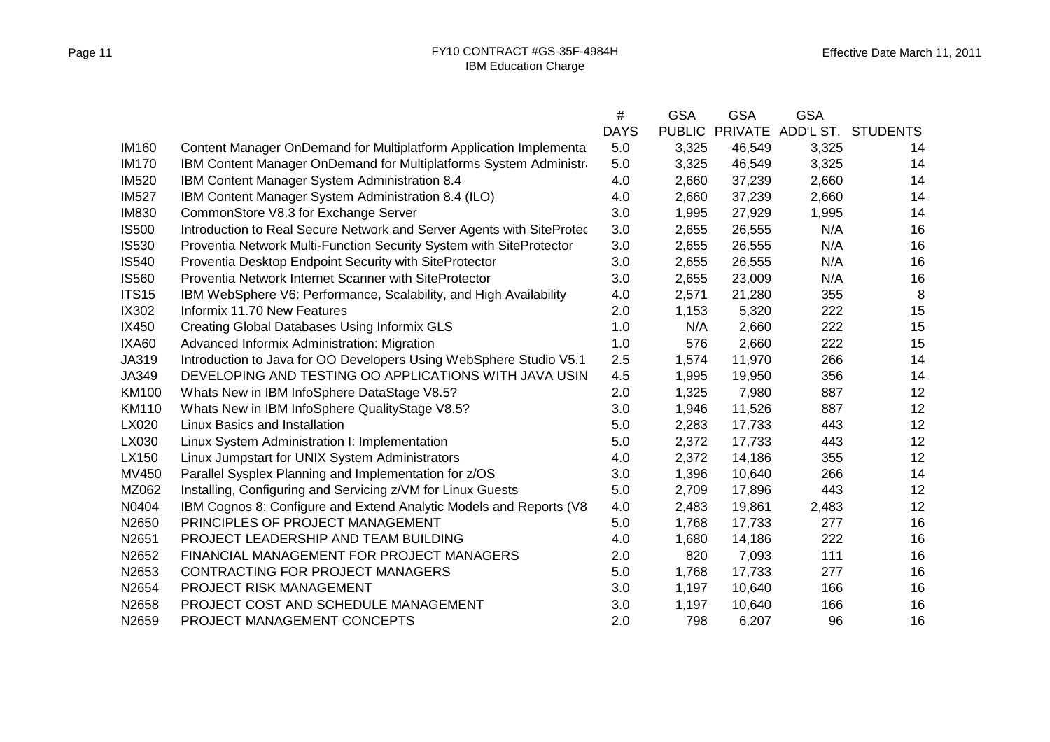| | | # DAYS | GSA PUBLIC | GSA PRIVATE | GSA ADD'L ST. | STUDENTS |
|---|---|---|---|---|---|---|
| IM160 | Content Manager OnDemand for Multiplatform Application Implementa | 5.0 | 3,325 | 46,549 | 3,325 | 14 |
| IM170 | IBM Content Manager OnDemand for Multiplatforms System Administr | 5.0 | 3,325 | 46,549 | 3,325 | 14 |
| IM520 | IBM Content Manager System Administration 8.4 | 4.0 | 2,660 | 37,239 | 2,660 | 14 |
| IM527 | IBM Content Manager System Administration 8.4 (ILO) | 4.0 | 2,660 | 37,239 | 2,660 | 14 |
| IM830 | CommonStore V8.3 for Exchange Server | 3.0 | 1,995 | 27,929 | 1,995 | 14 |
| IS500 | Introduction to Real Secure Network and Server Agents with SiteProtec | 3.0 | 2,655 | 26,555 | N/A | 16 |
| IS530 | Proventia Network Multi-Function Security System with SiteProtector | 3.0 | 2,655 | 26,555 | N/A | 16 |
| IS540 | Proventia Desktop Endpoint Security with SiteProtector | 3.0 | 2,655 | 26,555 | N/A | 16 |
| IS560 | Proventia Network Internet Scanner with SiteProtector | 3.0 | 2,655 | 23,009 | N/A | 16 |
| ITS15 | IBM WebSphere V6: Performance, Scalability, and High Availability | 4.0 | 2,571 | 21,280 | 355 | 8 |
| IX302 | Informix 11.70 New Features | 2.0 | 1,153 | 5,320 | 222 | 15 |
| IX450 | Creating Global Databases Using Informix GLS | 1.0 | N/A | 2,660 | 222 | 15 |
| IXA60 | Advanced Informix Administration: Migration | 1.0 | 576 | 2,660 | 222 | 15 |
| JA319 | Introduction to Java for OO Developers Using WebSphere Studio V5.1 | 2.5 | 1,574 | 11,970 | 266 | 14 |
| JA349 | DEVELOPING AND TESTING OO APPLICATIONS WITH JAVA USIN | 4.5 | 1,995 | 19,950 | 356 | 14 |
| KM100 | Whats New in IBM InfoSphere DataStage V8.5? | 2.0 | 1,325 | 7,980 | 887 | 12 |
| KM110 | Whats New in IBM InfoSphere QualityStage V8.5? | 3.0 | 1,946 | 11,526 | 887 | 12 |
| LX020 | Linux Basics and Installation | 5.0 | 2,283 | 17,733 | 443 | 12 |
| LX030 | Linux System Administration I: Implementation | 5.0 | 2,372 | 17,733 | 443 | 12 |
| LX150 | Linux Jumpstart for UNIX System Administrators | 4.0 | 2,372 | 14,186 | 355 | 12 |
| MV450 | Parallel Sysplex Planning and Implementation for z/OS | 3.0 | 1,396 | 10,640 | 266 | 14 |
| MZ062 | Installing, Configuring and Servicing z/VM for Linux Guests | 5.0 | 2,709 | 17,896 | 443 | 12 |
| N0404 | IBM Cognos 8: Configure and Extend Analytic Models and Reports (V8 | 4.0 | 2,483 | 19,861 | 2,483 | 12 |
| N2650 | PRINCIPLES OF PROJECT MANAGEMENT | 5.0 | 1,768 | 17,733 | 277 | 16 |
| N2651 | PROJECT LEADERSHIP AND TEAM BUILDING | 4.0 | 1,680 | 14,186 | 222 | 16 |
| N2652 | FINANCIAL MANAGEMENT FOR PROJECT MANAGERS | 2.0 | 820 | 7,093 | 111 | 16 |
| N2653 | CONTRACTING FOR PROJECT MANAGERS | 5.0 | 1,768 | 17,733 | 277 | 16 |
| N2654 | PROJECT RISK MANAGEMENT | 3.0 | 1,197 | 10,640 | 166 | 16 |
| N2658 | PROJECT COST AND SCHEDULE MANAGEMENT | 3.0 | 1,197 | 10,640 | 166 | 16 |
| N2659 | PROJECT MANAGEMENT CONCEPTS | 2.0 | 798 | 6,207 | 96 | 16 |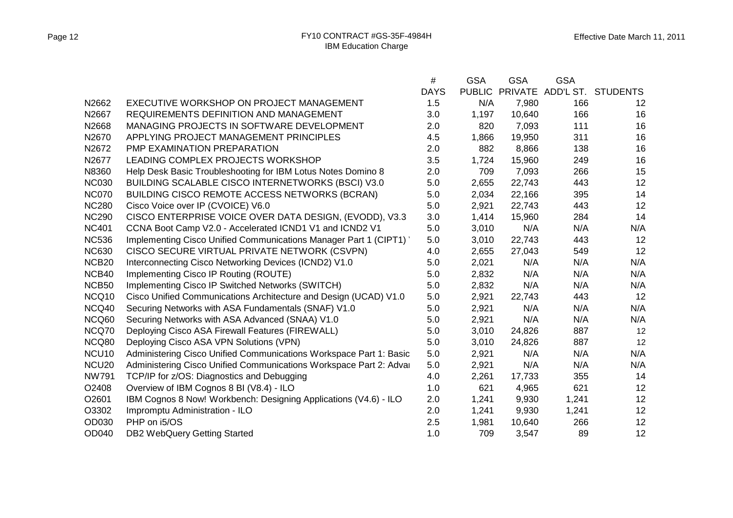FY10 CONTRACT #GS-35F-4984H
IBM Education Charge

| | | # DAYS | GSA PUBLIC | GSA PRIVATE | GSA ADD'L ST. | STUDENTS |
|---|---|---|---|---|---|---|
| N2662 | EXECUTIVE WORKSHOP ON PROJECT MANAGEMENT | 1.5 | N/A | 7,980 | 166 | 12 |
| N2667 | REQUIREMENTS DEFINITION AND MANAGEMENT | 3.0 | 1,197 | 10,640 | 166 | 16 |
| N2668 | MANAGING PROJECTS IN SOFTWARE DEVELOPMENT | 2.0 | 820 | 7,093 | 111 | 16 |
| N2670 | APPLYING PROJECT MANAGEMENT PRINCIPLES | 4.5 | 1,866 | 19,950 | 311 | 16 |
| N2672 | PMP EXAMINATION PREPARATION | 2.0 | 882 | 8,866 | 138 | 16 |
| N2677 | LEADING COMPLEX PROJECTS WORKSHOP | 3.5 | 1,724 | 15,960 | 249 | 16 |
| N8360 | Help Desk Basic Troubleshooting for IBM Lotus Notes Domino 8 | 2.0 | 709 | 7,093 | 266 | 15 |
| NC030 | BUILDING SCALABLE CISCO INTERNETWORKS (BSCI) V3.0 | 5.0 | 2,655 | 22,743 | 443 | 12 |
| NC070 | BUILDING CISCO REMOTE ACCESS NETWORKS (BCRAN) | 5.0 | 2,034 | 22,166 | 395 | 14 |
| NC280 | Cisco Voice over IP (CVOICE) V6.0 | 5.0 | 2,921 | 22,743 | 443 | 12 |
| NC290 | CISCO ENTERPRISE VOICE OVER DATA DESIGN, (EVODD), V3.3 | 3.0 | 1,414 | 15,960 | 284 | 14 |
| NC401 | CCNA Boot Camp V2.0 - Accelerated ICND1 V1 and ICND2 V1 | 5.0 | 3,010 | N/A | N/A | N/A |
| NC536 | Implementing Cisco Unified Communications Manager Part 1 (CIPT1) ' | 5.0 | 3,010 | 22,743 | 443 | 12 |
| NC630 | CISCO SECURE VIRTUAL PRIVATE NETWORK (CSVPN) | 4.0 | 2,655 | 27,043 | 549 | 12 |
| NCB20 | Interconnecting Cisco Networking Devices (ICND2) V1.0 | 5.0 | 2,021 | N/A | N/A | N/A |
| NCB40 | Implementing Cisco IP Routing (ROUTE) | 5.0 | 2,832 | N/A | N/A | N/A |
| NCB50 | Implementing Cisco IP Switched Networks (SWITCH) | 5.0 | 2,832 | N/A | N/A | N/A |
| NCQ10 | Cisco Unified Communications Architecture and Design (UCAD) V1.0 | 5.0 | 2,921 | 22,743 | 443 | 12 |
| NCQ40 | Securing Networks with ASA Fundamentals (SNAF) V1.0 | 5.0 | 2,921 | N/A | N/A | N/A |
| NCQ60 | Securing Networks with ASA Advanced (SNAA) V1.0 | 5.0 | 2,921 | N/A | N/A | N/A |
| NCQ70 | Deploying Cisco ASA Firewall Features (FIREWALL) | 5.0 | 3,010 | 24,826 | 887 | 12 |
| NCQ80 | Deploying Cisco ASA VPN Solutions (VPN) | 5.0 | 3,010 | 24,826 | 887 | 12 |
| NCU10 | Administering Cisco Unified Communications Workspace Part 1: Basic | 5.0 | 2,921 | N/A | N/A | N/A |
| NCU20 | Administering Cisco Unified Communications Workspace Part 2: Advai | 5.0 | 2,921 | N/A | N/A | N/A |
| NW791 | TCP/IP for z/OS: Diagnostics and Debugging | 4.0 | 2,261 | 17,733 | 355 | 14 |
| O2408 | Overview of IBM Cognos 8 BI (V8.4) - ILO | 1.0 | 621 | 4,965 | 621 | 12 |
| O2601 | IBM Cognos 8 Now! Workbench: Designing Applications (V4.6) - ILO | 2.0 | 1,241 | 9,930 | 1,241 | 12 |
| O3302 | Impromptu Administration - ILO | 2.0 | 1,241 | 9,930 | 1,241 | 12 |
| OD030 | PHP on i5/OS | 2.5 | 1,981 | 10,640 | 266 | 12 |
| OD040 | DB2 WebQuery Getting Started | 1.0 | 709 | 3,547 | 89 | 12 |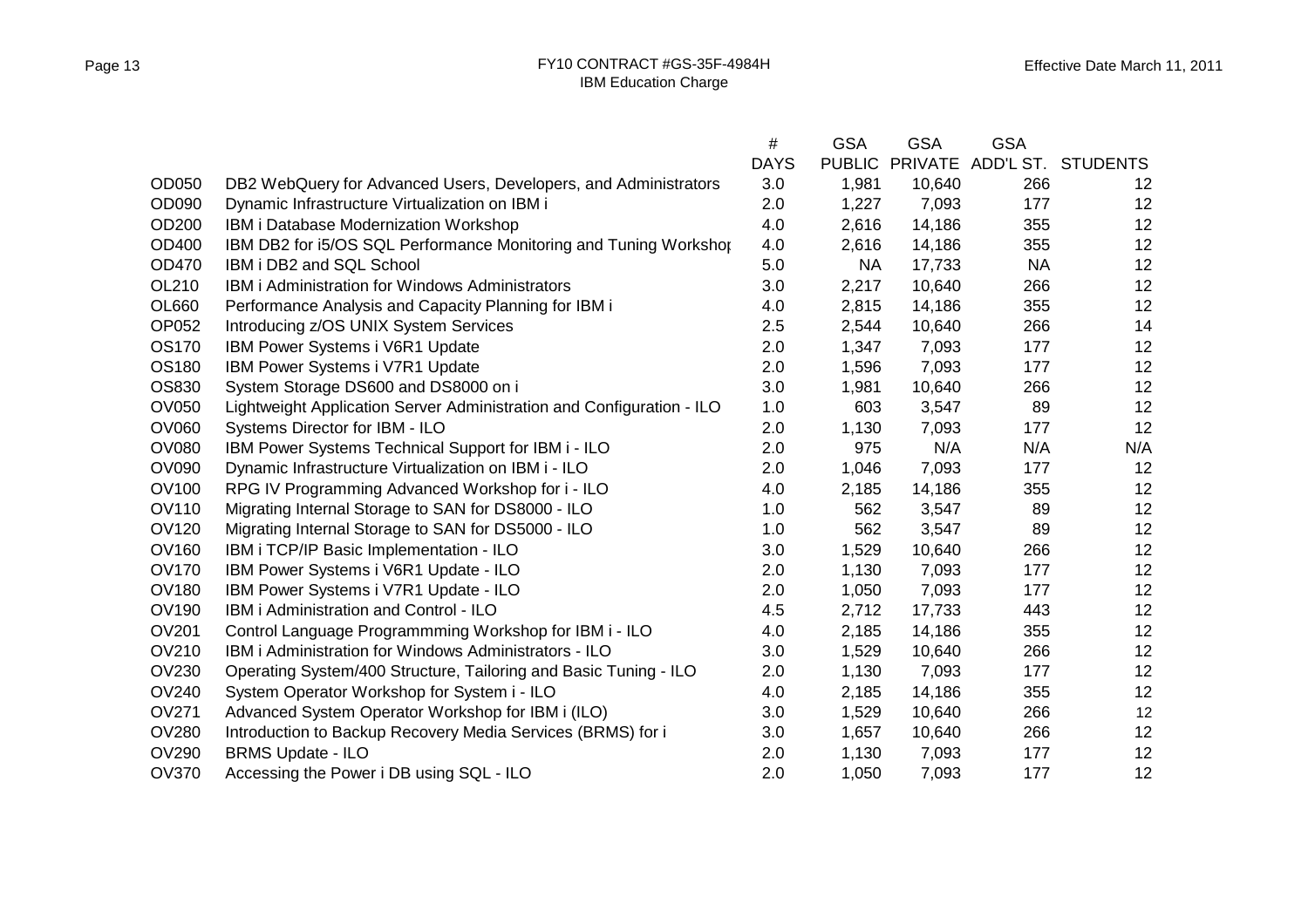| | | # DAYS | GSA PUBLIC | GSA PRIVATE | GSA ADD'L ST. | STUDENTS |
|---|---|---|---|---|---|---|
| OD050 | DB2 WebQuery for Advanced Users, Developers, and Administrators | 3.0 | 1,981 | 10,640 | 266 | 12 |
| OD090 | Dynamic Infrastructure Virtualization on IBM i | 2.0 | 1,227 | 7,093 | 177 | 12 |
| OD200 | IBM i Database Modernization Workshop | 4.0 | 2,616 | 14,186 | 355 | 12 |
| OD400 | IBM DB2 for i5/OS SQL Performance Monitoring and Tuning Workshop | 4.0 | 2,616 | 14,186 | 355 | 12 |
| OD470 | IBM i DB2 and SQL School | 5.0 | NA | 17,733 | NA | 12 |
| OL210 | IBM i Administration for Windows Administrators | 3.0 | 2,217 | 10,640 | 266 | 12 |
| OL660 | Performance Analysis and Capacity Planning for IBM i | 4.0 | 2,815 | 14,186 | 355 | 12 |
| OP052 | Introducing z/OS UNIX System Services | 2.5 | 2,544 | 10,640 | 266 | 14 |
| OS170 | IBM Power Systems i V6R1 Update | 2.0 | 1,347 | 7,093 | 177 | 12 |
| OS180 | IBM Power Systems i V7R1 Update | 2.0 | 1,596 | 7,093 | 177 | 12 |
| OS830 | System Storage DS600 and DS8000 on i | 3.0 | 1,981 | 10,640 | 266 | 12 |
| OV050 | Lightweight Application Server Administration and Configuration - ILO | 1.0 | 603 | 3,547 | 89 | 12 |
| OV060 | Systems Director for IBM - ILO | 2.0 | 1,130 | 7,093 | 177 | 12 |
| OV080 | IBM Power Systems Technical Support for IBM i - ILO | 2.0 | 975 | N/A | N/A | N/A |
| OV090 | Dynamic Infrastructure Virtualization on IBM i - ILO | 2.0 | 1,046 | 7,093 | 177 | 12 |
| OV100 | RPG IV Programming Advanced Workshop for i - ILO | 4.0 | 2,185 | 14,186 | 355 | 12 |
| OV110 | Migrating Internal Storage to SAN for DS8000 - ILO | 1.0 | 562 | 3,547 | 89 | 12 |
| OV120 | Migrating Internal Storage to SAN for DS5000 - ILO | 1.0 | 562 | 3,547 | 89 | 12 |
| OV160 | IBM i TCP/IP Basic Implementation - ILO | 3.0 | 1,529 | 10,640 | 266 | 12 |
| OV170 | IBM Power Systems i V6R1 Update - ILO | 2.0 | 1,130 | 7,093 | 177 | 12 |
| OV180 | IBM Power Systems i V7R1 Update - ILO | 2.0 | 1,050 | 7,093 | 177 | 12 |
| OV190 | IBM i Administration and Control - ILO | 4.5 | 2,712 | 17,733 | 443 | 12 |
| OV201 | Control Language Programmming Workshop for IBM i - ILO | 4.0 | 2,185 | 14,186 | 355 | 12 |
| OV210 | IBM i Administration for Windows Administrators - ILO | 3.0 | 1,529 | 10,640 | 266 | 12 |
| OV230 | Operating System/400 Structure, Tailoring and Basic Tuning - ILO | 2.0 | 1,130 | 7,093 | 177 | 12 |
| OV240 | System Operator Workshop for System i - ILO | 4.0 | 2,185 | 14,186 | 355 | 12 |
| OV271 | Advanced System Operator Workshop for IBM i (ILO) | 3.0 | 1,529 | 10,640 | 266 | 12 |
| OV280 | Introduction to Backup Recovery Media Services (BRMS) for i | 3.0 | 1,657 | 10,640 | 266 | 12 |
| OV290 | BRMS Update - ILO | 2.0 | 1,130 | 7,093 | 177 | 12 |
| OV370 | Accessing the Power i DB using SQL - ILO | 2.0 | 1,050 | 7,093 | 177 | 12 |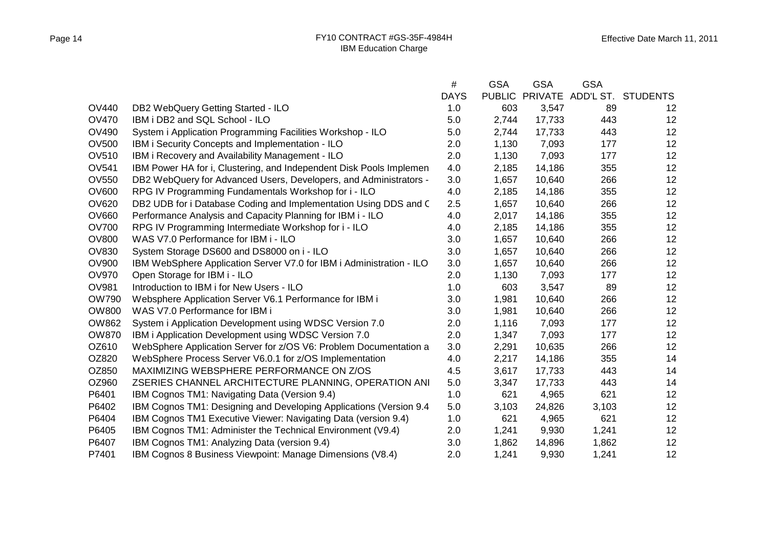| | | # DAYS | GSA PUBLIC | GSA PRIVATE | GSA ADD'L ST. | STUDENTS |
|---|---|---|---|---|---|---|
| OV440 | DB2 WebQuery Getting Started - ILO | 1.0 | 603 | 3,547 | 89 | 12 |
| OV470 | IBM i DB2 and SQL School - ILO | 5.0 | 2,744 | 17,733 | 443 | 12 |
| OV490 | System i Application Programming Facilities Workshop - ILO | 5.0 | 2,744 | 17,733 | 443 | 12 |
| OV500 | IBM i Security Concepts and Implementation - ILO | 2.0 | 1,130 | 7,093 | 177 | 12 |
| OV510 | IBM i Recovery and Availability Management - ILO | 2.0 | 1,130 | 7,093 | 177 | 12 |
| OV541 | IBM Power HA for i, Clustering, and Independent Disk Pools Implemen | 4.0 | 2,185 | 14,186 | 355 | 12 |
| OV550 | DB2 WebQuery for Advanced Users, Developers, and Administrators - | 3.0 | 1,657 | 10,640 | 266 | 12 |
| OV600 | RPG IV Programming Fundamentals Workshop for i - ILO | 4.0 | 2,185 | 14,186 | 355 | 12 |
| OV620 | DB2 UDB for i Database Coding and Implementation Using DDS and C | 2.5 | 1,657 | 10,640 | 266 | 12 |
| OV660 | Performance Analysis and Capacity Planning for IBM i - ILO | 4.0 | 2,017 | 14,186 | 355 | 12 |
| OV700 | RPG IV Programming Intermediate Workshop for i - ILO | 4.0 | 2,185 | 14,186 | 355 | 12 |
| OV800 | WAS V7.0 Performance for IBM i - ILO | 3.0 | 1,657 | 10,640 | 266 | 12 |
| OV830 | System Storage DS600 and DS8000 on i - ILO | 3.0 | 1,657 | 10,640 | 266 | 12 |
| OV900 | IBM WebSphere Application Server V7.0 for IBM i Administration - ILO | 3.0 | 1,657 | 10,640 | 266 | 12 |
| OV970 | Open Storage for IBM i - ILO | 2.0 | 1,130 | 7,093 | 177 | 12 |
| OV981 | Introduction to IBM i for New Users - ILO | 1.0 | 603 | 3,547 | 89 | 12 |
| OW790 | Websphere Application Server V6.1 Performance for IBM i | 3.0 | 1,981 | 10,640 | 266 | 12 |
| OW800 | WAS V7.0 Performance for IBM i | 3.0 | 1,981 | 10,640 | 266 | 12 |
| OW862 | System i Application Development using WDSC Version 7.0 | 2.0 | 1,116 | 7,093 | 177 | 12 |
| OW870 | IBM i Application Development using WDSC Version 7.0 | 2.0 | 1,347 | 7,093 | 177 | 12 |
| OZ610 | WebSphere Application Server for z/OS V6: Problem Documentation a | 3.0 | 2,291 | 10,635 | 266 | 12 |
| OZ820 | WebSphere Process Server V6.0.1 for z/OS Implementation | 4.0 | 2,217 | 14,186 | 355 | 14 |
| OZ850 | MAXIMIZING WEBSPHERE PERFORMANCE ON Z/OS | 4.5 | 3,617 | 17,733 | 443 | 14 |
| OZ960 | ZSERIES CHANNEL ARCHITECTURE PLANNING, OPERATION ANI | 5.0 | 3,347 | 17,733 | 443 | 14 |
| P6401 | IBM Cognos TM1: Navigating Data (Version 9.4) | 1.0 | 621 | 4,965 | 621 | 12 |
| P6402 | IBM Cognos TM1: Designing and Developing Applications (Version 9.4 | 5.0 | 3,103 | 24,826 | 3,103 | 12 |
| P6404 | IBM Cognos TM1 Executive Viewer: Navigating Data (version 9.4) | 1.0 | 621 | 4,965 | 621 | 12 |
| P6405 | IBM Cognos TM1: Administer the Technical Environment (V9.4) | 2.0 | 1,241 | 9,930 | 1,241 | 12 |
| P6407 | IBM Cognos TM1: Analyzing Data (version 9.4) | 3.0 | 1,862 | 14,896 | 1,862 | 12 |
| P7401 | IBM Cognos 8 Business Viewpoint: Manage Dimensions (V8.4) | 2.0 | 1,241 | 9,930 | 1,241 | 12 |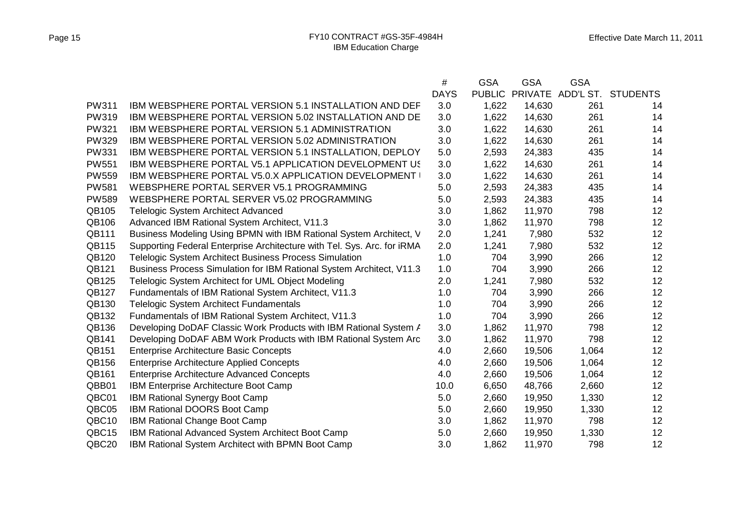| | | # DAYS | GSA PUBLIC | GSA PRIVATE | GSA ADD'L ST. | STUDENTS |
|---|---|---|---|---|---|---|
| PW311 | IBM WEBSPHERE PORTAL VERSION 5.1 INSTALLATION AND DEF | 3.0 | 1,622 | 14,630 | 261 | 14 |
| PW319 | IBM WEBSPHERE PORTAL VERSION 5.02 INSTALLATION AND DE | 3.0 | 1,622 | 14,630 | 261 | 14 |
| PW321 | IBM WEBSPHERE PORTAL VERSION 5.1 ADMINISTRATION | 3.0 | 1,622 | 14,630 | 261 | 14 |
| PW329 | IBM WEBSPHERE PORTAL VERSION 5.02 ADMINISTRATION | 3.0 | 1,622 | 14,630 | 261 | 14 |
| PW331 | IBM WEBSPHERE PORTAL VERSION 5.1 INSTALLATION, DEPLOY | 5.0 | 2,593 | 24,383 | 435 | 14 |
| PW551 | IBM WEBSPHERE PORTAL V5.1 APPLICATION DEVELOPMENT US | 3.0 | 1,622 | 14,630 | 261 | 14 |
| PW559 | IBM WEBSPHERE PORTAL V5.0.X APPLICATION DEVELOPMENT I | 3.0 | 1,622 | 14,630 | 261 | 14 |
| PW581 | WEBSPHERE PORTAL SERVER V5.1 PROGRAMMING | 5.0 | 2,593 | 24,383 | 435 | 14 |
| PW589 | WEBSPHERE PORTAL SERVER V5.02 PROGRAMMING | 5.0 | 2,593 | 24,383 | 435 | 14 |
| QB105 | Telelogic System Architect Advanced | 3.0 | 1,862 | 11,970 | 798 | 12 |
| QB106 | Advanced IBM Rational System Architect, V11.3 | 3.0 | 1,862 | 11,970 | 798 | 12 |
| QB111 | Business Modeling Using BPMN with IBM Rational System Architect, V | 2.0 | 1,241 | 7,980 | 532 | 12 |
| QB115 | Supporting Federal Enterprise Architecture with Tel. Sys. Arc. for iRMA | 2.0 | 1,241 | 7,980 | 532 | 12 |
| QB120 | Telelogic System Architect Business Process Simulation | 1.0 | 704 | 3,990 | 266 | 12 |
| QB121 | Business Process Simulation for IBM Rational System Architect, V11.3 | 1.0 | 704 | 3,990 | 266 | 12 |
| QB125 | Telelogic System Architect for UML Object Modeling | 2.0 | 1,241 | 7,980 | 532 | 12 |
| QB127 | Fundamentals of IBM Rational System Architect, V11.3 | 1.0 | 704 | 3,990 | 266 | 12 |
| QB130 | Telelogic System Architect Fundamentals | 1.0 | 704 | 3,990 | 266 | 12 |
| QB132 | Fundamentals of IBM Rational System Architect, V11.3 | 1.0 | 704 | 3,990 | 266 | 12 |
| QB136 | Developing DoDAF Classic Work Products with IBM Rational System A | 3.0 | 1,862 | 11,970 | 798 | 12 |
| QB141 | Developing DoDAF ABM Work Products with IBM Rational System Arc | 3.0 | 1,862 | 11,970 | 798 | 12 |
| QB151 | Enterprise Architecture Basic Concepts | 4.0 | 2,660 | 19,506 | 1,064 | 12 |
| QB156 | Enterprise Architecture Applied Concepts | 4.0 | 2,660 | 19,506 | 1,064 | 12 |
| QB161 | Enterprise Architecture Advanced Concepts | 4.0 | 2,660 | 19,506 | 1,064 | 12 |
| QBB01 | IBM Enterprise Architecture Boot Camp | 10.0 | 6,650 | 48,766 | 2,660 | 12 |
| QBC01 | IBM Rational Synergy Boot Camp | 5.0 | 2,660 | 19,950 | 1,330 | 12 |
| QBC05 | IBM Rational DOORS Boot Camp | 5.0 | 2,660 | 19,950 | 1,330 | 12 |
| QBC10 | IBM Rational Change Boot Camp | 3.0 | 1,862 | 11,970 | 798 | 12 |
| QBC15 | IBM Rational Advanced System Architect Boot Camp | 5.0 | 2,660 | 19,950 | 1,330 | 12 |
| QBC20 | IBM Rational System Architect with BPMN Boot Camp | 3.0 | 1,862 | 11,970 | 798 | 12 |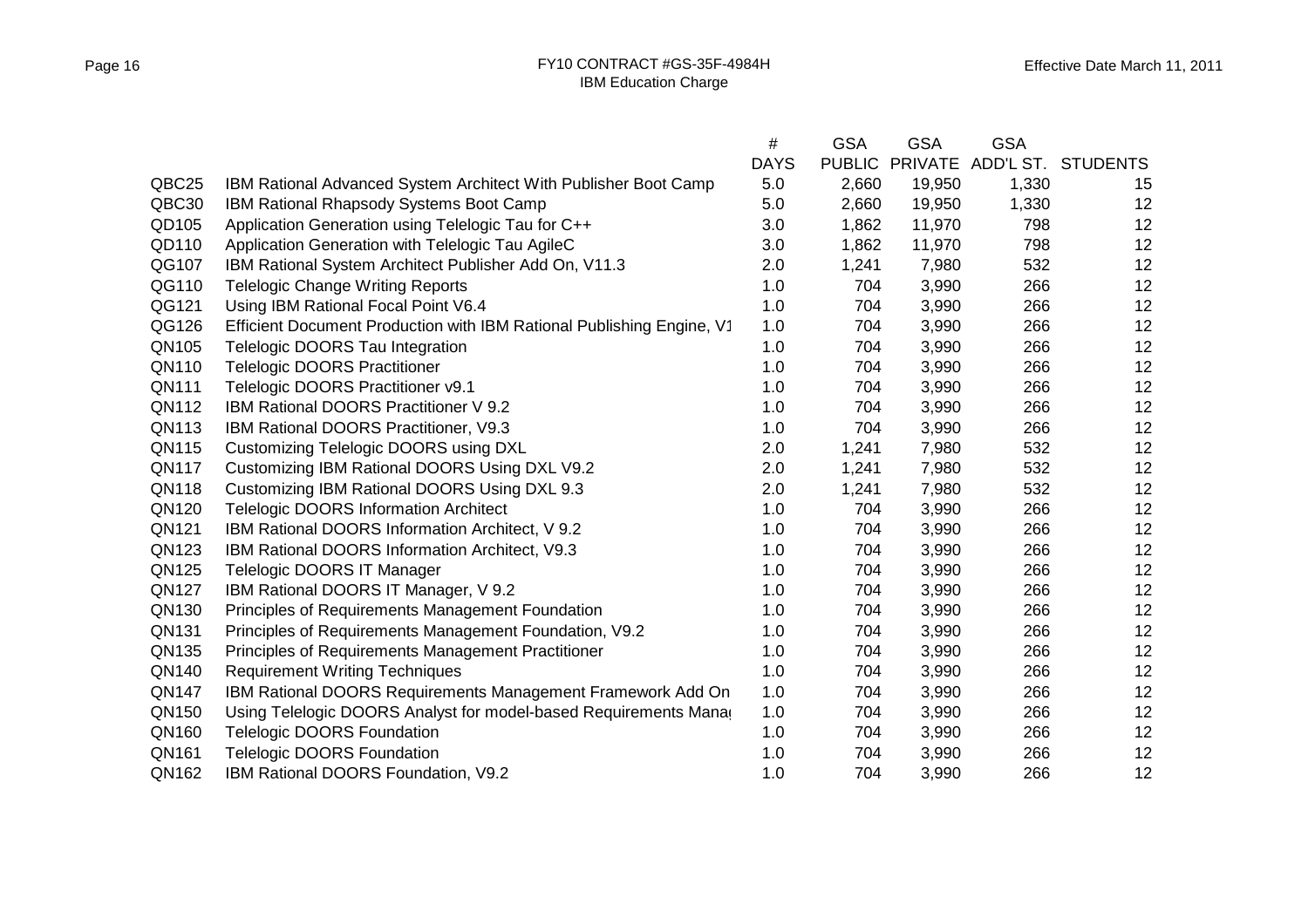| | | # DAYS | GSA PUBLIC | GSA PRIVATE | GSA ADD'L ST. | STUDENTS |
|---|---|---|---|---|---|---|
| QBC25 | IBM Rational Advanced System Architect With Publisher Boot Camp | 5.0 | 2,660 | 19,950 | 1,330 | 15 |
| QBC30 | IBM Rational Rhapsody Systems Boot Camp | 5.0 | 2,660 | 19,950 | 1,330 | 12 |
| QD105 | Application Generation using Telelogic Tau for C++ | 3.0 | 1,862 | 11,970 | 798 | 12 |
| QD110 | Application Generation with Telelogic Tau AgileC | 3.0 | 1,862 | 11,970 | 798 | 12 |
| QG107 | IBM Rational System Architect Publisher Add On, V11.3 | 2.0 | 1,241 | 7,980 | 532 | 12 |
| QG110 | Telelogic Change Writing Reports | 1.0 | 704 | 3,990 | 266 | 12 |
| QG121 | Using IBM Rational Focal Point V6.4 | 1.0 | 704 | 3,990 | 266 | 12 |
| QG126 | Efficient Document Production with IBM Rational Publishing Engine, V1 | 1.0 | 704 | 3,990 | 266 | 12 |
| QN105 | Telelogic DOORS Tau Integration | 1.0 | 704 | 3,990 | 266 | 12 |
| QN110 | Telelogic DOORS Practitioner | 1.0 | 704 | 3,990 | 266 | 12 |
| QN111 | Telelogic DOORS Practitioner v9.1 | 1.0 | 704 | 3,990 | 266 | 12 |
| QN112 | IBM Rational DOORS Practitioner V 9.2 | 1.0 | 704 | 3,990 | 266 | 12 |
| QN113 | IBM Rational DOORS Practitioner, V9.3 | 1.0 | 704 | 3,990 | 266 | 12 |
| QN115 | Customizing Telelogic DOORS using DXL | 2.0 | 1,241 | 7,980 | 532 | 12 |
| QN117 | Customizing IBM Rational DOORS Using DXL V9.2 | 2.0 | 1,241 | 7,980 | 532 | 12 |
| QN118 | Customizing IBM Rational DOORS Using DXL 9.3 | 2.0 | 1,241 | 7,980 | 532 | 12 |
| QN120 | Telelogic DOORS Information Architect | 1.0 | 704 | 3,990 | 266 | 12 |
| QN121 | IBM Rational DOORS Information Architect, V 9.2 | 1.0 | 704 | 3,990 | 266 | 12 |
| QN123 | IBM Rational DOORS Information Architect, V9.3 | 1.0 | 704 | 3,990 | 266 | 12 |
| QN125 | Telelogic DOORS IT Manager | 1.0 | 704 | 3,990 | 266 | 12 |
| QN127 | IBM Rational DOORS IT Manager, V 9.2 | 1.0 | 704 | 3,990 | 266 | 12 |
| QN130 | Principles of Requirements Management Foundation | 1.0 | 704 | 3,990 | 266 | 12 |
| QN131 | Principles of Requirements Management Foundation, V9.2 | 1.0 | 704 | 3,990 | 266 | 12 |
| QN135 | Principles of Requirements Management Practitioner | 1.0 | 704 | 3,990 | 266 | 12 |
| QN140 | Requirement Writing Techniques | 1.0 | 704 | 3,990 | 266 | 12 |
| QN147 | IBM Rational DOORS Requirements Management Framework Add On | 1.0 | 704 | 3,990 | 266 | 12 |
| QN150 | Using Telelogic DOORS Analyst for model-based Requirements Mana | 1.0 | 704 | 3,990 | 266 | 12 |
| QN160 | Telelogic DOORS Foundation | 1.0 | 704 | 3,990 | 266 | 12 |
| QN161 | Telelogic DOORS Foundation | 1.0 | 704 | 3,990 | 266 | 12 |
| QN162 | IBM Rational DOORS Foundation, V9.2 | 1.0 | 704 | 3,990 | 266 | 12 |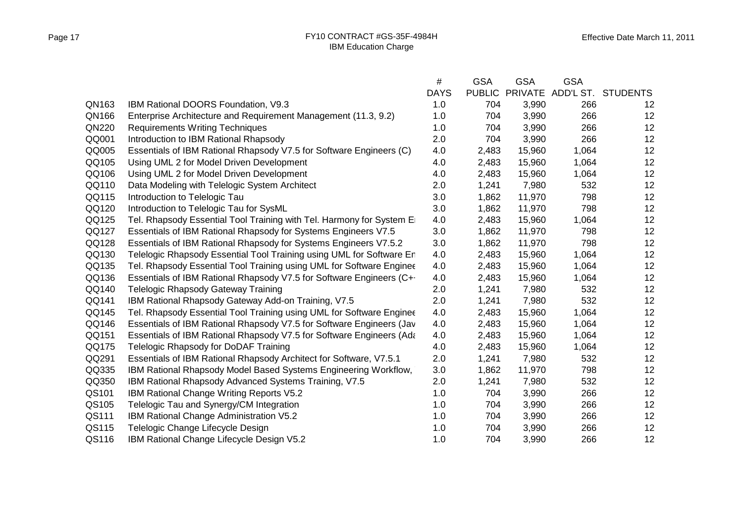FY10 CONTRACT #GS-35F-4984H
IBM Education Charge

Effective Date March 11, 2011

| | | # DAYS | GSA PUBLIC | GSA PRIVATE | GSA ADD'L ST. | STUDENTS |
|---|---|---|---|---|---|---|
| QN163 | IBM Rational DOORS Foundation, V9.3 | 1.0 | 704 | 3,990 | 266 | 12 |
| QN166 | Enterprise Architecture and Requirement Management (11.3, 9.2) | 1.0 | 704 | 3,990 | 266 | 12 |
| QN220 | Requirements Writing Techniques | 1.0 | 704 | 3,990 | 266 | 12 |
| QQ001 | Introduction to IBM Rational Rhapsody | 2.0 | 704 | 3,990 | 266 | 12 |
| QQ005 | Essentials of IBM Rational Rhapsody V7.5 for Software Engineers (C) | 4.0 | 2,483 | 15,960 | 1,064 | 12 |
| QQ105 | Using UML 2 for Model Driven Development | 4.0 | 2,483 | 15,960 | 1,064 | 12 |
| QQ106 | Using UML 2 for Model Driven Development | 4.0 | 2,483 | 15,960 | 1,064 | 12 |
| QQ110 | Data Modeling with Telelogic System Architect | 2.0 | 1,241 | 7,980 | 532 | 12 |
| QQ115 | Introduction to Telelogic Tau | 3.0 | 1,862 | 11,970 | 798 | 12 |
| QQ120 | Introduction to Telelogic Tau for SysML | 3.0 | 1,862 | 11,970 | 798 | 12 |
| QQ125 | Tel. Rhapsody Essential Tool Training with Tel. Harmony for System E | 4.0 | 2,483 | 15,960 | 1,064 | 12 |
| QQ127 | Essentials of IBM Rational Rhapsody for Systems Engineers V7.5 | 3.0 | 1,862 | 11,970 | 798 | 12 |
| QQ128 | Essentials of IBM Rational Rhapsody for Systems Engineers V7.5.2 | 3.0 | 1,862 | 11,970 | 798 | 12 |
| QQ130 | Telelogic Rhapsody Essential Tool Training using UML for Software En | 4.0 | 2,483 | 15,960 | 1,064 | 12 |
| QQ135 | Tel. Rhapsody Essential Tool Training using UML for Software Enginee | 4.0 | 2,483 | 15,960 | 1,064 | 12 |
| QQ136 | Essentials of IBM Rational Rhapsody V7.5 for Software Engineers (C+ | 4.0 | 2,483 | 15,960 | 1,064 | 12 |
| QQ140 | Telelogic Rhapsody Gateway Training | 2.0 | 1,241 | 7,980 | 532 | 12 |
| QQ141 | IBM Rational Rhapsody Gateway Add-on Training, V7.5 | 2.0 | 1,241 | 7,980 | 532 | 12 |
| QQ145 | Tel. Rhapsody Essential Tool Training using UML for Software Enginee | 4.0 | 2,483 | 15,960 | 1,064 | 12 |
| QQ146 | Essentials of IBM Rational Rhapsody V7.5 for Software Engineers (Jav | 4.0 | 2,483 | 15,960 | 1,064 | 12 |
| QQ151 | Essentials of IBM Rational Rhapsody V7.5 for Software Engineers (Ada | 4.0 | 2,483 | 15,960 | 1,064 | 12 |
| QQ175 | Telelogic Rhapsody for DoDAF Training | 4.0 | 2,483 | 15,960 | 1,064 | 12 |
| QQ291 | Essentials of IBM Rational Rhapsody Architect for Software, V7.5.1 | 2.0 | 1,241 | 7,980 | 532 | 12 |
| QQ335 | IBM Rational Rhapsody Model Based Systems Engineering Workflow, | 3.0 | 1,862 | 11,970 | 798 | 12 |
| QQ350 | IBM Rational Rhapsody Advanced Systems Training, V7.5 | 2.0 | 1,241 | 7,980 | 532 | 12 |
| QS101 | IBM Rational Change Writing Reports V5.2 | 1.0 | 704 | 3,990 | 266 | 12 |
| QS105 | Telelogic Tau and Synergy/CM Integration | 1.0 | 704 | 3,990 | 266 | 12 |
| QS111 | IBM Rational Change Administration V5.2 | 1.0 | 704 | 3,990 | 266 | 12 |
| QS115 | Telelogic Change Lifecycle Design | 1.0 | 704 | 3,990 | 266 | 12 |
| QS116 | IBM Rational Change Lifecycle Design V5.2 | 1.0 | 704 | 3,990 | 266 | 12 |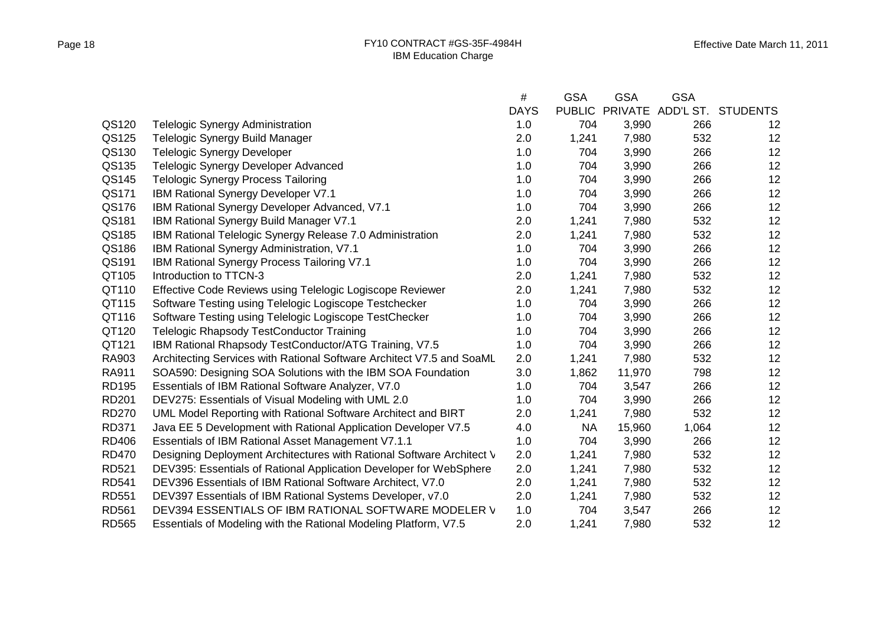| | | # DAYS | GSA PUBLIC | GSA PRIVATE | GSA ADD'L ST. | STUDENTS |
|---|---|---|---|---|---|---|
| QS120 | Telelogic Synergy Administration | 1.0 | 704 | 3,990 | 266 | 12 |
| QS125 | Telelogic Synergy Build Manager | 2.0 | 1,241 | 7,980 | 532 | 12 |
| QS130 | Telelogic Synergy Developer | 1.0 | 704 | 3,990 | 266 | 12 |
| QS135 | Telelogic Synergy Developer Advanced | 1.0 | 704 | 3,990 | 266 | 12 |
| QS145 | Telologic Synergy Process Tailoring | 1.0 | 704 | 3,990 | 266 | 12 |
| QS171 | IBM Rational Synergy Developer V7.1 | 1.0 | 704 | 3,990 | 266 | 12 |
| QS176 | IBM Rational Synergy Developer Advanced, V7.1 | 1.0 | 704 | 3,990 | 266 | 12 |
| QS181 | IBM Rational Synergy Build Manager V7.1 | 2.0 | 1,241 | 7,980 | 532 | 12 |
| QS185 | IBM Rational Telelogic Synergy Release 7.0 Administration | 2.0 | 1,241 | 7,980 | 532 | 12 |
| QS186 | IBM Rational Synergy Administration, V7.1 | 1.0 | 704 | 3,990 | 266 | 12 |
| QS191 | IBM Rational Synergy Process Tailoring V7.1 | 1.0 | 704 | 3,990 | 266 | 12 |
| QT105 | Introduction to TTCN-3 | 2.0 | 1,241 | 7,980 | 532 | 12 |
| QT110 | Effective Code Reviews using Telelogic Logiscope Reviewer | 2.0 | 1,241 | 7,980 | 532 | 12 |
| QT115 | Software Testing using Telelogic Logiscope Testchecker | 1.0 | 704 | 3,990 | 266 | 12 |
| QT116 | Software Testing using Telelogic Logiscope TestChecker | 1.0 | 704 | 3,990 | 266 | 12 |
| QT120 | Telelogic Rhapsody TestConductor Training | 1.0 | 704 | 3,990 | 266 | 12 |
| QT121 | IBM Rational Rhapsody TestConductor/ATG Training, V7.5 | 1.0 | 704 | 3,990 | 266 | 12 |
| RA903 | Architecting Services with Rational Software Architect V7.5 and SoaML | 2.0 | 1,241 | 7,980 | 532 | 12 |
| RA911 | SOA590: Designing SOA Solutions with the IBM SOA Foundation | 3.0 | 1,862 | 11,970 | 798 | 12 |
| RD195 | Essentials of IBM Rational Software Analyzer, V7.0 | 1.0 | 704 | 3,547 | 266 | 12 |
| RD201 | DEV275: Essentials of Visual Modeling with UML 2.0 | 1.0 | 704 | 3,990 | 266 | 12 |
| RD270 | UML Model Reporting with Rational Software Architect and BIRT | 2.0 | 1,241 | 7,980 | 532 | 12 |
| RD371 | Java EE 5 Development with Rational Application Developer V7.5 | 4.0 | NA | 15,960 | 1,064 | 12 |
| RD406 | Essentials of IBM Rational Asset Management V7.1.1 | 1.0 | 704 | 3,990 | 266 | 12 |
| RD470 | Designing Deployment Architectures with Rational Software Architect V | 2.0 | 1,241 | 7,980 | 532 | 12 |
| RD521 | DEV395: Essentials of Rational Application Developer for WebSphere | 2.0 | 1,241 | 7,980 | 532 | 12 |
| RD541 | DEV396 Essentials of IBM Rational Software Architect, V7.0 | 2.0 | 1,241 | 7,980 | 532 | 12 |
| RD551 | DEV397 Essentials of IBM Rational Systems Developer, v7.0 | 2.0 | 1,241 | 7,980 | 532 | 12 |
| RD561 | DEV394 ESSENTIALS OF IBM RATIONAL SOFTWARE MODELER V | 1.0 | 704 | 3,547 | 266 | 12 |
| RD565 | Essentials of Modeling with the Rational Modeling Platform, V7.5 | 2.0 | 1,241 | 7,980 | 532 | 12 |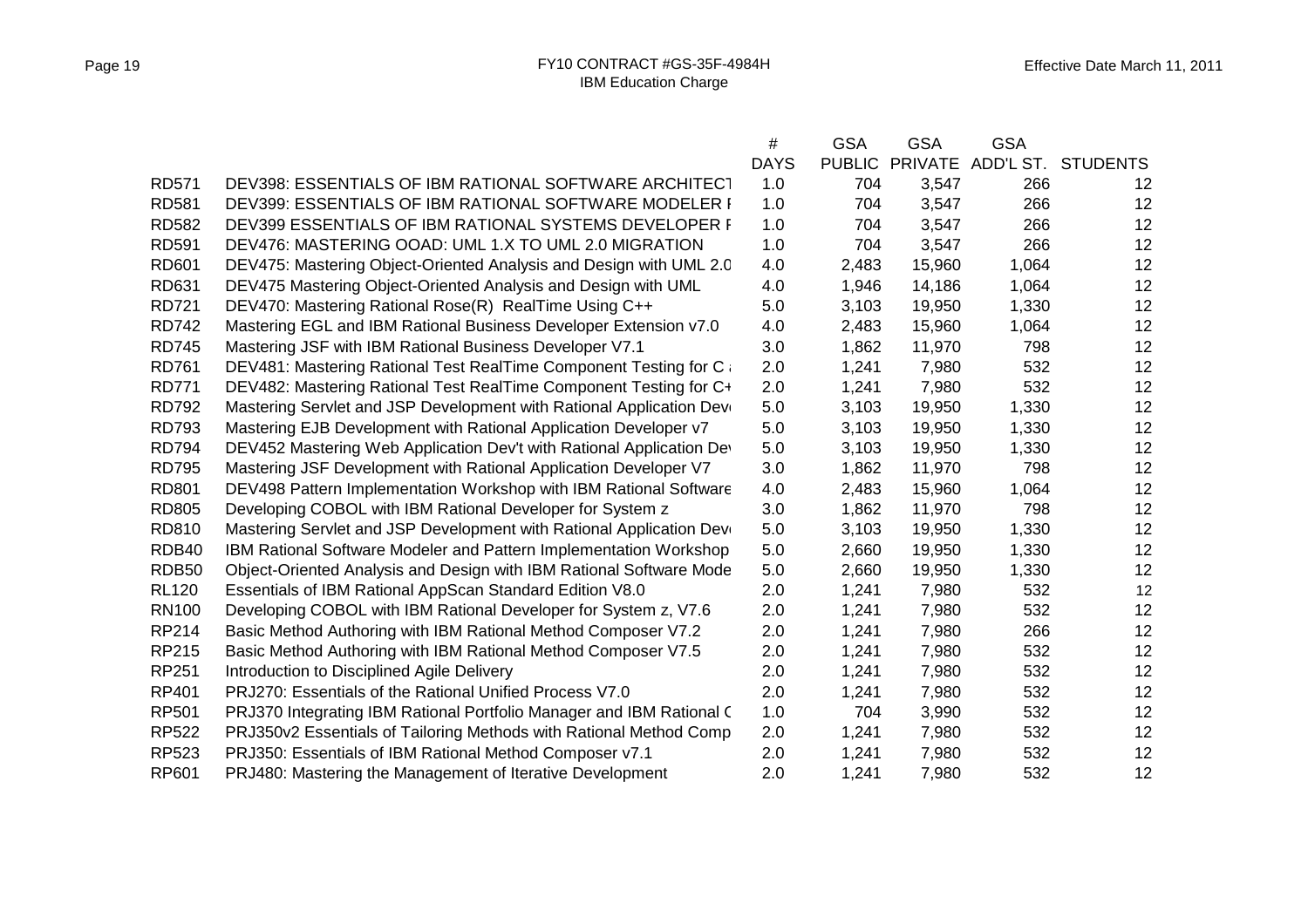| | | # DAYS | GSA PUBLIC | GSA PRIVATE | GSA ADD'L ST. | STUDENTS |
|---|---|---|---|---|---|---|
| RD571 | DEV398: ESSENTIALS OF IBM RATIONAL SOFTWARE ARCHITECT | 1.0 | 704 | 3,547 | 266 | 12 |
| RD581 | DEV399: ESSENTIALS OF IBM RATIONAL SOFTWARE MODELER F | 1.0 | 704 | 3,547 | 266 | 12 |
| RD582 | DEV399 ESSENTIALS OF IBM RATIONAL SYSTEMS DEVELOPER F | 1.0 | 704 | 3,547 | 266 | 12 |
| RD591 | DEV476: MASTERING OOAD: UML 1.X TO UML 2.0 MIGRATION | 1.0 | 704 | 3,547 | 266 | 12 |
| RD601 | DEV475: Mastering Object-Oriented Analysis and Design with UML 2.0 | 4.0 | 2,483 | 15,960 | 1,064 | 12 |
| RD631 | DEV475 Mastering Object-Oriented Analysis and Design with UML | 4.0 | 1,946 | 14,186 | 1,064 | 12 |
| RD721 | DEV470: Mastering Rational Rose(R) RealTime Using C++ | 5.0 | 3,103 | 19,950 | 1,330 | 12 |
| RD742 | Mastering EGL and IBM Rational Business Developer Extension v7.0 | 4.0 | 2,483 | 15,960 | 1,064 | 12 |
| RD745 | Mastering JSF with IBM Rational Business Developer V7.1 | 3.0 | 1,862 | 11,970 | 798 | 12 |
| RD761 | DEV481: Mastering Rational Test RealTime Component Testing for C a | 2.0 | 1,241 | 7,980 | 532 | 12 |
| RD771 | DEV482: Mastering Rational Test RealTime Component Testing for C+ | 2.0 | 1,241 | 7,980 | 532 | 12 |
| RD792 | Mastering Servlet and JSP Development with Rational Application Dev | 5.0 | 3,103 | 19,950 | 1,330 | 12 |
| RD793 | Mastering EJB Development with Rational Application Developer v7 | 5.0 | 3,103 | 19,950 | 1,330 | 12 |
| RD794 | DEV452 Mastering Web Application Dev't with Rational Application Dev | 5.0 | 3,103 | 19,950 | 1,330 | 12 |
| RD795 | Mastering JSF Development with Rational Application Developer V7 | 3.0 | 1,862 | 11,970 | 798 | 12 |
| RD801 | DEV498 Pattern Implementation Workshop with IBM Rational Software | 4.0 | 2,483 | 15,960 | 1,064 | 12 |
| RD805 | Developing COBOL with IBM Rational Developer for System z | 3.0 | 1,862 | 11,970 | 798 | 12 |
| RD810 | Mastering Servlet and JSP Development with Rational Application Dev | 5.0 | 3,103 | 19,950 | 1,330 | 12 |
| RDB40 | IBM Rational Software Modeler and Pattern Implementation Workshop | 5.0 | 2,660 | 19,950 | 1,330 | 12 |
| RDB50 | Object-Oriented Analysis and Design with IBM Rational Software Mode | 5.0 | 2,660 | 19,950 | 1,330 | 12 |
| RL120 | Essentials of IBM Rational AppScan Standard Edition V8.0 | 2.0 | 1,241 | 7,980 | 532 | 12 |
| RN100 | Developing COBOL with IBM Rational Developer for System z, V7.6 | 2.0 | 1,241 | 7,980 | 532 | 12 |
| RP214 | Basic Method Authoring with IBM Rational Method Composer V7.2 | 2.0 | 1,241 | 7,980 | 266 | 12 |
| RP215 | Basic Method Authoring with IBM Rational Method Composer V7.5 | 2.0 | 1,241 | 7,980 | 532 | 12 |
| RP251 | Introduction to Disciplined Agile Delivery | 2.0 | 1,241 | 7,980 | 532 | 12 |
| RP401 | PRJ270: Essentials of the Rational Unified Process V7.0 | 2.0 | 1,241 | 7,980 | 532 | 12 |
| RP501 | PRJ370 Integrating IBM Rational Portfolio Manager and IBM Rational C | 1.0 | 704 | 3,990 | 532 | 12 |
| RP522 | PRJ350v2 Essentials of Tailoring Methods with Rational Method Comp | 2.0 | 1,241 | 7,980 | 532 | 12 |
| RP523 | PRJ350: Essentials of IBM Rational Method Composer v7.1 | 2.0 | 1,241 | 7,980 | 532 | 12 |
| RP601 | PRJ480: Mastering the Management of Iterative Development | 2.0 | 1,241 | 7,980 | 532 | 12 |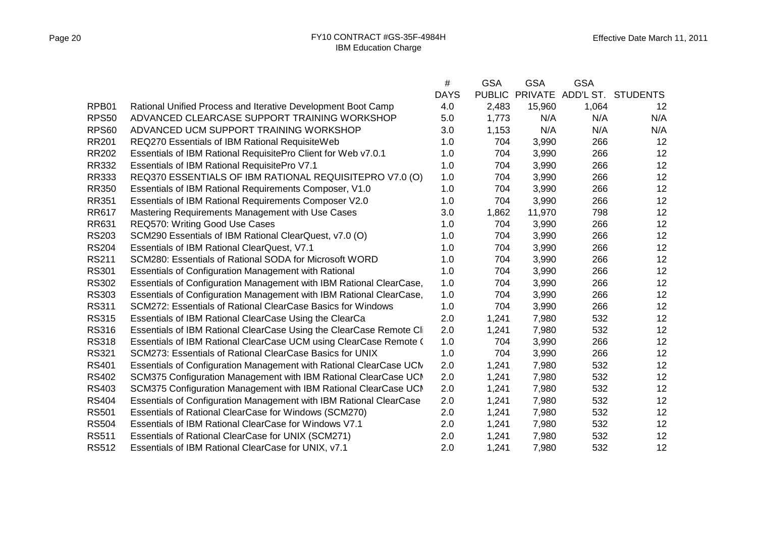| | | # DAYS | GSA PUBLIC | GSA PRIVATE | GSA ADD'L ST. | STUDENTS |
|---|---|---|---|---|---|---|
| RPB01 | Rational Unified Process and Iterative Development Boot Camp | 4.0 | 2,483 | 15,960 | 1,064 | 12 |
| RPS50 | ADVANCED CLEARCASE SUPPORT TRAINING WORKSHOP | 5.0 | 1,773 | N/A | N/A | N/A |
| RPS60 | ADVANCED UCM SUPPORT TRAINING WORKSHOP | 3.0 | 1,153 | N/A | N/A | N/A |
| RR201 | REQ270 Essentials of IBM Rational RequisiteWeb | 1.0 | 704 | 3,990 | 266 | 12 |
| RR202 | Essentials of IBM Rational RequisitePro Client for Web v7.0.1 | 1.0 | 704 | 3,990 | 266 | 12 |
| RR332 | Essentials of IBM Rational RequisitePro V7.1 | 1.0 | 704 | 3,990 | 266 | 12 |
| RR333 | REQ370 ESSENTIALS OF IBM RATIONAL REQUISITEPRO V7.0 (O) | 1.0 | 704 | 3,990 | 266 | 12 |
| RR350 | Essentials of IBM Rational Requirements Composer, V1.0 | 1.0 | 704 | 3,990 | 266 | 12 |
| RR351 | Essentials of IBM Rational Requirements Composer V2.0 | 1.0 | 704 | 3,990 | 266 | 12 |
| RR617 | Mastering Requirements Management with Use Cases | 3.0 | 1,862 | 11,970 | 798 | 12 |
| RR631 | REQ570: Writing Good Use Cases | 1.0 | 704 | 3,990 | 266 | 12 |
| RS203 | SCM290 Essentials of IBM Rational ClearQuest, v7.0 (O) | 1.0 | 704 | 3,990 | 266 | 12 |
| RS204 | Essentials of IBM Rational ClearQuest, V7.1 | 1.0 | 704 | 3,990 | 266 | 12 |
| RS211 | SCM280: Essentials of Rational SODA for Microsoft WORD | 1.0 | 704 | 3,990 | 266 | 12 |
| RS301 | Essentials of Configuration Management with Rational | 1.0 | 704 | 3,990 | 266 | 12 |
| RS302 | Essentials of Configuration Management with IBM Rational ClearCase, | 1.0 | 704 | 3,990 | 266 | 12 |
| RS303 | Essentials of Configuration Management with IBM Rational ClearCase, | 1.0 | 704 | 3,990 | 266 | 12 |
| RS311 | SCM272: Essentials of Rational ClearCase Basics for Windows | 1.0 | 704 | 3,990 | 266 | 12 |
| RS315 | Essentials of IBM Rational ClearCase Using the ClearCa | 2.0 | 1,241 | 7,980 | 532 | 12 |
| RS316 | Essentials of IBM Rational ClearCase Using the ClearCase Remote Cl | 2.0 | 1,241 | 7,980 | 532 | 12 |
| RS318 | Essentials of IBM Rational ClearCase UCM using ClearCase Remote ( | 1.0 | 704 | 3,990 | 266 | 12 |
| RS321 | SCM273: Essentials of Rational ClearCase Basics for UNIX | 1.0 | 704 | 3,990 | 266 | 12 |
| RS401 | Essentials of Configuration Management with Rational ClearCase UCN | 2.0 | 1,241 | 7,980 | 532 | 12 |
| RS402 | SCM375 Configuration Management with IBM Rational ClearCase UCI | 2.0 | 1,241 | 7,980 | 532 | 12 |
| RS403 | SCM375 Configuration Management with IBM Rational ClearCase UCI | 2.0 | 1,241 | 7,980 | 532 | 12 |
| RS404 | Essentials of Configuration Management with IBM Rational ClearCase | 2.0 | 1,241 | 7,980 | 532 | 12 |
| RS501 | Essentials of Rational ClearCase for Windows (SCM270) | 2.0 | 1,241 | 7,980 | 532 | 12 |
| RS504 | Essentials of IBM Rational ClearCase for Windows V7.1 | 2.0 | 1,241 | 7,980 | 532 | 12 |
| RS511 | Essentials of Rational ClearCase for UNIX (SCM271) | 2.0 | 1,241 | 7,980 | 532 | 12 |
| RS512 | Essentials of IBM Rational ClearCase for UNIX, v7.1 | 2.0 | 1,241 | 7,980 | 532 | 12 |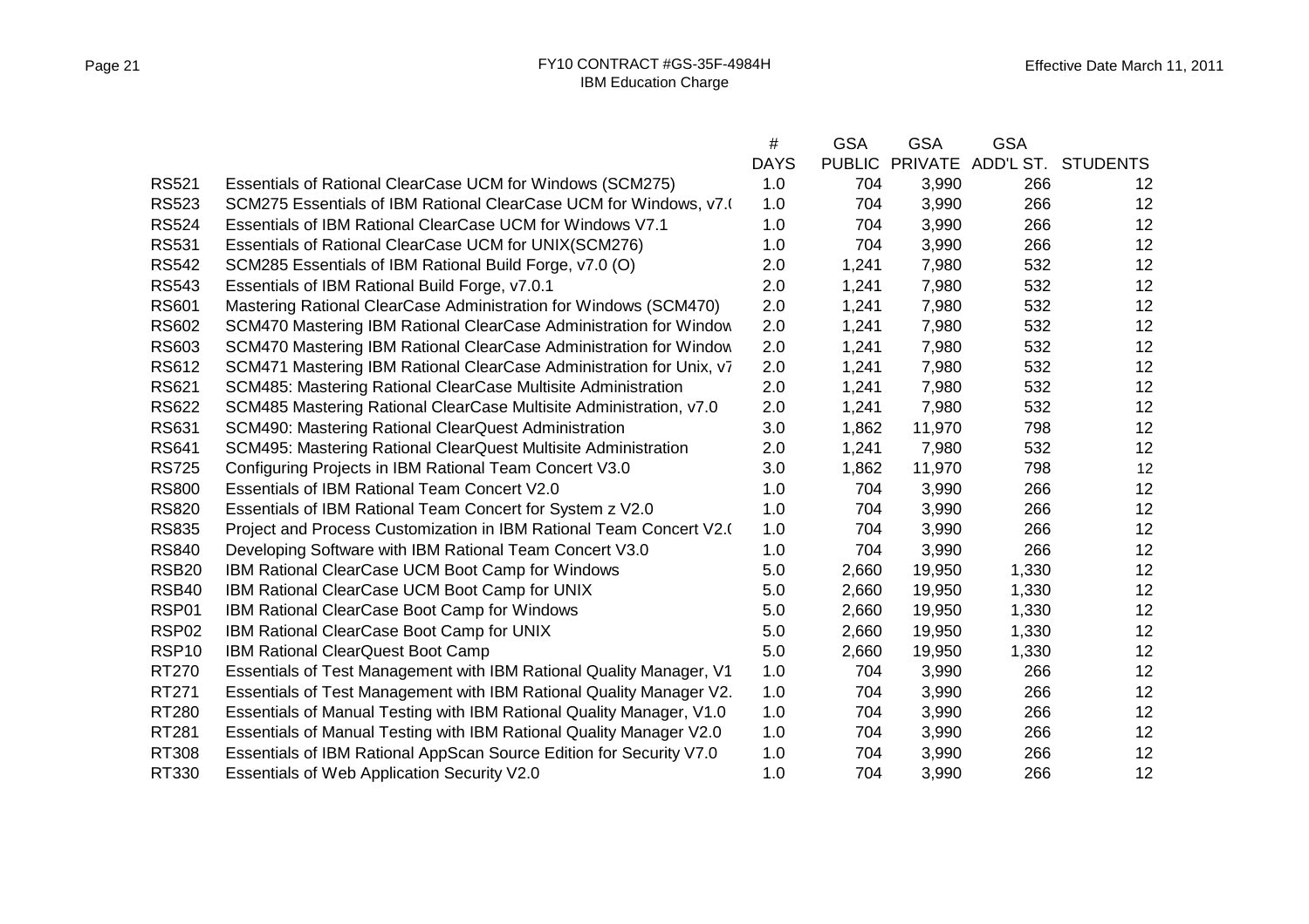| | | # DAYS | GSA PUBLIC | GSA PRIVATE | GSA ADD'L ST. | STUDENTS |
|---|---|---|---|---|---|---|
| RS521 | Essentials of Rational ClearCase UCM for Windows (SCM275) | 1.0 | 704 | 3,990 | 266 | 12 |
| RS523 | SCM275 Essentials of IBM Rational ClearCase UCM for Windows, v7.( | 1.0 | 704 | 3,990 | 266 | 12 |
| RS524 | Essentials of IBM Rational ClearCase UCM for Windows V7.1 | 1.0 | 704 | 3,990 | 266 | 12 |
| RS531 | Essentials of Rational ClearCase UCM for UNIX(SCM276) | 1.0 | 704 | 3,990 | 266 | 12 |
| RS542 | SCM285 Essentials of IBM Rational Build Forge, v7.0 (O) | 2.0 | 1,241 | 7,980 | 532 | 12 |
| RS543 | Essentials of IBM Rational Build Forge, v7.0.1 | 2.0 | 1,241 | 7,980 | 532 | 12 |
| RS601 | Mastering Rational ClearCase Administration for Windows (SCM470) | 2.0 | 1,241 | 7,980 | 532 | 12 |
| RS602 | SCM470 Mastering IBM Rational ClearCase Administration for Window | 2.0 | 1,241 | 7,980 | 532 | 12 |
| RS603 | SCM470 Mastering IBM Rational ClearCase Administration for Window | 2.0 | 1,241 | 7,980 | 532 | 12 |
| RS612 | SCM471 Mastering IBM Rational ClearCase Administration for Unix, v7 | 2.0 | 1,241 | 7,980 | 532 | 12 |
| RS621 | SCM485: Mastering Rational ClearCase Multisite Administration | 2.0 | 1,241 | 7,980 | 532 | 12 |
| RS622 | SCM485 Mastering Rational ClearCase Multisite Administration, v7.0 | 2.0 | 1,241 | 7,980 | 532 | 12 |
| RS631 | SCM490: Mastering Rational ClearQuest Administration | 3.0 | 1,862 | 11,970 | 798 | 12 |
| RS641 | SCM495: Mastering Rational ClearQuest Multisite Administration | 2.0 | 1,241 | 7,980 | 532 | 12 |
| RS725 | Configuring Projects in IBM Rational Team Concert V3.0 | 3.0 | 1,862 | 11,970 | 798 | 12 |
| RS800 | Essentials of IBM Rational Team Concert V2.0 | 1.0 | 704 | 3,990 | 266 | 12 |
| RS820 | Essentials of IBM Rational Team Concert for System z V2.0 | 1.0 | 704 | 3,990 | 266 | 12 |
| RS835 | Project and Process Customization in IBM Rational Team Concert V2.( | 1.0 | 704 | 3,990 | 266 | 12 |
| RS840 | Developing Software with IBM Rational Team Concert V3.0 | 1.0 | 704 | 3,990 | 266 | 12 |
| RSB20 | IBM Rational ClearCase UCM Boot Camp for Windows | 5.0 | 2,660 | 19,950 | 1,330 | 12 |
| RSB40 | IBM Rational ClearCase UCM Boot Camp for UNIX | 5.0 | 2,660 | 19,950 | 1,330 | 12 |
| RSP01 | IBM Rational ClearCase Boot Camp for Windows | 5.0 | 2,660 | 19,950 | 1,330 | 12 |
| RSP02 | IBM Rational ClearCase Boot Camp for UNIX | 5.0 | 2,660 | 19,950 | 1,330 | 12 |
| RSP10 | IBM Rational ClearQuest Boot Camp | 5.0 | 2,660 | 19,950 | 1,330 | 12 |
| RT270 | Essentials of Test Management with IBM Rational Quality Manager, V1 | 1.0 | 704 | 3,990 | 266 | 12 |
| RT271 | Essentials of Test Management with IBM Rational Quality Manager V2. | 1.0 | 704 | 3,990 | 266 | 12 |
| RT280 | Essentials of Manual Testing with IBM Rational Quality Manager, V1.0 | 1.0 | 704 | 3,990 | 266 | 12 |
| RT281 | Essentials of Manual Testing with IBM Rational Quality Manager V2.0 | 1.0 | 704 | 3,990 | 266 | 12 |
| RT308 | Essentials of IBM Rational AppScan Source Edition for Security V7.0 | 1.0 | 704 | 3,990 | 266 | 12 |
| RT330 | Essentials of Web Application Security V2.0 | 1.0 | 704 | 3,990 | 266 | 12 |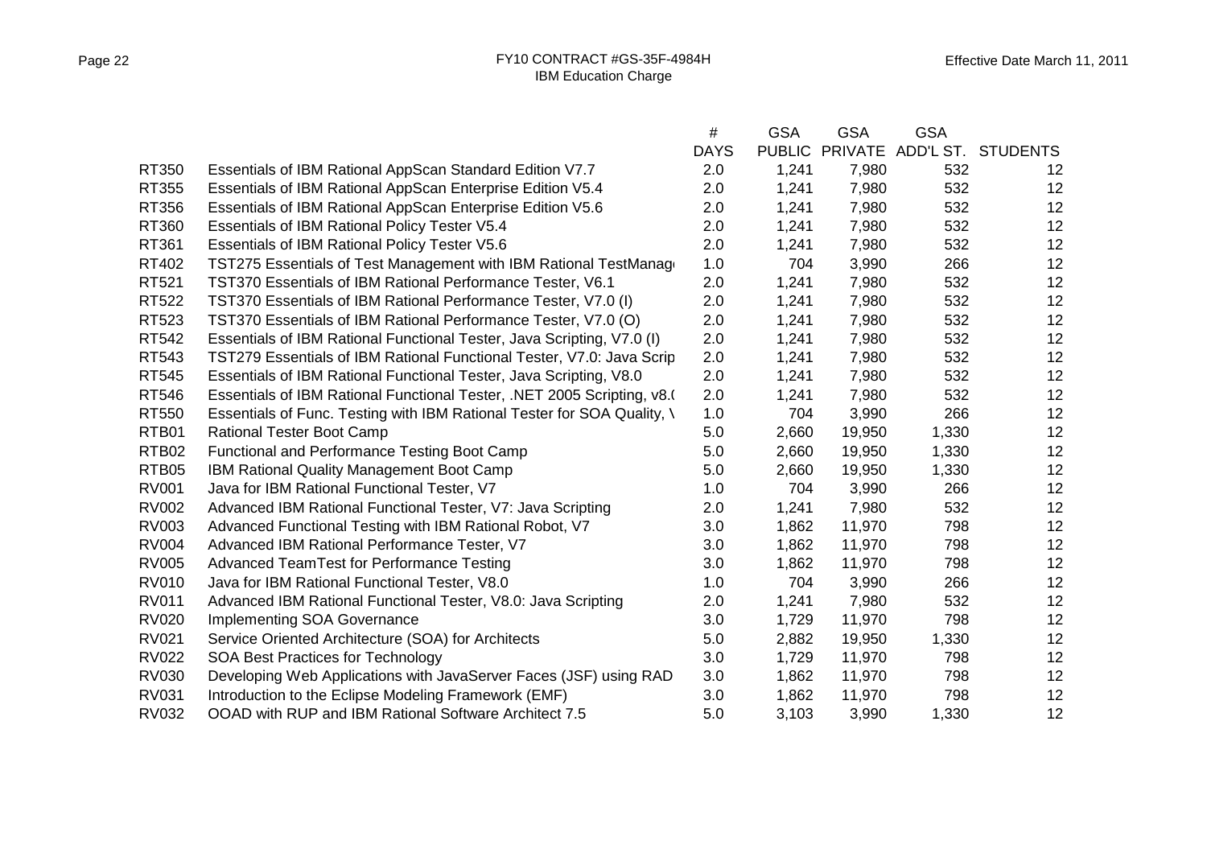| | | # DAYS | GSA PUBLIC | GSA PRIVATE | GSA ADD'L ST. | STUDENTS |
|---|---|---|---|---|---|---|
| RT350 | Essentials of IBM Rational AppScan Standard Edition V7.7 | 2.0 | 1,241 | 7,980 | 532 | 12 |
| RT355 | Essentials of IBM Rational AppScan Enterprise Edition V5.4 | 2.0 | 1,241 | 7,980 | 532 | 12 |
| RT356 | Essentials of IBM Rational AppScan Enterprise Edition V5.6 | 2.0 | 1,241 | 7,980 | 532 | 12 |
| RT360 | Essentials of IBM Rational Policy Tester V5.4 | 2.0 | 1,241 | 7,980 | 532 | 12 |
| RT361 | Essentials of IBM Rational Policy Tester V5.6 | 2.0 | 1,241 | 7,980 | 532 | 12 |
| RT402 | TST275 Essentials of Test Management with IBM Rational TestManag | 1.0 | 704 | 3,990 | 266 | 12 |
| RT521 | TST370 Essentials of IBM Rational Performance Tester, V6.1 | 2.0 | 1,241 | 7,980 | 532 | 12 |
| RT522 | TST370 Essentials of IBM Rational Performance Tester, V7.0 (I) | 2.0 | 1,241 | 7,980 | 532 | 12 |
| RT523 | TST370 Essentials of IBM Rational Performance Tester, V7.0 (O) | 2.0 | 1,241 | 7,980 | 532 | 12 |
| RT542 | Essentials of IBM Rational Functional Tester, Java Scripting, V7.0 (I) | 2.0 | 1,241 | 7,980 | 532 | 12 |
| RT543 | TST279 Essentials of IBM Rational Functional Tester, V7.0: Java Scrip | 2.0 | 1,241 | 7,980 | 532 | 12 |
| RT545 | Essentials of IBM Rational Functional Tester, Java Scripting, V8.0 | 2.0 | 1,241 | 7,980 | 532 | 12 |
| RT546 | Essentials of IBM Rational Functional Tester, .NET 2005 Scripting, v8.( | 2.0 | 1,241 | 7,980 | 532 | 12 |
| RT550 | Essentials of Func. Testing with IBM Rational Tester for SOA Quality, \ | 1.0 | 704 | 3,990 | 266 | 12 |
| RTB01 | Rational Tester Boot Camp | 5.0 | 2,660 | 19,950 | 1,330 | 12 |
| RTB02 | Functional and Performance Testing Boot Camp | 5.0 | 2,660 | 19,950 | 1,330 | 12 |
| RTB05 | IBM Rational Quality Management Boot Camp | 5.0 | 2,660 | 19,950 | 1,330 | 12 |
| RV001 | Java for IBM Rational Functional Tester, V7 | 1.0 | 704 | 3,990 | 266 | 12 |
| RV002 | Advanced IBM Rational Functional Tester, V7: Java Scripting | 2.0 | 1,241 | 7,980 | 532 | 12 |
| RV003 | Advanced Functional Testing with IBM Rational Robot, V7 | 3.0 | 1,862 | 11,970 | 798 | 12 |
| RV004 | Advanced IBM Rational Performance Tester, V7 | 3.0 | 1,862 | 11,970 | 798 | 12 |
| RV005 | Advanced TeamTest for Performance Testing | 3.0 | 1,862 | 11,970 | 798 | 12 |
| RV010 | Java for IBM Rational Functional Tester, V8.0 | 1.0 | 704 | 3,990 | 266 | 12 |
| RV011 | Advanced IBM Rational Functional Tester, V8.0: Java Scripting | 2.0 | 1,241 | 7,980 | 532 | 12 |
| RV020 | Implementing SOA Governance | 3.0 | 1,729 | 11,970 | 798 | 12 |
| RV021 | Service Oriented Architecture (SOA) for Architects | 5.0 | 2,882 | 19,950 | 1,330 | 12 |
| RV022 | SOA Best Practices for Technology | 3.0 | 1,729 | 11,970 | 798 | 12 |
| RV030 | Developing Web Applications with JavaServer Faces (JSF) using RAD | 3.0 | 1,862 | 11,970 | 798 | 12 |
| RV031 | Introduction to the Eclipse Modeling Framework (EMF) | 3.0 | 1,862 | 11,970 | 798 | 12 |
| RV032 | OOAD with RUP and IBM Rational Software Architect 7.5 | 5.0 | 3,103 | 3,990 | 1,330 | 12 |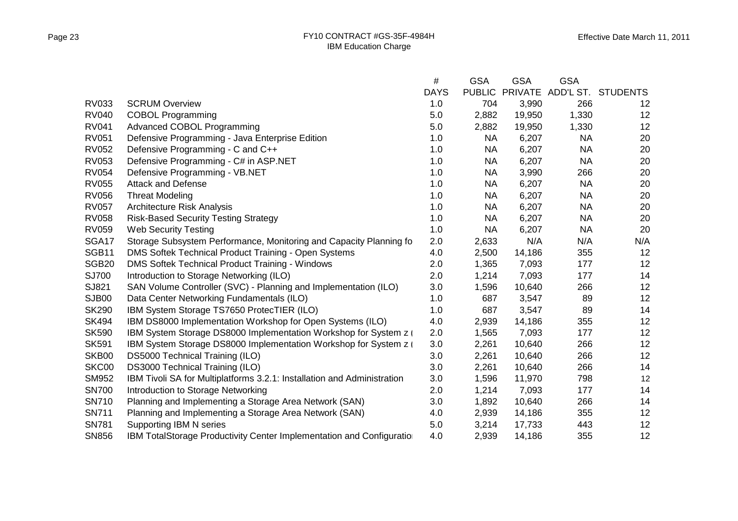| | | # DAYS | GSA PUBLIC | GSA PRIVATE | GSA ADD'L ST. | STUDENTS |
|---|---|---|---|---|---|---|
| RV033 | SCRUM Overview | 1.0 | 704 | 3,990 | 266 | 12 |
| RV040 | COBOL Programming | 5.0 | 2,882 | 19,950 | 1,330 | 12 |
| RV041 | Advanced COBOL Programming | 5.0 | 2,882 | 19,950 | 1,330 | 12 |
| RV051 | Defensive Programming - Java Enterprise Edition | 1.0 | NA | 6,207 | NA | 20 |
| RV052 | Defensive Programming - C and C++ | 1.0 | NA | 6,207 | NA | 20 |
| RV053 | Defensive Programming - C# in ASP.NET | 1.0 | NA | 6,207 | NA | 20 |
| RV054 | Defensive Programming - VB.NET | 1.0 | NA | 3,990 | 266 | 20 |
| RV055 | Attack and Defense | 1.0 | NA | 6,207 | NA | 20 |
| RV056 | Threat Modeling | 1.0 | NA | 6,207 | NA | 20 |
| RV057 | Architecture Risk Analysis | 1.0 | NA | 6,207 | NA | 20 |
| RV058 | Risk-Based Security Testing Strategy | 1.0 | NA | 6,207 | NA | 20 |
| RV059 | Web Security Testing | 1.0 | NA | 6,207 | NA | 20 |
| SGA17 | Storage Subsystem Performance, Monitoring and Capacity Planning fo | 2.0 | 2,633 | N/A | N/A | N/A |
| SGB11 | DMS Softek Technical Product Training - Open Systems | 4.0 | 2,500 | 14,186 | 355 | 12 |
| SGB20 | DMS Softek Technical Product Training - Windows | 2.0 | 1,365 | 7,093 | 177 | 12 |
| SJ700 | Introduction to Storage Networking (ILO) | 2.0 | 1,214 | 7,093 | 177 | 14 |
| SJ821 | SAN Volume Controller (SVC) - Planning and Implementation (ILO) | 3.0 | 1,596 | 10,640 | 266 | 12 |
| SJB00 | Data Center Networking Fundamentals (ILO) | 1.0 | 687 | 3,547 | 89 | 12 |
| SK290 | IBM System Storage TS7650 ProtecTIER (ILO) | 1.0 | 687 | 3,547 | 89 | 14 |
| SK494 | IBM DS8000 Implementation Workshop for Open Systems (ILO) | 4.0 | 2,939 | 14,186 | 355 | 12 |
| SK590 | IBM System Storage DS8000 Implementation Workshop for System z ( | 2.0 | 1,565 | 7,093 | 177 | 12 |
| SK591 | IBM System Storage DS8000 Implementation Workshop for System z ( | 3.0 | 2,261 | 10,640 | 266 | 12 |
| SKB00 | DS5000 Technical Training (ILO) | 3.0 | 2,261 | 10,640 | 266 | 12 |
| SKC00 | DS3000 Technical Training (ILO) | 3.0 | 2,261 | 10,640 | 266 | 14 |
| SM952 | IBM Tivoli SA for Multiplatforms 3.2.1: Installation and Administration | 3.0 | 1,596 | 11,970 | 798 | 12 |
| SN700 | Introduction to Storage Networking | 2.0 | 1,214 | 7,093 | 177 | 14 |
| SN710 | Planning and Implementing a Storage Area Network (SAN) | 3.0 | 1,892 | 10,640 | 266 | 14 |
| SN711 | Planning and Implementing a Storage Area Network (SAN) | 4.0 | 2,939 | 14,186 | 355 | 12 |
| SN781 | Supporting IBM N series | 5.0 | 3,214 | 17,733 | 443 | 12 |
| SN856 | IBM TotalStorage Productivity Center Implementation and Configuratio | 4.0 | 2,939 | 14,186 | 355 | 12 |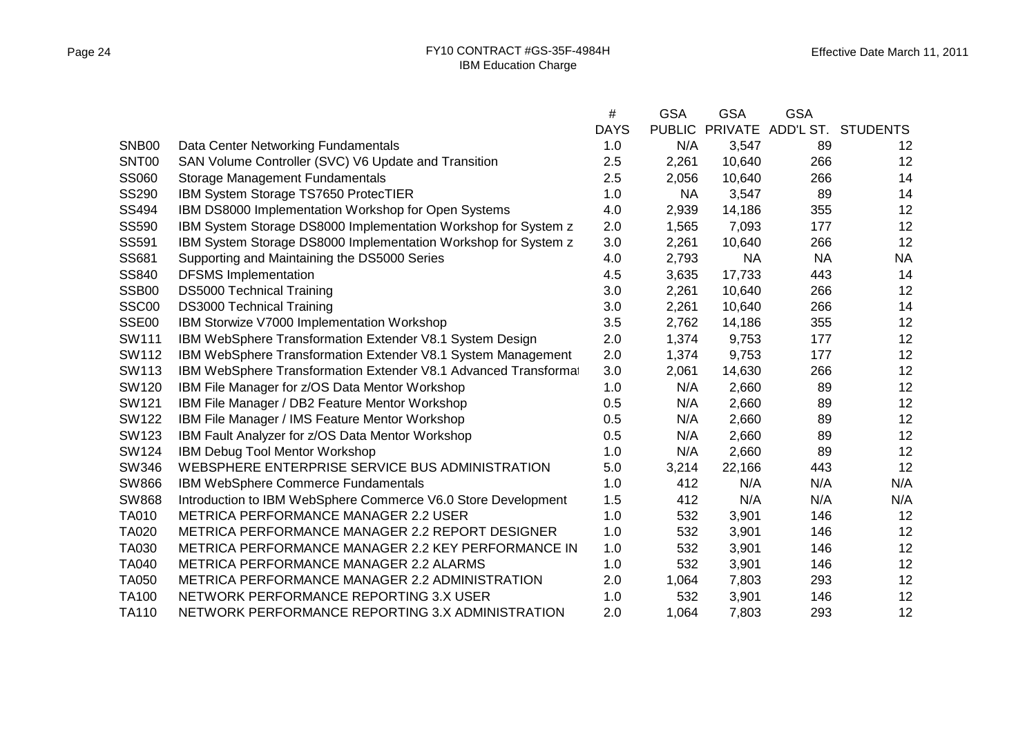| | | # DAYS | GSA PUBLIC | GSA PRIVATE | GSA ADD'L ST. | STUDENTS |
|---|---|---|---|---|---|---|
| SNB00 | Data Center Networking Fundamentals | 1.0 | N/A | 3,547 | 89 | 12 |
| SNT00 | SAN Volume Controller (SVC) V6 Update and Transition | 2.5 | 2,261 | 10,640 | 266 | 12 |
| SS060 | Storage Management Fundamentals | 2.5 | 2,056 | 10,640 | 266 | 14 |
| SS290 | IBM System Storage TS7650 ProtecTIER | 1.0 | NA | 3,547 | 89 | 14 |
| SS494 | IBM DS8000 Implementation Workshop for Open Systems | 4.0 | 2,939 | 14,186 | 355 | 12 |
| SS590 | IBM System Storage DS8000 Implementation Workshop for System z | 2.0 | 1,565 | 7,093 | 177 | 12 |
| SS591 | IBM System Storage DS8000 Implementation Workshop for System z | 3.0 | 2,261 | 10,640 | 266 | 12 |
| SS681 | Supporting and Maintaining the DS5000 Series | 4.0 | 2,793 | NA | NA | NA |
| SS840 | DFSMS Implementation | 4.5 | 3,635 | 17,733 | 443 | 14 |
| SSB00 | DS5000 Technical Training | 3.0 | 2,261 | 10,640 | 266 | 12 |
| SSC00 | DS3000 Technical Training | 3.0 | 2,261 | 10,640 | 266 | 14 |
| SSE00 | IBM Storwize V7000 Implementation Workshop | 3.5 | 2,762 | 14,186 | 355 | 12 |
| SW111 | IBM WebSphere Transformation Extender V8.1 System Design | 2.0 | 1,374 | 9,753 | 177 | 12 |
| SW112 | IBM WebSphere Transformation Extender V8.1 System Management | 2.0 | 1,374 | 9,753 | 177 | 12 |
| SW113 | IBM WebSphere Transformation Extender V8.1 Advanced Transformat | 3.0 | 2,061 | 14,630 | 266 | 12 |
| SW120 | IBM File Manager for z/OS Data Mentor Workshop | 1.0 | N/A | 2,660 | 89 | 12 |
| SW121 | IBM File Manager / DB2 Feature Mentor Workshop | 0.5 | N/A | 2,660 | 89 | 12 |
| SW122 | IBM File Manager / IMS Feature Mentor Workshop | 0.5 | N/A | 2,660 | 89 | 12 |
| SW123 | IBM Fault Analyzer for z/OS Data Mentor Workshop | 0.5 | N/A | 2,660 | 89 | 12 |
| SW124 | IBM Debug Tool Mentor Workshop | 1.0 | N/A | 2,660 | 89 | 12 |
| SW346 | WEBSPHERE ENTERPRISE SERVICE BUS ADMINISTRATION | 5.0 | 3,214 | 22,166 | 443 | 12 |
| SW866 | IBM WebSphere Commerce Fundamentals | 1.0 | 412 | N/A | N/A | N/A |
| SW868 | Introduction to IBM WebSphere Commerce V6.0 Store Development | 1.5 | 412 | N/A | N/A | N/A |
| TA010 | METRICA PERFORMANCE MANAGER 2.2 USER | 1.0 | 532 | 3,901 | 146 | 12 |
| TA020 | METRICA PERFORMANCE MANAGER 2.2 REPORT DESIGNER | 1.0 | 532 | 3,901 | 146 | 12 |
| TA030 | METRICA PERFORMANCE MANAGER 2.2 KEY PERFORMANCE IN | 1.0 | 532 | 3,901 | 146 | 12 |
| TA040 | METRICA PERFORMANCE MANAGER 2.2 ALARMS | 1.0 | 532 | 3,901 | 146 | 12 |
| TA050 | METRICA PERFORMANCE MANAGER 2.2 ADMINISTRATION | 2.0 | 1,064 | 7,803 | 293 | 12 |
| TA100 | NETWORK PERFORMANCE REPORTING 3.X USER | 1.0 | 532 | 3,901 | 146 | 12 |
| TA110 | NETWORK PERFORMANCE REPORTING 3.X ADMINISTRATION | 2.0 | 1,064 | 7,803 | 293 | 12 |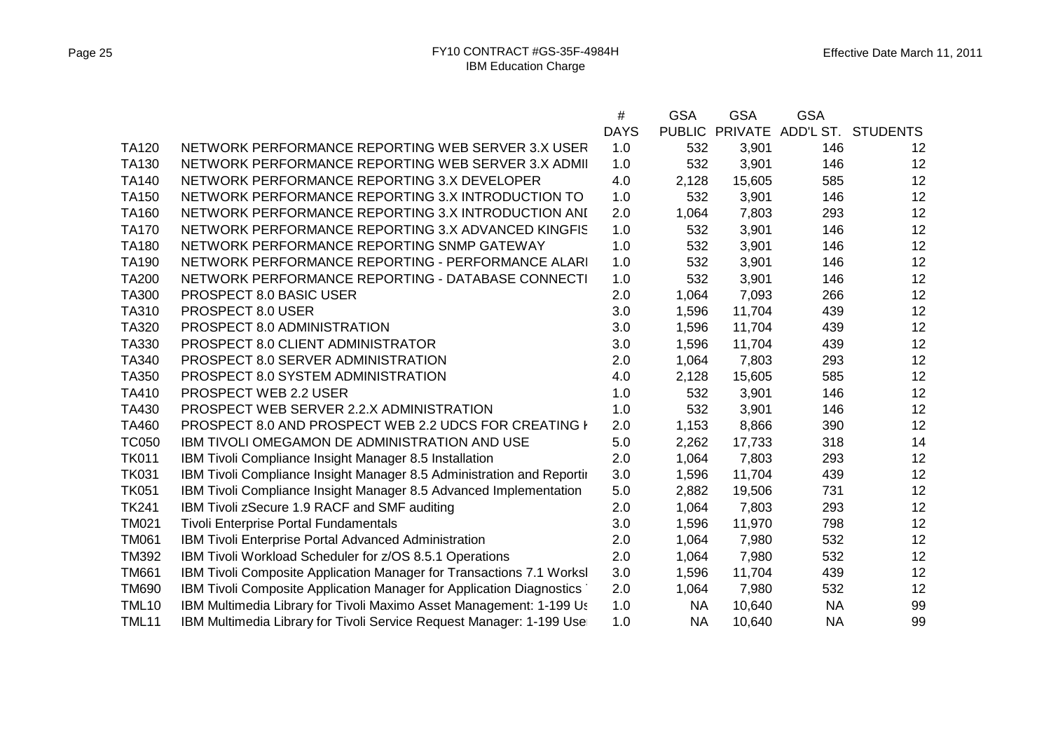| | | # DAYS | GSA PUBLIC | GSA PRIVATE | GSA ADD'L ST. | STUDENTS |
|---|---|---|---|---|---|---|
| TA120 | NETWORK PERFORMANCE REPORTING WEB SERVER 3.X USER | 1.0 | 532 | 3,901 | 146 | 12 |
| TA130 | NETWORK PERFORMANCE REPORTING WEB SERVER 3.X ADMII | 1.0 | 532 | 3,901 | 146 | 12 |
| TA140 | NETWORK PERFORMANCE REPORTING 3.X DEVELOPER | 4.0 | 2,128 | 15,605 | 585 | 12 |
| TA150 | NETWORK PERFORMANCE REPORTING 3.X INTRODUCTION TO | 1.0 | 532 | 3,901 | 146 | 12 |
| TA160 | NETWORK PERFORMANCE REPORTING 3.X INTRODUCTION ANI | 2.0 | 1,064 | 7,803 | 293 | 12 |
| TA170 | NETWORK PERFORMANCE REPORTING 3.X ADVANCED KINGFIS | 1.0 | 532 | 3,901 | 146 | 12 |
| TA180 | NETWORK PERFORMANCE REPORTING SNMP GATEWAY | 1.0 | 532 | 3,901 | 146 | 12 |
| TA190 | NETWORK PERFORMANCE REPORTING - PERFORMANCE ALARI | 1.0 | 532 | 3,901 | 146 | 12 |
| TA200 | NETWORK PERFORMANCE REPORTING - DATABASE CONNECTI | 1.0 | 532 | 3,901 | 146 | 12 |
| TA300 | PROSPECT 8.0 BASIC USER | 2.0 | 1,064 | 7,093 | 266 | 12 |
| TA310 | PROSPECT 8.0 USER | 3.0 | 1,596 | 11,704 | 439 | 12 |
| TA320 | PROSPECT 8.0 ADMINISTRATION | 3.0 | 1,596 | 11,704 | 439 | 12 |
| TA330 | PROSPECT 8.0 CLIENT ADMINISTRATOR | 3.0 | 1,596 | 11,704 | 439 | 12 |
| TA340 | PROSPECT 8.0 SERVER ADMINISTRATION | 2.0 | 1,064 | 7,803 | 293 | 12 |
| TA350 | PROSPECT 8.0 SYSTEM ADMINISTRATION | 4.0 | 2,128 | 15,605 | 585 | 12 |
| TA410 | PROSPECT WEB 2.2 USER | 1.0 | 532 | 3,901 | 146 | 12 |
| TA430 | PROSPECT WEB SERVER 2.2.X ADMINISTRATION | 1.0 | 532 | 3,901 | 146 | 12 |
| TA460 | PROSPECT 8.0 AND PROSPECT WEB 2.2 UDCS FOR CREATING I | 2.0 | 1,153 | 8,866 | 390 | 12 |
| TC050 | IBM TIVOLI OMEGAMON DE ADMINISTRATION AND USE | 5.0 | 2,262 | 17,733 | 318 | 14 |
| TK011 | IBM Tivoli Compliance Insight Manager 8.5 Installation | 2.0 | 1,064 | 7,803 | 293 | 12 |
| TK031 | IBM Tivoli Compliance Insight Manager 8.5 Administration and Reportir | 3.0 | 1,596 | 11,704 | 439 | 12 |
| TK051 | IBM Tivoli Compliance Insight Manager 8.5 Advanced Implementation | 5.0 | 2,882 | 19,506 | 731 | 12 |
| TK241 | IBM Tivoli zSecure 1.9 RACF and SMF auditing | 2.0 | 1,064 | 7,803 | 293 | 12 |
| TM021 | Tivoli Enterprise Portal Fundamentals | 3.0 | 1,596 | 11,970 | 798 | 12 |
| TM061 | IBM Tivoli Enterprise Portal Advanced Administration | 2.0 | 1,064 | 7,980 | 532 | 12 |
| TM392 | IBM Tivoli Workload Scheduler for z/OS 8.5.1 Operations | 2.0 | 1,064 | 7,980 | 532 | 12 |
| TM661 | IBM Tivoli Composite Application Manager for Transactions 7.1 Worksl | 3.0 | 1,596 | 11,704 | 439 | 12 |
| TM690 | IBM Tivoli Composite Application Manager for Application Diagnostics | 2.0 | 1,064 | 7,980 | 532 | 12 |
| TML10 | IBM Multimedia Library for Tivoli Maximo Asset Management: 1-199 Us | 1.0 | NA | 10,640 | NA | 99 |
| TML11 | IBM Multimedia Library for Tivoli Service Request Manager: 1-199 Use | 1.0 | NA | 10,640 | NA | 99 |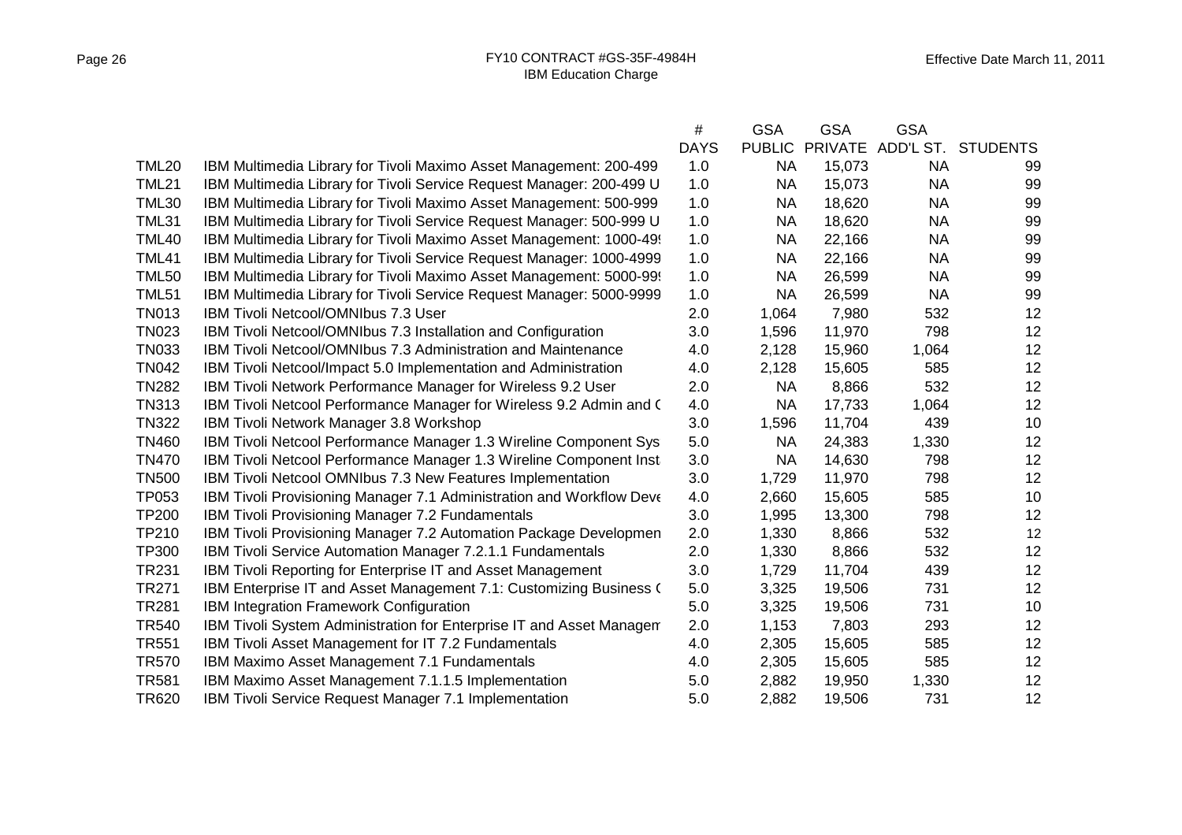FY10 CONTRACT #GS-35F-4984H
IBM Education Charge

Effective Date March 11, 2011

| | | # DAYS | GSA PUBLIC | GSA PRIVATE | GSA ADD'L ST. | STUDENTS |
|---|---|---|---|---|---|---|
| TML20 | IBM Multimedia Library for Tivoli Maximo Asset Management: 200-499 | 1.0 | NA | 15,073 | NA | 99 |
| TML21 | IBM Multimedia Library for Tivoli Service Request Manager: 200-499 U | 1.0 | NA | 15,073 | NA | 99 |
| TML30 | IBM Multimedia Library for Tivoli Maximo Asset Management: 500-999 | 1.0 | NA | 18,620 | NA | 99 |
| TML31 | IBM Multimedia Library for Tivoli Service Request Manager: 500-999 U | 1.0 | NA | 18,620 | NA | 99 |
| TML40 | IBM Multimedia Library for Tivoli Maximo Asset Management: 1000-49 | 1.0 | NA | 22,166 | NA | 99 |
| TML41 | IBM Multimedia Library for Tivoli Service Request Manager: 1000-4999 | 1.0 | NA | 22,166 | NA | 99 |
| TML50 | IBM Multimedia Library for Tivoli Maximo Asset Management: 5000-99 | 1.0 | NA | 26,599 | NA | 99 |
| TML51 | IBM Multimedia Library for Tivoli Service Request Manager: 5000-9999 | 1.0 | NA | 26,599 | NA | 99 |
| TN013 | IBM Tivoli Netcool/OMNIbus 7.3 User | 2.0 | 1,064 | 7,980 | 532 | 12 |
| TN023 | IBM Tivoli Netcool/OMNIbus 7.3 Installation and Configuration | 3.0 | 1,596 | 11,970 | 798 | 12 |
| TN033 | IBM Tivoli Netcool/OMNIbus 7.3 Administration and Maintenance | 4.0 | 2,128 | 15,960 | 1,064 | 12 |
| TN042 | IBM Tivoli Netcool/Impact 5.0 Implementation and Administration | 4.0 | 2,128 | 15,605 | 585 | 12 |
| TN282 | IBM Tivoli Network Performance Manager for Wireless 9.2 User | 2.0 | NA | 8,866 | 532 | 12 |
| TN313 | IBM Tivoli Netcool Performance Manager for Wireless 9.2 Admin and C | 4.0 | NA | 17,733 | 1,064 | 12 |
| TN322 | IBM Tivoli Network Manager 3.8 Workshop | 3.0 | 1,596 | 11,704 | 439 | 10 |
| TN460 | IBM Tivoli Netcool Performance Manager 1.3 Wireline Component Sys | 5.0 | NA | 24,383 | 1,330 | 12 |
| TN470 | IBM Tivoli Netcool Performance Manager 1.3 Wireline Component Inst | 3.0 | NA | 14,630 | 798 | 12 |
| TN500 | IBM Tivoli Netcool OMNIbus 7.3 New Features Implementation | 3.0 | 1,729 | 11,970 | 798 | 12 |
| TP053 | IBM Tivoli Provisioning Manager 7.1 Administration and Workflow Deve | 4.0 | 2,660 | 15,605 | 585 | 10 |
| TP200 | IBM Tivoli Provisioning Manager 7.2 Fundamentals | 3.0 | 1,995 | 13,300 | 798 | 12 |
| TP210 | IBM Tivoli Provisioning Manager 7.2 Automation Package Developmen | 2.0 | 1,330 | 8,866 | 532 | 12 |
| TP300 | IBM Tivoli Service Automation Manager 7.2.1.1 Fundamentals | 2.0 | 1,330 | 8,866 | 532 | 12 |
| TR231 | IBM Tivoli Reporting for Enterprise IT and Asset Management | 3.0 | 1,729 | 11,704 | 439 | 12 |
| TR271 | IBM Enterprise IT and Asset Management 7.1: Customizing Business ( | 5.0 | 3,325 | 19,506 | 731 | 12 |
| TR281 | IBM Integration Framework Configuration | 5.0 | 3,325 | 19,506 | 731 | 10 |
| TR540 | IBM Tivoli System Administration for Enterprise IT and Asset Managem | 2.0 | 1,153 | 7,803 | 293 | 12 |
| TR551 | IBM Tivoli Asset Management for IT 7.2 Fundamentals | 4.0 | 2,305 | 15,605 | 585 | 12 |
| TR570 | IBM Maximo Asset Management 7.1 Fundamentals | 4.0 | 2,305 | 15,605 | 585 | 12 |
| TR581 | IBM Maximo Asset Management 7.1.1.5 Implementation | 5.0 | 2,882 | 19,950 | 1,330 | 12 |
| TR620 | IBM Tivoli Service Request Manager 7.1 Implementation | 5.0 | 2,882 | 19,506 | 731 | 12 |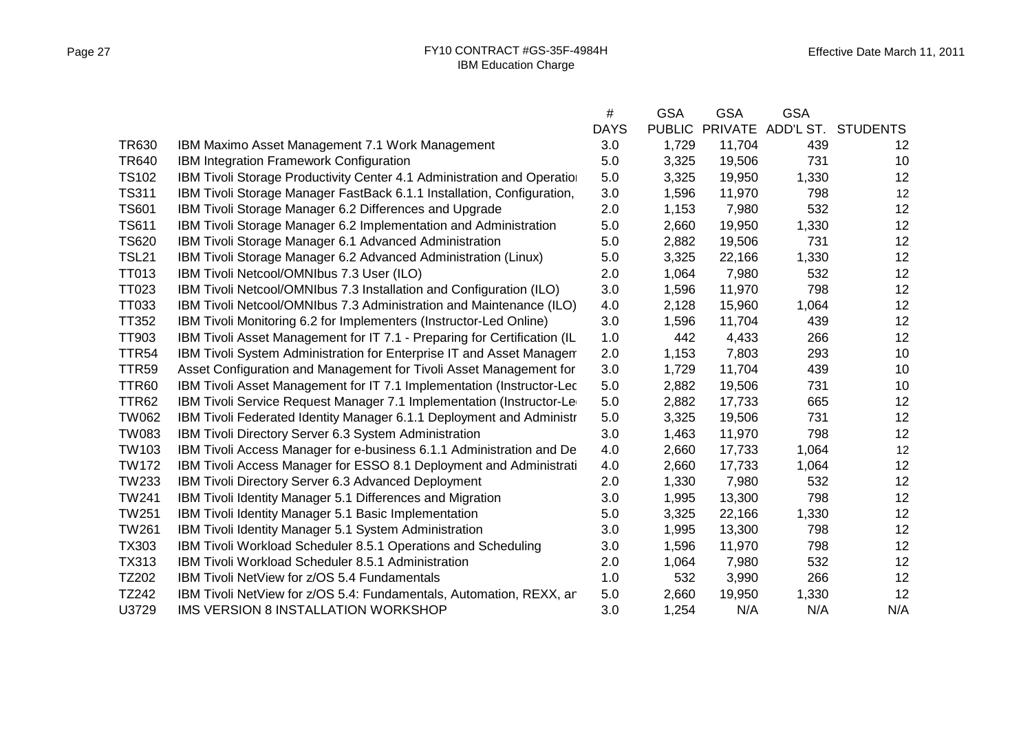| | | # DAYS | GSA PUBLIC | GSA PRIVATE | GSA ADD'L ST. | STUDENTS |
|---|---|---|---|---|---|---|
| TR630 | IBM Maximo Asset Management 7.1 Work Management | 3.0 | 1,729 | 11,704 | 439 | 12 |
| TR640 | IBM Integration Framework Configuration | 5.0 | 3,325 | 19,506 | 731 | 10 |
| TS102 | IBM Tivoli Storage Productivity Center 4.1 Administration and Operatio | 5.0 | 3,325 | 19,950 | 1,330 | 12 |
| TS311 | IBM Tivoli Storage Manager FastBack 6.1.1 Installation, Configuration, | 3.0 | 1,596 | 11,970 | 798 | 12 |
| TS601 | IBM Tivoli Storage Manager 6.2 Differences and Upgrade | 2.0 | 1,153 | 7,980 | 532 | 12 |
| TS611 | IBM Tivoli Storage Manager 6.2 Implementation and Administration | 5.0 | 2,660 | 19,950 | 1,330 | 12 |
| TS620 | IBM Tivoli Storage Manager 6.1 Advanced Administration | 5.0 | 2,882 | 19,506 | 731 | 12 |
| TSL21 | IBM Tivoli Storage Manager 6.2 Advanced Administration (Linux) | 5.0 | 3,325 | 22,166 | 1,330 | 12 |
| TT013 | IBM Tivoli Netcool/OMNIbus 7.3 User (ILO) | 2.0 | 1,064 | 7,980 | 532 | 12 |
| TT023 | IBM Tivoli Netcool/OMNIbus 7.3 Installation and Configuration (ILO) | 3.0 | 1,596 | 11,970 | 798 | 12 |
| TT033 | IBM Tivoli Netcool/OMNIbus 7.3 Administration and Maintenance (ILO) | 4.0 | 2,128 | 15,960 | 1,064 | 12 |
| TT352 | IBM Tivoli Monitoring 6.2 for Implementers (Instructor-Led Online) | 3.0 | 1,596 | 11,704 | 439 | 12 |
| TT903 | IBM Tivoli Asset Management for IT 7.1 - Preparing for Certification (IL | 1.0 | 442 | 4,433 | 266 | 12 |
| TTR54 | IBM Tivoli System Administration for Enterprise IT and Asset Managem | 2.0 | 1,153 | 7,803 | 293 | 10 |
| TTR59 | Asset Configuration and Management for Tivoli Asset Management for | 3.0 | 1,729 | 11,704 | 439 | 10 |
| TTR60 | IBM Tivoli Asset Management for IT 7.1 Implementation (Instructor-Lec | 5.0 | 2,882 | 19,506 | 731 | 10 |
| TTR62 | IBM Tivoli Service Request Manager 7.1 Implementation (Instructor-Le | 5.0 | 2,882 | 17,733 | 665 | 12 |
| TW062 | IBM Tivoli Federated Identity Manager 6.1.1 Deployment and Administr | 5.0 | 3,325 | 19,506 | 731 | 12 |
| TW083 | IBM Tivoli Directory Server 6.3 System Administration | 3.0 | 1,463 | 11,970 | 798 | 12 |
| TW103 | IBM Tivoli Access Manager for e-business 6.1.1 Administration and De | 4.0 | 2,660 | 17,733 | 1,064 | 12 |
| TW172 | IBM Tivoli Access Manager for ESSO 8.1 Deployment and Administrati | 4.0 | 2,660 | 17,733 | 1,064 | 12 |
| TW233 | IBM Tivoli Directory Server 6.3 Advanced Deployment | 2.0 | 1,330 | 7,980 | 532 | 12 |
| TW241 | IBM Tivoli Identity Manager 5.1 Differences and Migration | 3.0 | 1,995 | 13,300 | 798 | 12 |
| TW251 | IBM Tivoli Identity Manager 5.1 Basic Implementation | 5.0 | 3,325 | 22,166 | 1,330 | 12 |
| TW261 | IBM Tivoli Identity Manager 5.1 System Administration | 3.0 | 1,995 | 13,300 | 798 | 12 |
| TX303 | IBM Tivoli Workload Scheduler 8.5.1 Operations and Scheduling | 3.0 | 1,596 | 11,970 | 798 | 12 |
| TX313 | IBM Tivoli Workload Scheduler 8.5.1 Administration | 2.0 | 1,064 | 7,980 | 532 | 12 |
| TZ202 | IBM Tivoli NetView for z/OS 5.4 Fundamentals | 1.0 | 532 | 3,990 | 266 | 12 |
| TZ242 | IBM Tivoli NetView for z/OS 5.4: Fundamentals, Automation, REXX, ar | 5.0 | 2,660 | 19,950 | 1,330 | 12 |
| U3729 | IMS VERSION 8 INSTALLATION WORKSHOP | 3.0 | 1,254 | N/A | N/A | N/A |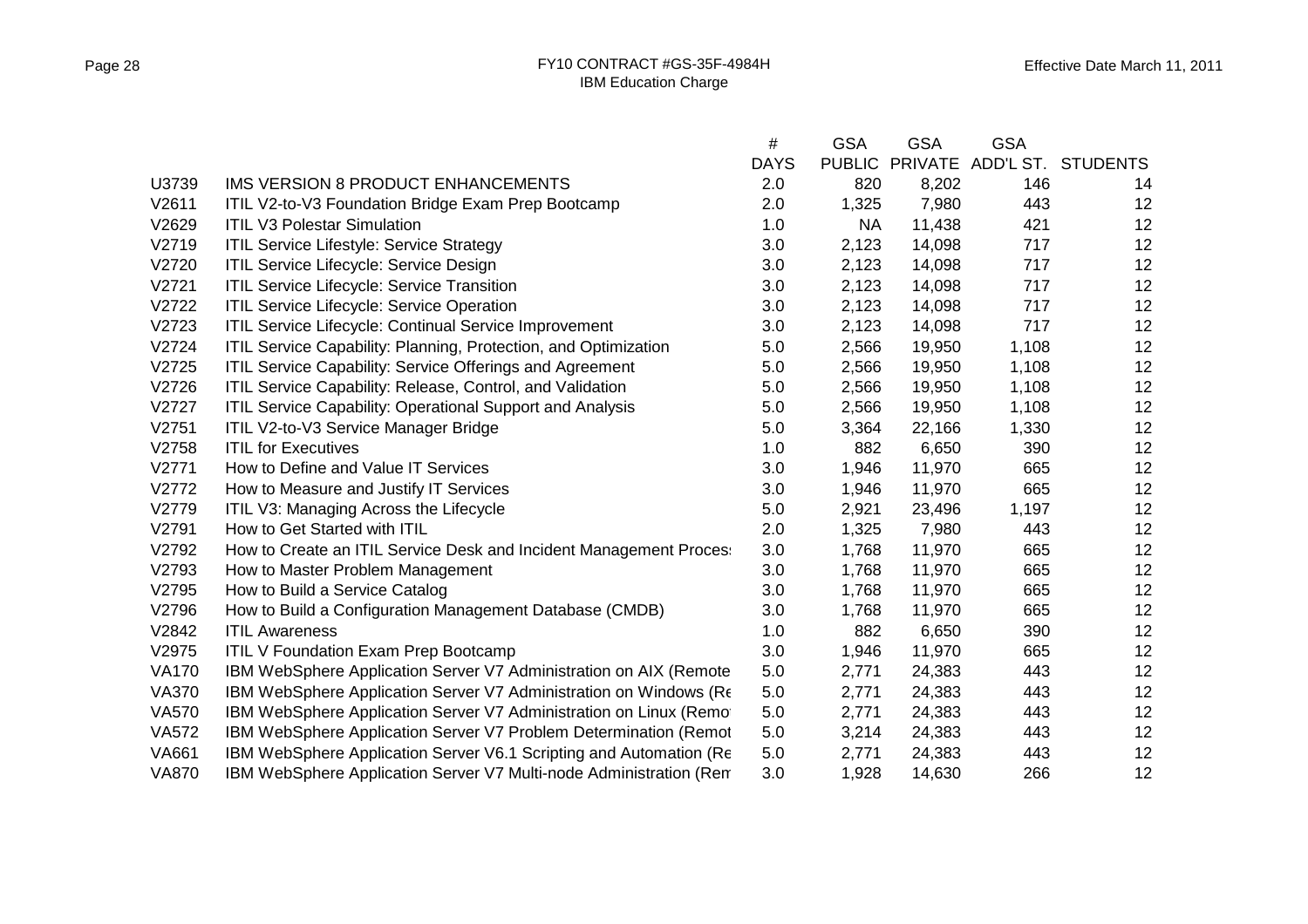| | | # DAYS | GSA PUBLIC | GSA PRIVATE | GSA ADD'L ST. | STUDENTS |
|---|---|---|---|---|---|---|
| U3739 | IMS VERSION 8 PRODUCT ENHANCEMENTS | 2.0 | 820 | 8,202 | 146 | 14 |
| V2611 | ITIL V2-to-V3 Foundation Bridge Exam Prep Bootcamp | 2.0 | 1,325 | 7,980 | 443 | 12 |
| V2629 | ITIL V3 Polestar Simulation | 1.0 | NA | 11,438 | 421 | 12 |
| V2719 | ITIL Service Lifestyle: Service Strategy | 3.0 | 2,123 | 14,098 | 717 | 12 |
| V2720 | ITIL Service Lifecycle: Service Design | 3.0 | 2,123 | 14,098 | 717 | 12 |
| V2721 | ITIL Service Lifecycle: Service Transition | 3.0 | 2,123 | 14,098 | 717 | 12 |
| V2722 | ITIL Service Lifecycle: Service Operation | 3.0 | 2,123 | 14,098 | 717 | 12 |
| V2723 | ITIL Service Lifecycle: Continual Service Improvement | 3.0 | 2,123 | 14,098 | 717 | 12 |
| V2724 | ITIL Service Capability: Planning, Protection, and Optimization | 5.0 | 2,566 | 19,950 | 1,108 | 12 |
| V2725 | ITIL Service Capability: Service Offerings and Agreement | 5.0 | 2,566 | 19,950 | 1,108 | 12 |
| V2726 | ITIL Service Capability: Release, Control, and Validation | 5.0 | 2,566 | 19,950 | 1,108 | 12 |
| V2727 | ITIL Service Capability: Operational Support and Analysis | 5.0 | 2,566 | 19,950 | 1,108 | 12 |
| V2751 | ITIL V2-to-V3 Service Manager Bridge | 5.0 | 3,364 | 22,166 | 1,330 | 12 |
| V2758 | ITIL for Executives | 1.0 | 882 | 6,650 | 390 | 12 |
| V2771 | How to Define and Value IT Services | 3.0 | 1,946 | 11,970 | 665 | 12 |
| V2772 | How to Measure and Justify IT Services | 3.0 | 1,946 | 11,970 | 665 | 12 |
| V2779 | ITIL V3: Managing Across the Lifecycle | 5.0 | 2,921 | 23,496 | 1,197 | 12 |
| V2791 | How to Get Started with ITIL | 2.0 | 1,325 | 7,980 | 443 | 12 |
| V2792 | How to Create an ITIL Service Desk and Incident Management Proces | 3.0 | 1,768 | 11,970 | 665 | 12 |
| V2793 | How to Master Problem Management | 3.0 | 1,768 | 11,970 | 665 | 12 |
| V2795 | How to Build a Service Catalog | 3.0 | 1,768 | 11,970 | 665 | 12 |
| V2796 | How to Build a Configuration Management Database (CMDB) | 3.0 | 1,768 | 11,970 | 665 | 12 |
| V2842 | ITIL Awareness | 1.0 | 882 | 6,650 | 390 | 12 |
| V2975 | ITIL V Foundation Exam Prep Bootcamp | 3.0 | 1,946 | 11,970 | 665 | 12 |
| VA170 | IBM WebSphere Application Server V7 Administration on AIX (Remote | 5.0 | 2,771 | 24,383 | 443 | 12 |
| VA370 | IBM WebSphere Application Server V7 Administration on Windows (Re | 5.0 | 2,771 | 24,383 | 443 | 12 |
| VA570 | IBM WebSphere Application Server V7 Administration on Linux (Remo | 5.0 | 2,771 | 24,383 | 443 | 12 |
| VA572 | IBM WebSphere Application Server V7 Problem Determination (Remot | 5.0 | 3,214 | 24,383 | 443 | 12 |
| VA661 | IBM WebSphere Application Server V6.1 Scripting and Automation (Re | 5.0 | 2,771 | 24,383 | 443 | 12 |
| VA870 | IBM WebSphere Application Server V7 Multi-node Administration (Rem | 3.0 | 1,928 | 14,630 | 266 | 12 |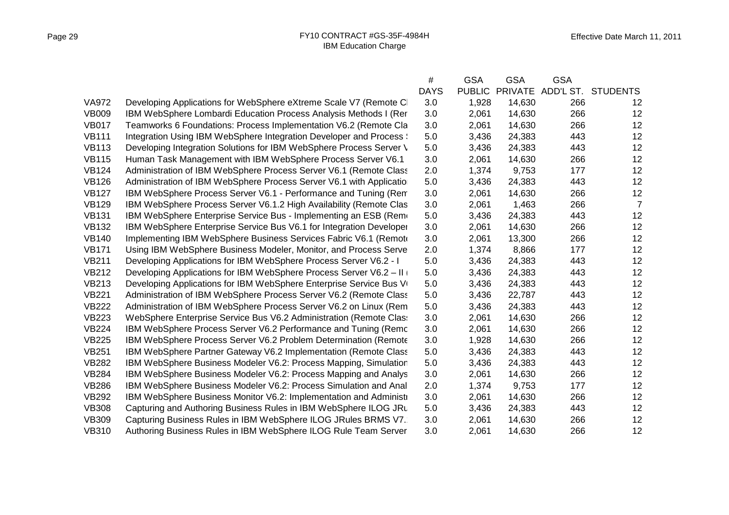| | | # DAYS | GSA PUBLIC | GSA PRIVATE | GSA ADD'L ST. | STUDENTS |
|---|---|---|---|---|---|---|
| VA972 | Developing Applications for WebSphere eXtreme Scale V7 (Remote Cl | 3.0 | 1,928 | 14,630 | 266 | 12 |
| VB009 | IBM WebSphere Lombardi Education Process Analysis Methods I (Rer | 3.0 | 2,061 | 14,630 | 266 | 12 |
| VB017 | Teamworks 6 Foundations: Process Implementation V6.2 (Remote Cla | 3.0 | 2,061 | 14,630 | 266 | 12 |
| VB111 | Integration Using IBM WebSphere Integration Developer and Process ! | 5.0 | 3,436 | 24,383 | 443 | 12 |
| VB113 | Developing Integration Solutions for IBM WebSphere Process Server \ | 5.0 | 3,436 | 24,383 | 443 | 12 |
| VB115 | Human Task Management with IBM WebSphere Process Server V6.1 | 3.0 | 2,061 | 14,630 | 266 | 12 |
| VB124 | Administration of IBM WebSphere Process Server V6.1 (Remote Class | 2.0 | 1,374 | 9,753 | 177 | 12 |
| VB126 | Administration of IBM WebSphere Process Server V6.1 with Applicatio | 5.0 | 3,436 | 24,383 | 443 | 12 |
| VB127 | IBM WebSphere Process Server V6.1 - Performance and Tuning (Rem | 3.0 | 2,061 | 14,630 | 266 | 12 |
| VB129 | IBM WebSphere Process Server V6.1.2 High Availability (Remote Clas | 3.0 | 2,061 | 1,463 | 266 | 7 |
| VB131 | IBM WebSphere Enterprise Service Bus - Implementing an ESB (Rem | 5.0 | 3,436 | 24,383 | 443 | 12 |
| VB132 | IBM WebSphere Enterprise Service Bus V6.1 for Integration Develope | 3.0 | 2,061 | 14,630 | 266 | 12 |
| VB140 | Implementing IBM WebSphere Business Services Fabric V6.1 (Remote | 3.0 | 2,061 | 13,300 | 266 | 12 |
| VB171 | Using IBM WebSphere Business Modeler, Monitor, and Process Serve | 2.0 | 1,374 | 8,866 | 177 | 12 |
| VB211 | Developing Applications for IBM WebSphere Process Server V6.2 - I | 5.0 | 3,436 | 24,383 | 443 | 12 |
| VB212 | Developing Applications for IBM WebSphere Process Server V6.2 – II | 5.0 | 3,436 | 24,383 | 443 | 12 |
| VB213 | Developing Applications for IBM WebSphere Enterprise Service Bus V | 5.0 | 3,436 | 24,383 | 443 | 12 |
| VB221 | Administration of IBM WebSphere Process Server V6.2 (Remote Class | 5.0 | 3,436 | 22,787 | 443 | 12 |
| VB222 | Administration of IBM WebSphere Process Server V6.2 on Linux (Rem | 5.0 | 3,436 | 24,383 | 443 | 12 |
| VB223 | WebSphere Enterprise Service Bus V6.2 Administration (Remote Clas | 3.0 | 2,061 | 14,630 | 266 | 12 |
| VB224 | IBM WebSphere Process Server V6.2 Performance and Tuning (Remo | 3.0 | 2,061 | 14,630 | 266 | 12 |
| VB225 | IBM WebSphere Process Server V6.2 Problem Determination (Remote | 3.0 | 1,928 | 14,630 | 266 | 12 |
| VB251 | IBM WebSphere Partner Gateway V6.2 Implementation (Remote Class | 5.0 | 3,436 | 24,383 | 443 | 12 |
| VB282 | IBM WebSphere Business Modeler V6.2: Process Mapping, Simulation | 5.0 | 3,436 | 24,383 | 443 | 12 |
| VB284 | IBM WebSphere Business Modeler V6.2: Process Mapping and Analys | 3.0 | 2,061 | 14,630 | 266 | 12 |
| VB286 | IBM WebSphere Business Modeler V6.2: Process Simulation and Anal | 2.0 | 1,374 | 9,753 | 177 | 12 |
| VB292 | IBM WebSphere Business Monitor V6.2: Implementation and Administ | 3.0 | 2,061 | 14,630 | 266 | 12 |
| VB308 | Capturing and Authoring Business Rules in IBM WebSphere ILOG JRu | 5.0 | 3,436 | 24,383 | 443 | 12 |
| VB309 | Capturing Business Rules in IBM WebSphere ILOG JRules BRMS V7. | 3.0 | 2,061 | 14,630 | 266 | 12 |
| VB310 | Authoring Business Rules in IBM WebSphere ILOG Rule Team Server | 3.0 | 2,061 | 14,630 | 266 | 12 |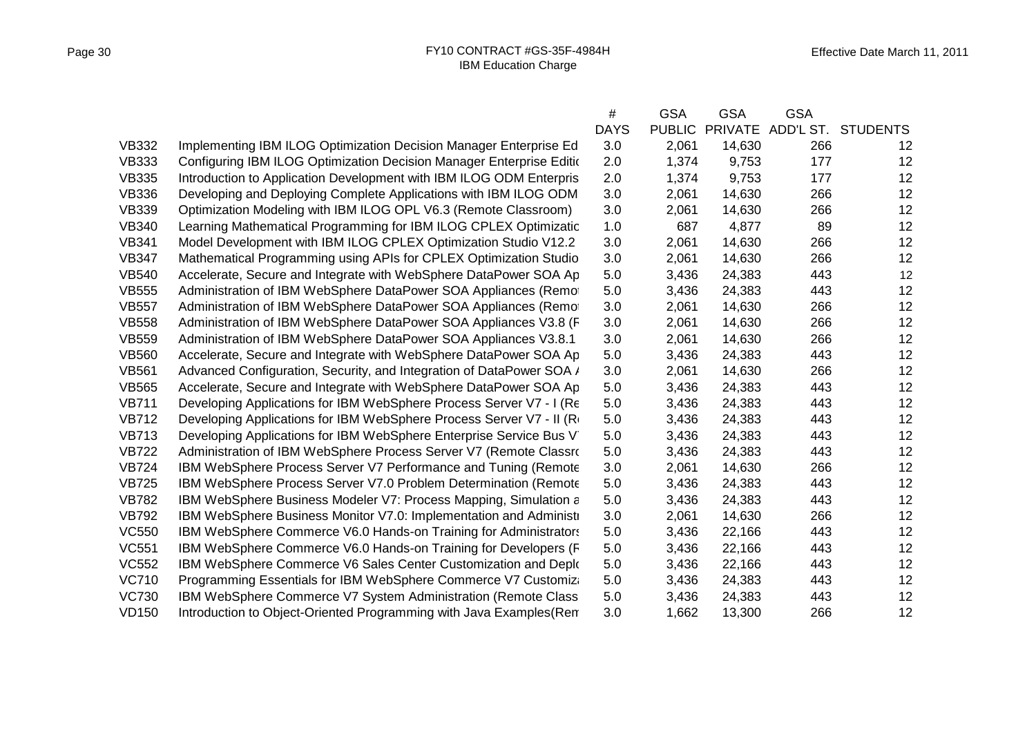| | | # DAYS | GSA PUBLIC | GSA PRIVATE | GSA ADD'L ST. | STUDENTS |
|---|---|---|---|---|---|---|
| VB332 | Implementing IBM ILOG Optimization Decision Manager Enterprise Ed | 3.0 | 2,061 | 14,630 | 266 | 12 |
| VB333 | Configuring IBM ILOG Optimization Decision Manager Enterprise Editio | 2.0 | 1,374 | 9,753 | 177 | 12 |
| VB335 | Introduction to Application Development with IBM ILOG ODM Enterpris | 2.0 | 1,374 | 9,753 | 177 | 12 |
| VB336 | Developing and Deploying Complete Applications with IBM ILOG ODM | 3.0 | 2,061 | 14,630 | 266 | 12 |
| VB339 | Optimization Modeling with IBM ILOG OPL V6.3 (Remote Classroom) | 3.0 | 2,061 | 14,630 | 266 | 12 |
| VB340 | Learning Mathematical Programming for IBM ILOG CPLEX Optimizatio | 1.0 | 687 | 4,877 | 89 | 12 |
| VB341 | Model Development with IBM ILOG CPLEX Optimization Studio V12.2 | 3.0 | 2,061 | 14,630 | 266 | 12 |
| VB347 | Mathematical Programming using APIs for CPLEX Optimization Studio | 3.0 | 2,061 | 14,630 | 266 | 12 |
| VB540 | Accelerate, Secure and Integrate with WebSphere DataPower SOA Ap | 5.0 | 3,436 | 24,383 | 443 | 12 |
| VB555 | Administration of IBM WebSphere DataPower SOA Appliances (Remo | 5.0 | 3,436 | 24,383 | 443 | 12 |
| VB557 | Administration of IBM WebSphere DataPower SOA Appliances (Remo | 3.0 | 2,061 | 14,630 | 266 | 12 |
| VB558 | Administration of IBM WebSphere DataPower SOA Appliances V3.8 (F | 3.0 | 2,061 | 14,630 | 266 | 12 |
| VB559 | Administration of IBM WebSphere DataPower SOA Appliances V3.8.1 | 3.0 | 2,061 | 14,630 | 266 | 12 |
| VB560 | Accelerate, Secure and Integrate with WebSphere DataPower SOA Ap | 5.0 | 3,436 | 24,383 | 443 | 12 |
| VB561 | Advanced Configuration, Security, and Integration of DataPower SOA / | 3.0 | 2,061 | 14,630 | 266 | 12 |
| VB565 | Accelerate, Secure and Integrate with WebSphere DataPower SOA Ap | 5.0 | 3,436 | 24,383 | 443 | 12 |
| VB711 | Developing Applications for IBM WebSphere Process Server V7 - I (Re | 5.0 | 3,436 | 24,383 | 443 | 12 |
| VB712 | Developing Applications for IBM WebSphere Process Server V7 - II (R | 5.0 | 3,436 | 24,383 | 443 | 12 |
| VB713 | Developing Applications for IBM WebSphere Enterprise Service Bus V | 5.0 | 3,436 | 24,383 | 443 | 12 |
| VB722 | Administration of IBM WebSphere Process Server V7 (Remote Classro | 5.0 | 3,436 | 24,383 | 443 | 12 |
| VB724 | IBM WebSphere Process Server V7 Performance and Tuning (Remote | 3.0 | 2,061 | 14,630 | 266 | 12 |
| VB725 | IBM WebSphere Process Server V7.0 Problem Determination (Remote | 5.0 | 3,436 | 24,383 | 443 | 12 |
| VB782 | IBM WebSphere Business Modeler V7: Process Mapping, Simulation a | 5.0 | 3,436 | 24,383 | 443 | 12 |
| VB792 | IBM WebSphere Business Monitor V7.0: Implementation and Administ | 3.0 | 2,061 | 14,630 | 266 | 12 |
| VC550 | IBM WebSphere Commerce V6.0 Hands-on Training for Administrators | 5.0 | 3,436 | 22,166 | 443 | 12 |
| VC551 | IBM WebSphere Commerce V6.0 Hands-on Training for Developers (F | 5.0 | 3,436 | 22,166 | 443 | 12 |
| VC552 | IBM WebSphere Commerce V6 Sales Center Customization and Deplo | 5.0 | 3,436 | 22,166 | 443 | 12 |
| VC710 | Programming Essentials for IBM WebSphere Commerce V7 Customiz | 5.0 | 3,436 | 24,383 | 443 | 12 |
| VC730 | IBM WebSphere Commerce V7 System Administration (Remote Class | 5.0 | 3,436 | 24,383 | 443 | 12 |
| VD150 | Introduction to Object-Oriented Programming with Java Examples(Rem | 3.0 | 1,662 | 13,300 | 266 | 12 |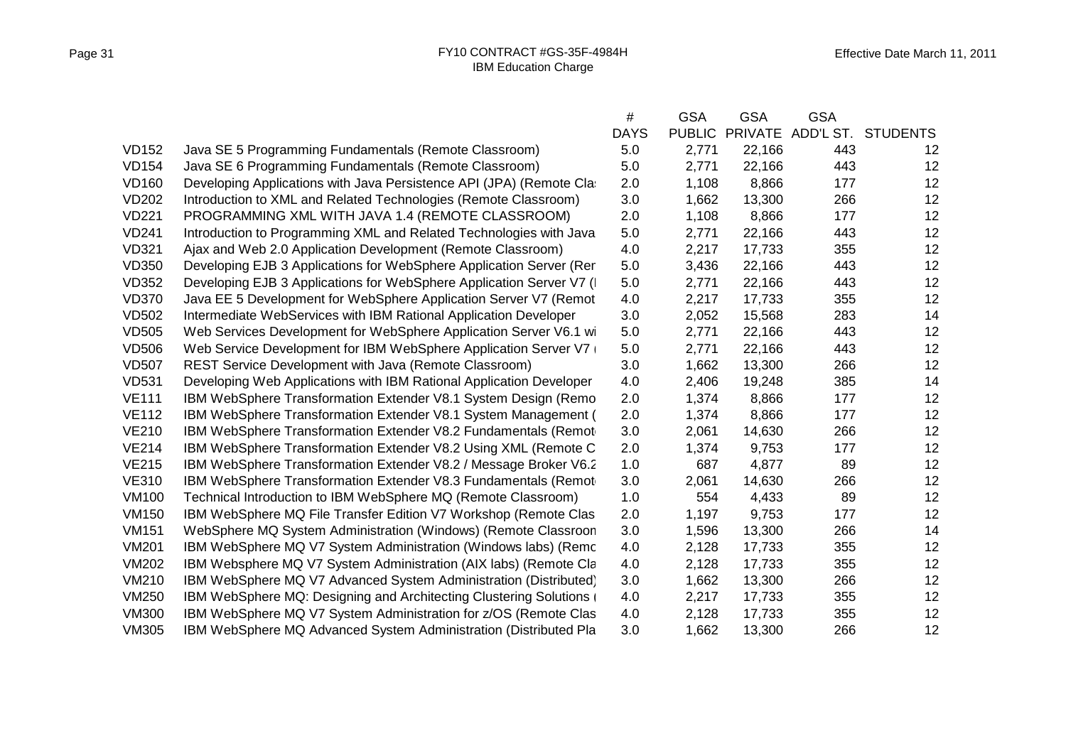| | | # DAYS | GSA PUBLIC | GSA PRIVATE | GSA ADD'L ST. | STUDENTS |
|---|---|---|---|---|---|---|
| VD152 | Java SE 5 Programming Fundamentals (Remote Classroom) | 5.0 | 2,771 | 22,166 | 443 | 12 |
| VD154 | Java SE 6 Programming Fundamentals (Remote Classroom) | 5.0 | 2,771 | 22,166 | 443 | 12 |
| VD160 | Developing Applications with Java Persistence API (JPA) (Remote Cla | 2.0 | 1,108 | 8,866 | 177 | 12 |
| VD202 | Introduction to XML and Related Technologies (Remote Classroom) | 3.0 | 1,662 | 13,300 | 266 | 12 |
| VD221 | PROGRAMMING XML WITH JAVA 1.4 (REMOTE CLASSROOM) | 2.0 | 1,108 | 8,866 | 177 | 12 |
| VD241 | Introduction to Programming XML and Related Technologies with Java | 5.0 | 2,771 | 22,166 | 443 | 12 |
| VD321 | Ajax and Web 2.0 Application Development (Remote Classroom) | 4.0 | 2,217 | 17,733 | 355 | 12 |
| VD350 | Developing EJB 3 Applications for WebSphere Application Server (Rer | 5.0 | 3,436 | 22,166 | 443 | 12 |
| VD352 | Developing EJB 3 Applications for WebSphere Application Server V7 (I | 5.0 | 2,771 | 22,166 | 443 | 12 |
| VD370 | Java EE 5 Development for WebSphere Application Server V7 (Remot | 4.0 | 2,217 | 17,733 | 355 | 12 |
| VD502 | Intermediate WebServices with IBM Rational Application Developer | 3.0 | 2,052 | 15,568 | 283 | 14 |
| VD505 | Web Services Development for WebSphere Application Server V6.1 wi | 5.0 | 2,771 | 22,166 | 443 | 12 |
| VD506 | Web Service Development for IBM WebSphere Application Server V7 ( | 5.0 | 2,771 | 22,166 | 443 | 12 |
| VD507 | REST Service Development with Java (Remote Classroom) | 3.0 | 1,662 | 13,300 | 266 | 12 |
| VD531 | Developing Web Applications with IBM Rational Application Developer | 4.0 | 2,406 | 19,248 | 385 | 14 |
| VE111 | IBM WebSphere Transformation Extender V8.1 System Design (Remo | 2.0 | 1,374 | 8,866 | 177 | 12 |
| VE112 | IBM WebSphere Transformation Extender V8.1 System Management ( | 2.0 | 1,374 | 8,866 | 177 | 12 |
| VE210 | IBM WebSphere Transformation Extender V8.2 Fundamentals (Remot | 3.0 | 2,061 | 14,630 | 266 | 12 |
| VE214 | IBM WebSphere Transformation Extender V8.2 Using XML (Remote C | 2.0 | 1,374 | 9,753 | 177 | 12 |
| VE215 | IBM WebSphere Transformation Extender V8.2 / Message Broker V6.2 | 1.0 | 687 | 4,877 | 89 | 12 |
| VE310 | IBM WebSphere Transformation Extender V8.3 Fundamentals (Remot | 3.0 | 2,061 | 14,630 | 266 | 12 |
| VM100 | Technical Introduction to IBM WebSphere MQ (Remote Classroom) | 1.0 | 554 | 4,433 | 89 | 12 |
| VM150 | IBM WebSphere MQ File Transfer Edition V7 Workshop (Remote Clas | 2.0 | 1,197 | 9,753 | 177 | 12 |
| VM151 | WebSphere MQ System Administration (Windows) (Remote Classroon | 3.0 | 1,596 | 13,300 | 266 | 14 |
| VM201 | IBM WebSphere MQ V7 System Administration (Windows labs) (Remc | 4.0 | 2,128 | 17,733 | 355 | 12 |
| VM202 | IBM Websphere MQ V7 System Administration (AIX labs) (Remote Cla | 4.0 | 2,128 | 17,733 | 355 | 12 |
| VM210 | IBM WebSphere MQ V7 Advanced System Administration (Distributed) | 3.0 | 1,662 | 13,300 | 266 | 12 |
| VM250 | IBM WebSphere MQ: Designing and Architecting Clustering Solutions ( | 4.0 | 2,217 | 17,733 | 355 | 12 |
| VM300 | IBM WebSphere MQ V7 System Administration for z/OS (Remote Clas | 4.0 | 2,128 | 17,733 | 355 | 12 |
| VM305 | IBM WebSphere MQ Advanced System Administration (Distributed Pla | 3.0 | 1,662 | 13,300 | 266 | 12 |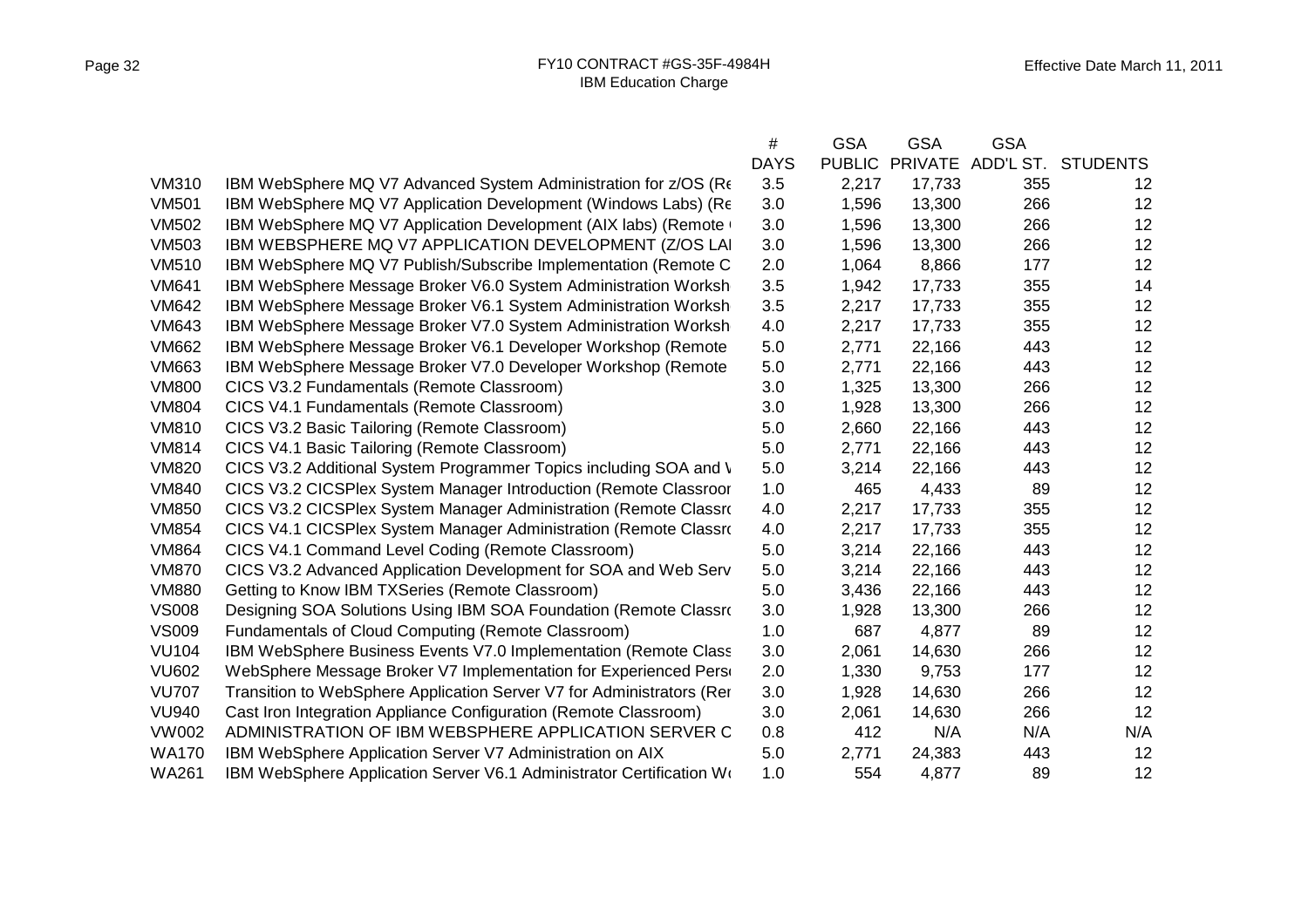| | | # DAYS | GSA PUBLIC | GSA PRIVATE | GSA ADD'L ST. | STUDENTS |
|---|---|---|---|---|---|---|
| VM310 | IBM WebSphere MQ V7 Advanced System Administration for z/OS (Re | 3.5 | 2,217 | 17,733 | 355 | 12 |
| VM501 | IBM WebSphere MQ V7 Application Development (Windows Labs) (Re | 3.0 | 1,596 | 13,300 | 266 | 12 |
| VM502 | IBM WebSphere MQ V7 Application Development (AIX labs) (Remote | 3.0 | 1,596 | 13,300 | 266 | 12 |
| VM503 | IBM WEBSPHERE MQ V7 APPLICATION DEVELOPMENT (Z/OS LAI | 3.0 | 1,596 | 13,300 | 266 | 12 |
| VM510 | IBM WebSphere MQ V7 Publish/Subscribe Implementation (Remote C | 2.0 | 1,064 | 8,866 | 177 | 12 |
| VM641 | IBM WebSphere Message Broker V6.0 System Administration Worksh | 3.5 | 1,942 | 17,733 | 355 | 14 |
| VM642 | IBM WebSphere Message Broker V6.1 System Administration Worksh | 3.5 | 2,217 | 17,733 | 355 | 12 |
| VM643 | IBM WebSphere Message Broker V7.0 System Administration Worksh | 4.0 | 2,217 | 17,733 | 355 | 12 |
| VM662 | IBM WebSphere Message Broker V6.1 Developer Workshop (Remote | 5.0 | 2,771 | 22,166 | 443 | 12 |
| VM663 | IBM WebSphere Message Broker V7.0 Developer Workshop (Remote | 5.0 | 2,771 | 22,166 | 443 | 12 |
| VM800 | CICS V3.2 Fundamentals (Remote Classroom) | 3.0 | 1,325 | 13,300 | 266 | 12 |
| VM804 | CICS V4.1 Fundamentals (Remote Classroom) | 3.0 | 1,928 | 13,300 | 266 | 12 |
| VM810 | CICS V3.2 Basic Tailoring (Remote Classroom) | 5.0 | 2,660 | 22,166 | 443 | 12 |
| VM814 | CICS V4.1 Basic Tailoring (Remote Classroom) | 5.0 | 2,771 | 22,166 | 443 | 12 |
| VM820 | CICS V3.2 Additional System Programmer Topics including SOA and V | 5.0 | 3,214 | 22,166 | 443 | 12 |
| VM840 | CICS V3.2 CICSPlex System Manager Introduction (Remote Classroor | 1.0 | 465 | 4,433 | 89 | 12 |
| VM850 | CICS V3.2 CICSPlex System Manager Administration (Remote Classro | 4.0 | 2,217 | 17,733 | 355 | 12 |
| VM854 | CICS V4.1 CICSPlex System Manager Administration (Remote Classro | 4.0 | 2,217 | 17,733 | 355 | 12 |
| VM864 | CICS V4.1 Command Level Coding (Remote Classroom) | 5.0 | 3,214 | 22,166 | 443 | 12 |
| VM870 | CICS V3.2 Advanced Application Development for SOA and Web Serv | 5.0 | 3,214 | 22,166 | 443 | 12 |
| VM880 | Getting to Know IBM TXSeries (Remote Classroom) | 5.0 | 3,436 | 22,166 | 443 | 12 |
| VS008 | Designing SOA Solutions Using IBM SOA Foundation (Remote Classro | 3.0 | 1,928 | 13,300 | 266 | 12 |
| VS009 | Fundamentals of Cloud Computing (Remote Classroom) | 1.0 | 687 | 4,877 | 89 | 12 |
| VU104 | IBM WebSphere Business Events V7.0 Implementation (Remote Class | 3.0 | 2,061 | 14,630 | 266 | 12 |
| VU602 | WebSphere Message Broker V7 Implementation for Experienced Pers | 2.0 | 1,330 | 9,753 | 177 | 12 |
| VU707 | Transition to WebSphere Application Server V7 for Administrators (Rer | 3.0 | 1,928 | 14,630 | 266 | 12 |
| VU940 | Cast Iron Integration Appliance Configuration (Remote Classroom) | 3.0 | 2,061 | 14,630 | 266 | 12 |
| VW002 | ADMINISTRATION OF IBM WEBSPHERE APPLICATION SERVER C | 0.8 | 412 | N/A | N/A | N/A |
| WA170 | IBM WebSphere Application Server V7 Administration on AIX | 5.0 | 2,771 | 24,383 | 443 | 12 |
| WA261 | IBM WebSphere Application Server V6.1 Administrator Certification W | 1.0 | 554 | 4,877 | 89 | 12 |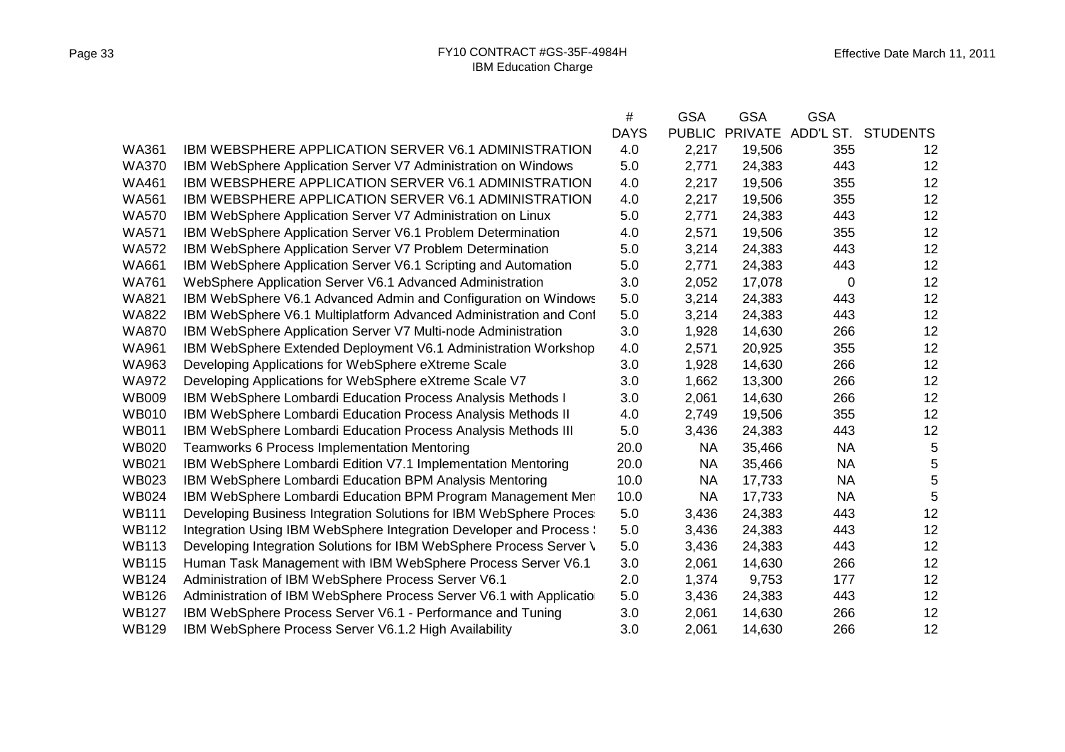| | | # DAYS | GSA PUBLIC | GSA PRIVATE | GSA ADD'L ST. | STUDENTS |
|---|---|---|---|---|---|---|
| WA361 | IBM WEBSPHERE APPLICATION SERVER V6.1 ADMINISTRATION | 4.0 | 2,217 | 19,506 | 355 | 12 |
| WA370 | IBM WebSphere Application Server V7 Administration on Windows | 5.0 | 2,771 | 24,383 | 443 | 12 |
| WA461 | IBM WEBSPHERE APPLICATION SERVER V6.1 ADMINISTRATION | 4.0 | 2,217 | 19,506 | 355 | 12 |
| WA561 | IBM WEBSPHERE APPLICATION SERVER V6.1 ADMINISTRATION | 4.0 | 2,217 | 19,506 | 355 | 12 |
| WA570 | IBM WebSphere Application Server V7 Administration on Linux | 5.0 | 2,771 | 24,383 | 443 | 12 |
| WA571 | IBM WebSphere Application Server V6.1 Problem Determination | 4.0 | 2,571 | 19,506 | 355 | 12 |
| WA572 | IBM WebSphere Application Server V7 Problem Determination | 5.0 | 3,214 | 24,383 | 443 | 12 |
| WA661 | IBM WebSphere Application Server V6.1 Scripting and Automation | 5.0 | 2,771 | 24,383 | 443 | 12 |
| WA761 | WebSphere Application Server V6.1 Advanced Administration | 3.0 | 2,052 | 17,078 | 0 | 12 |
| WA821 | IBM WebSphere V6.1 Advanced Admin and Configuration on Windows | 5.0 | 3,214 | 24,383 | 443 | 12 |
| WA822 | IBM WebSphere V6.1 Multiplatform Advanced Administration and Conf | 5.0 | 3,214 | 24,383 | 443 | 12 |
| WA870 | IBM WebSphere Application Server V7 Multi-node Administration | 3.0 | 1,928 | 14,630 | 266 | 12 |
| WA961 | IBM WebSphere Extended Deployment V6.1 Administration Workshop | 4.0 | 2,571 | 20,925 | 355 | 12 |
| WA963 | Developing Applications for WebSphere eXtreme Scale | 3.0 | 1,928 | 14,630 | 266 | 12 |
| WA972 | Developing Applications for WebSphere eXtreme Scale V7 | 3.0 | 1,662 | 13,300 | 266 | 12 |
| WB009 | IBM WebSphere Lombardi Education Process Analysis Methods I | 3.0 | 2,061 | 14,630 | 266 | 12 |
| WB010 | IBM WebSphere Lombardi Education Process Analysis Methods II | 4.0 | 2,749 | 19,506 | 355 | 12 |
| WB011 | IBM WebSphere Lombardi Education Process Analysis Methods III | 5.0 | 3,436 | 24,383 | 443 | 12 |
| WB020 | Teamworks 6 Process Implementation Mentoring | 20.0 | NA | 35,466 | NA | 5 |
| WB021 | IBM WebSphere Lombardi Edition V7.1 Implementation Mentoring | 20.0 | NA | 35,466 | NA | 5 |
| WB023 | IBM WebSphere Lombardi Education BPM Analysis Mentoring | 10.0 | NA | 17,733 | NA | 5 |
| WB024 | IBM WebSphere Lombardi Education BPM Program Management Men | 10.0 | NA | 17,733 | NA | 5 |
| WB111 | Developing Business Integration Solutions for IBM WebSphere Proces | 5.0 | 3,436 | 24,383 | 443 | 12 |
| WB112 | Integration Using IBM WebSphere Integration Developer and Process | 5.0 | 3,436 | 24,383 | 443 | 12 |
| WB113 | Developing Integration Solutions for IBM WebSphere Process Server V | 5.0 | 3,436 | 24,383 | 443 | 12 |
| WB115 | Human Task Management with IBM WebSphere Process Server V6.1 | 3.0 | 2,061 | 14,630 | 266 | 12 |
| WB124 | Administration of IBM WebSphere Process Server V6.1 | 2.0 | 1,374 | 9,753 | 177 | 12 |
| WB126 | Administration of IBM WebSphere Process Server V6.1 with Applicatio | 5.0 | 3,436 | 24,383 | 443 | 12 |
| WB127 | IBM WebSphere Process Server V6.1 - Performance and Tuning | 3.0 | 2,061 | 14,630 | 266 | 12 |
| WB129 | IBM WebSphere Process Server V6.1.2 High Availability | 3.0 | 2,061 | 14,630 | 266 | 12 |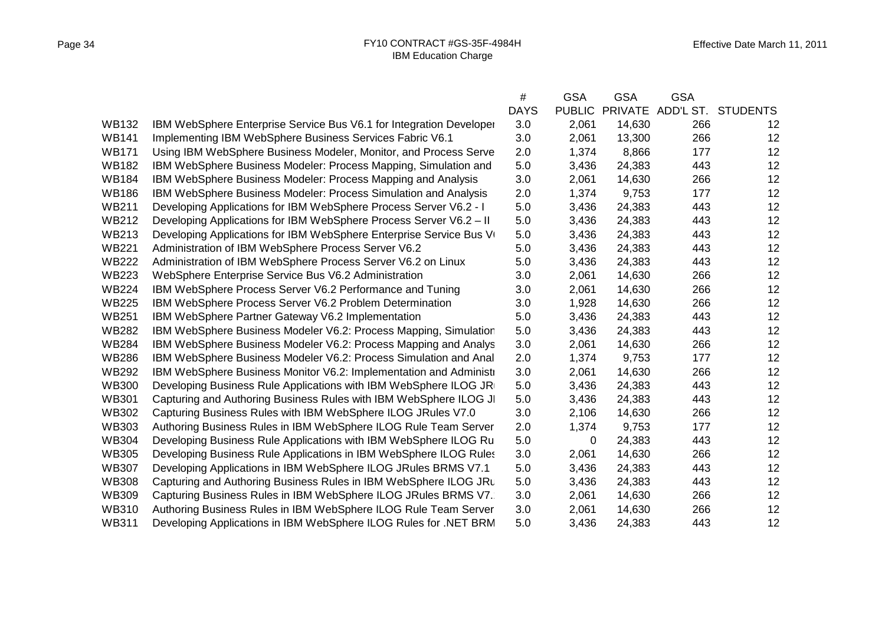| | | # DAYS | GSA PUBLIC | GSA PRIVATE | GSA ADD'L ST. | STUDENTS |
|---|---|---|---|---|---|---|
| WB132 | IBM WebSphere Enterprise Service Bus V6.1 for Integration Developer | 3.0 | 2,061 | 14,630 | 266 | 12 |
| WB141 | Implementing IBM WebSphere Business Services Fabric V6.1 | 3.0 | 2,061 | 13,300 | 266 | 12 |
| WB171 | Using IBM WebSphere Business Modeler, Monitor, and Process Serve | 2.0 | 1,374 | 8,866 | 177 | 12 |
| WB182 | IBM WebSphere Business Modeler: Process Mapping, Simulation and | 5.0 | 3,436 | 24,383 | 443 | 12 |
| WB184 | IBM WebSphere Business Modeler: Process Mapping and Analysis | 3.0 | 2,061 | 14,630 | 266 | 12 |
| WB186 | IBM WebSphere Business Modeler: Process Simulation and Analysis | 2.0 | 1,374 | 9,753 | 177 | 12 |
| WB211 | Developing Applications for IBM WebSphere Process Server V6.2 - I | 5.0 | 3,436 | 24,383 | 443 | 12 |
| WB212 | Developing Applications for IBM WebSphere Process Server V6.2 – II | 5.0 | 3,436 | 24,383 | 443 | 12 |
| WB213 | Developing Applications for IBM WebSphere Enterprise Service Bus V | 5.0 | 3,436 | 24,383 | 443 | 12 |
| WB221 | Administration of IBM WebSphere Process Server V6.2 | 5.0 | 3,436 | 24,383 | 443 | 12 |
| WB222 | Administration of IBM WebSphere Process Server V6.2 on Linux | 5.0 | 3,436 | 24,383 | 443 | 12 |
| WB223 | WebSphere Enterprise Service Bus V6.2 Administration | 3.0 | 2,061 | 14,630 | 266 | 12 |
| WB224 | IBM WebSphere Process Server V6.2 Performance and Tuning | 3.0 | 2,061 | 14,630 | 266 | 12 |
| WB225 | IBM WebSphere Process Server V6.2 Problem Determination | 3.0 | 1,928 | 14,630 | 266 | 12 |
| WB251 | IBM WebSphere Partner Gateway V6.2 Implementation | 5.0 | 3,436 | 24,383 | 443 | 12 |
| WB282 | IBM WebSphere Business Modeler V6.2: Process Mapping, Simulation | 5.0 | 3,436 | 24,383 | 443 | 12 |
| WB284 | IBM WebSphere Business Modeler V6.2: Process Mapping and Analys | 3.0 | 2,061 | 14,630 | 266 | 12 |
| WB286 | IBM WebSphere Business Modeler V6.2: Process Simulation and Anal | 2.0 | 1,374 | 9,753 | 177 | 12 |
| WB292 | IBM WebSphere Business Monitor V6.2: Implementation and Administ | 3.0 | 2,061 | 14,630 | 266 | 12 |
| WB300 | Developing Business Rule Applications with IBM WebSphere ILOG JR | 5.0 | 3,436 | 24,383 | 443 | 12 |
| WB301 | Capturing and Authoring Business Rules with IBM WebSphere ILOG J | 5.0 | 3,436 | 24,383 | 443 | 12 |
| WB302 | Capturing Business Rules with IBM WebSphere ILOG JRules V7.0 | 3.0 | 2,106 | 14,630 | 266 | 12 |
| WB303 | Authoring Business Rules in IBM WebSphere ILOG Rule Team Server | 2.0 | 1,374 | 9,753 | 177 | 12 |
| WB304 | Developing Business Rule Applications with IBM WebSphere ILOG Ru | 5.0 | 0 | 24,383 | 443 | 12 |
| WB305 | Developing Business Rule Applications in IBM WebSphere ILOG Rules | 3.0 | 2,061 | 14,630 | 266 | 12 |
| WB307 | Developing Applications in IBM WebSphere ILOG JRules BRMS V7.1 | 5.0 | 3,436 | 24,383 | 443 | 12 |
| WB308 | Capturing and Authoring Business Rules in IBM WebSphere ILOG JRu | 5.0 | 3,436 | 24,383 | 443 | 12 |
| WB309 | Capturing Business Rules in IBM WebSphere ILOG JRules BRMS V7. | 3.0 | 2,061 | 14,630 | 266 | 12 |
| WB310 | Authoring Business Rules in IBM WebSphere ILOG Rule Team Server | 3.0 | 2,061 | 14,630 | 266 | 12 |
| WB311 | Developing Applications in IBM WebSphere ILOG Rules for .NET BRM | 5.0 | 3,436 | 24,383 | 443 | 12 |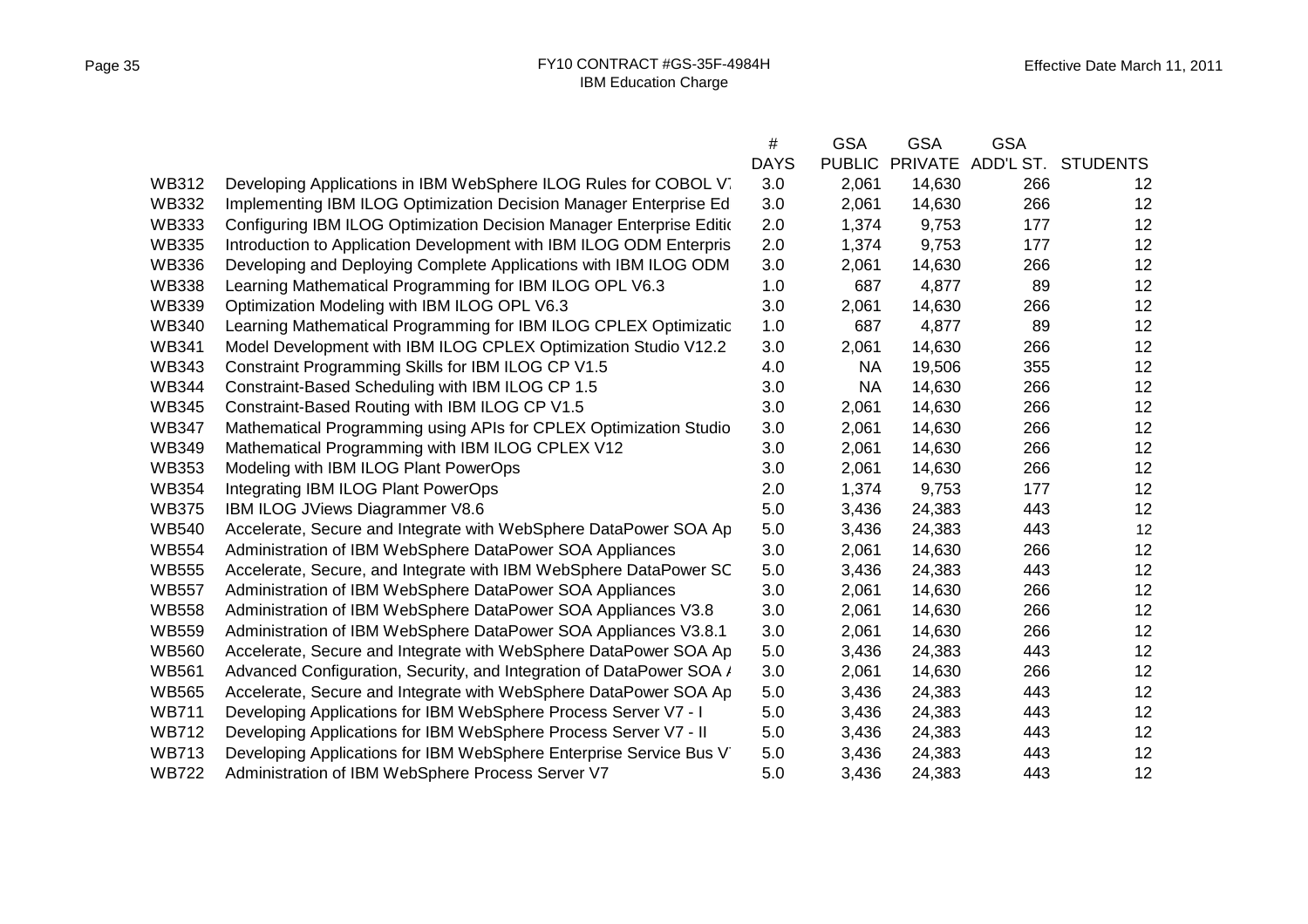| | | # DAYS | GSA PUBLIC | GSA PRIVATE | GSA ADD'L ST. | STUDENTS |
|---|---|---|---|---|---|---|
| WB312 | Developing Applications in IBM WebSphere ILOG Rules for COBOL V7 | 3.0 | 2,061 | 14,630 | 266 | 12 |
| WB332 | Implementing IBM ILOG Optimization Decision Manager Enterprise Ed | 3.0 | 2,061 | 14,630 | 266 | 12 |
| WB333 | Configuring IBM ILOG Optimization Decision Manager Enterprise Editio | 2.0 | 1,374 | 9,753 | 177 | 12 |
| WB335 | Introduction to Application Development with IBM ILOG ODM Enterpris | 2.0 | 1,374 | 9,753 | 177 | 12 |
| WB336 | Developing and Deploying Complete Applications with IBM ILOG ODM | 3.0 | 2,061 | 14,630 | 266 | 12 |
| WB338 | Learning Mathematical Programming for IBM ILOG OPL V6.3 | 1.0 | 687 | 4,877 | 89 | 12 |
| WB339 | Optimization Modeling with IBM ILOG OPL V6.3 | 3.0 | 2,061 | 14,630 | 266 | 12 |
| WB340 | Learning Mathematical Programming for IBM ILOG CPLEX Optimizatio | 1.0 | 687 | 4,877 | 89 | 12 |
| WB341 | Model Development with IBM ILOG CPLEX Optimization Studio V12.2 | 3.0 | 2,061 | 14,630 | 266 | 12 |
| WB343 | Constraint Programming Skills for IBM ILOG CP V1.5 | 4.0 | NA | 19,506 | 355 | 12 |
| WB344 | Constraint-Based Scheduling with IBM ILOG CP 1.5 | 3.0 | NA | 14,630 | 266 | 12 |
| WB345 | Constraint-Based Routing with IBM ILOG CP V1.5 | 3.0 | 2,061 | 14,630 | 266 | 12 |
| WB347 | Mathematical Programming using APIs for CPLEX Optimization Studio | 3.0 | 2,061 | 14,630 | 266 | 12 |
| WB349 | Mathematical Programming with IBM ILOG CPLEX V12 | 3.0 | 2,061 | 14,630 | 266 | 12 |
| WB353 | Modeling with IBM ILOG Plant PowerOps | 3.0 | 2,061 | 14,630 | 266 | 12 |
| WB354 | Integrating IBM ILOG Plant PowerOps | 2.0 | 1,374 | 9,753 | 177 | 12 |
| WB375 | IBM ILOG JViews Diagrammer V8.6 | 5.0 | 3,436 | 24,383 | 443 | 12 |
| WB540 | Accelerate, Secure and Integrate with WebSphere DataPower SOA Ap | 5.0 | 3,436 | 24,383 | 443 | 12 |
| WB554 | Administration of IBM WebSphere DataPower SOA Appliances | 3.0 | 2,061 | 14,630 | 266 | 12 |
| WB555 | Accelerate, Secure, and Integrate with IBM WebSphere DataPower SC | 5.0 | 3,436 | 24,383 | 443 | 12 |
| WB557 | Administration of IBM WebSphere DataPower SOA Appliances | 3.0 | 2,061 | 14,630 | 266 | 12 |
| WB558 | Administration of IBM WebSphere DataPower SOA Appliances V3.8 | 3.0 | 2,061 | 14,630 | 266 | 12 |
| WB559 | Administration of IBM WebSphere DataPower SOA Appliances V3.8.1 | 3.0 | 2,061 | 14,630 | 266 | 12 |
| WB560 | Accelerate, Secure and Integrate with WebSphere DataPower SOA Ap | 5.0 | 3,436 | 24,383 | 443 | 12 |
| WB561 | Advanced Configuration, Security, and Integration of DataPower SOA / | 3.0 | 2,061 | 14,630 | 266 | 12 |
| WB565 | Accelerate, Secure and Integrate with WebSphere DataPower SOA Ap | 5.0 | 3,436 | 24,383 | 443 | 12 |
| WB711 | Developing Applications for IBM WebSphere Process Server V7 - I | 5.0 | 3,436 | 24,383 | 443 | 12 |
| WB712 | Developing Applications for IBM WebSphere Process Server V7 - II | 5.0 | 3,436 | 24,383 | 443 | 12 |
| WB713 | Developing Applications for IBM WebSphere Enterprise Service Bus V7 | 5.0 | 3,436 | 24,383 | 443 | 12 |
| WB722 | Administration of IBM WebSphere Process Server V7 | 5.0 | 3,436 | 24,383 | 443 | 12 |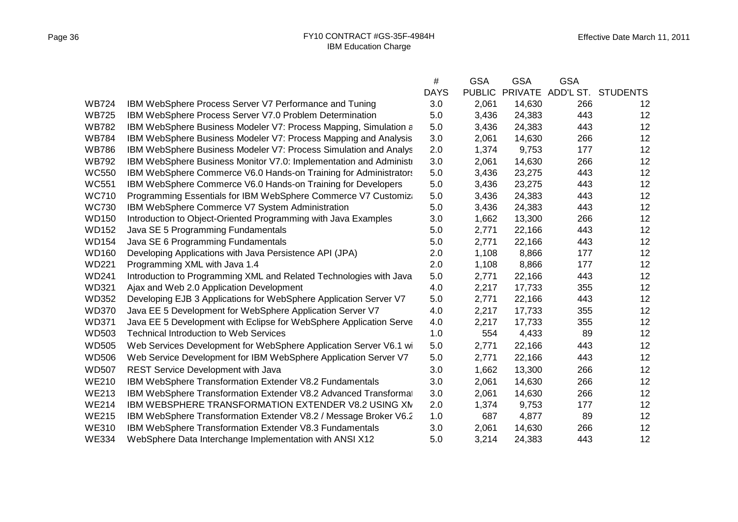| | | # DAYS | GSA PUBLIC | GSA PRIVATE | GSA ADD'L ST. | STUDENTS |
|---|---|---|---|---|---|---|
| WB724 | IBM WebSphere Process Server V7 Performance and Tuning | 3.0 | 2,061 | 14,630 | 266 | 12 |
| WB725 | IBM WebSphere Process Server V7.0 Problem Determination | 5.0 | 3,436 | 24,383 | 443 | 12 |
| WB782 | IBM WebSphere Business Modeler V7: Process Mapping, Simulation a | 5.0 | 3,436 | 24,383 | 443 | 12 |
| WB784 | IBM WebSphere Business Modeler V7: Process Mapping and Analysis | 3.0 | 2,061 | 14,630 | 266 | 12 |
| WB786 | IBM WebSphere Business Modeler V7: Process Simulation and Analys | 2.0 | 1,374 | 9,753 | 177 | 12 |
| WB792 | IBM WebSphere Business Monitor V7.0: Implementation and Administ | 3.0 | 2,061 | 14,630 | 266 | 12 |
| WC550 | IBM WebSphere Commerce V6.0 Hands-on Training for Administrators | 5.0 | 3,436 | 23,275 | 443 | 12 |
| WC551 | IBM WebSphere Commerce V6.0 Hands-on Training for Developers | 5.0 | 3,436 | 23,275 | 443 | 12 |
| WC710 | Programming Essentials for IBM WebSphere Commerce V7 Customiz | 5.0 | 3,436 | 24,383 | 443 | 12 |
| WC730 | IBM WebSphere Commerce V7 System Administration | 5.0 | 3,436 | 24,383 | 443 | 12 |
| WD150 | Introduction to Object-Oriented Programming with Java Examples | 3.0 | 1,662 | 13,300 | 266 | 12 |
| WD152 | Java SE 5 Programming Fundamentals | 5.0 | 2,771 | 22,166 | 443 | 12 |
| WD154 | Java SE 6 Programming Fundamentals | 5.0 | 2,771 | 22,166 | 443 | 12 |
| WD160 | Developing Applications with Java Persistence API (JPA) | 2.0 | 1,108 | 8,866 | 177 | 12 |
| WD221 | Programming XML with Java 1.4 | 2.0 | 1,108 | 8,866 | 177 | 12 |
| WD241 | Introduction to Programming XML and Related Technologies with Java | 5.0 | 2,771 | 22,166 | 443 | 12 |
| WD321 | Ajax and Web 2.0 Application Development | 4.0 | 2,217 | 17,733 | 355 | 12 |
| WD352 | Developing EJB 3 Applications for WebSphere Application Server V7 | 5.0 | 2,771 | 22,166 | 443 | 12 |
| WD370 | Java EE 5 Development for WebSphere Application Server V7 | 4.0 | 2,217 | 17,733 | 355 | 12 |
| WD371 | Java EE 5 Development with Eclipse for WebSphere Application Serve | 4.0 | 2,217 | 17,733 | 355 | 12 |
| WD503 | Technical Introduction to Web Services | 1.0 | 554 | 4,433 | 89 | 12 |
| WD505 | Web Services Development for WebSphere Application Server V6.1 wi | 5.0 | 2,771 | 22,166 | 443 | 12 |
| WD506 | Web Service Development for IBM WebSphere Application Server V7 | 5.0 | 2,771 | 22,166 | 443 | 12 |
| WD507 | REST Service Development with Java | 3.0 | 1,662 | 13,300 | 266 | 12 |
| WE210 | IBM WebSphere Transformation Extender V8.2 Fundamentals | 3.0 | 2,061 | 14,630 | 266 | 12 |
| WE213 | IBM WebSphere Transformation Extender V8.2 Advanced Transformat | 3.0 | 2,061 | 14,630 | 266 | 12 |
| WE214 | IBM WEBSPHERE TRANSFORMATION EXTENDER V8.2 USING XM | 2.0 | 1,374 | 9,753 | 177 | 12 |
| WE215 | IBM WebSphere Transformation Extender V8.2 / Message Broker V6.2 | 1.0 | 687 | 4,877 | 89 | 12 |
| WE310 | IBM WebSphere Transformation Extender V8.3 Fundamentals | 3.0 | 2,061 | 14,630 | 266 | 12 |
| WE334 | WebSphere Data Interchange Implementation with ANSI X12 | 5.0 | 3,214 | 24,383 | 443 | 12 |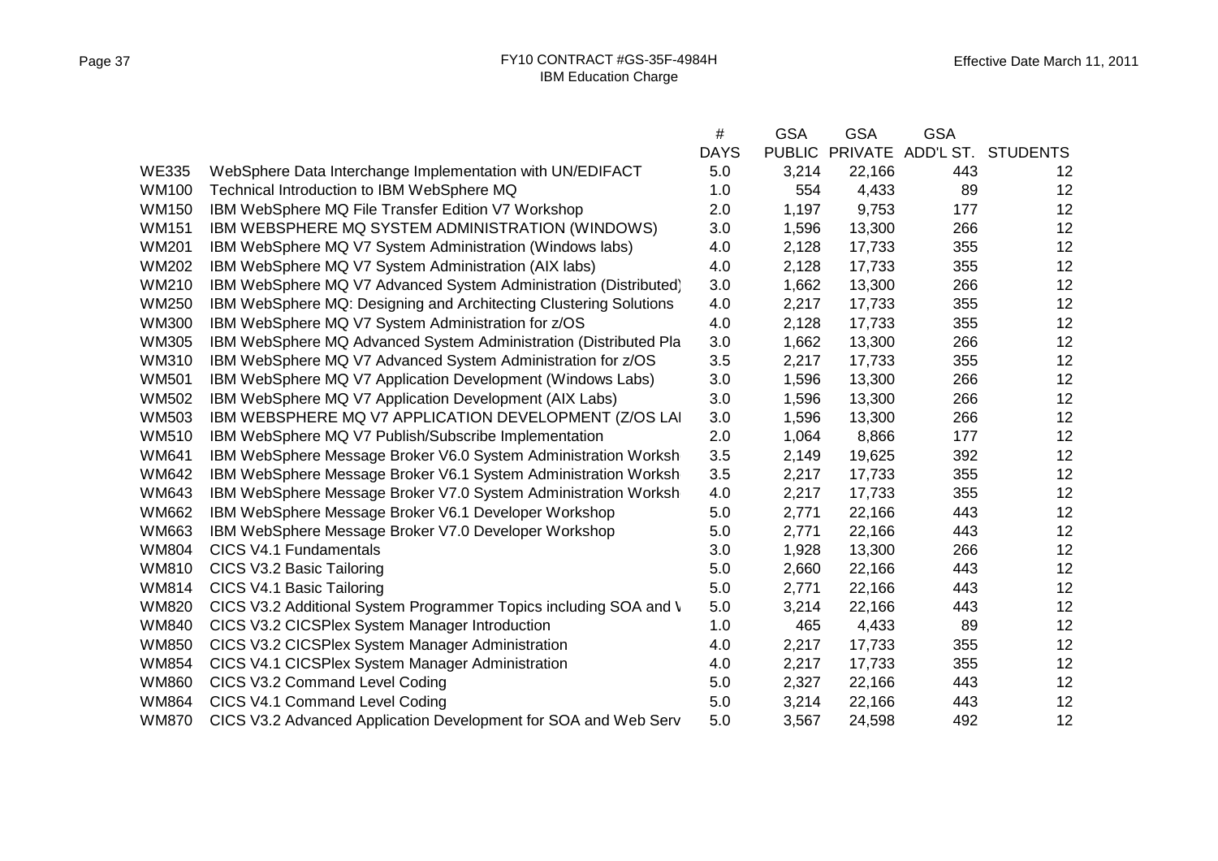| | | # DAYS | GSA PUBLIC | GSA PRIVATE | GSA ADD'L ST. | STUDENTS |
|---|---|---|---|---|---|---|
| WE335 | WebSphere Data Interchange Implementation with UN/EDIFACT | 5.0 | 3,214 | 22,166 | 443 | 12 |
| WM100 | Technical Introduction to IBM WebSphere MQ | 1.0 | 554 | 4,433 | 89 | 12 |
| WM150 | IBM WebSphere MQ File Transfer Edition V7 Workshop | 2.0 | 1,197 | 9,753 | 177 | 12 |
| WM151 | IBM WEBSPHERE MQ SYSTEM ADMINISTRATION (WINDOWS) | 3.0 | 1,596 | 13,300 | 266 | 12 |
| WM201 | IBM WebSphere MQ V7 System Administration (Windows labs) | 4.0 | 2,128 | 17,733 | 355 | 12 |
| WM202 | IBM WebSphere MQ V7 System Administration (AIX labs) | 4.0 | 2,128 | 17,733 | 355 | 12 |
| WM210 | IBM WebSphere MQ V7 Advanced System Administration (Distributed) | 3.0 | 1,662 | 13,300 | 266 | 12 |
| WM250 | IBM WebSphere MQ: Designing and Architecting Clustering Solutions | 4.0 | 2,217 | 17,733 | 355 | 12 |
| WM300 | IBM WebSphere MQ V7 System Administration for z/OS | 4.0 | 2,128 | 17,733 | 355 | 12 |
| WM305 | IBM WebSphere MQ Advanced System Administration (Distributed Pla | 3.0 | 1,662 | 13,300 | 266 | 12 |
| WM310 | IBM WebSphere MQ V7 Advanced System Administration for z/OS | 3.5 | 2,217 | 17,733 | 355 | 12 |
| WM501 | IBM WebSphere MQ V7 Application Development (Windows Labs) | 3.0 | 1,596 | 13,300 | 266 | 12 |
| WM502 | IBM WebSphere MQ V7 Application Development (AIX Labs) | 3.0 | 1,596 | 13,300 | 266 | 12 |
| WM503 | IBM WEBSPHERE MQ V7 APPLICATION DEVELOPMENT (Z/OS LAI | 3.0 | 1,596 | 13,300 | 266 | 12 |
| WM510 | IBM WebSphere MQ V7 Publish/Subscribe Implementation | 2.0 | 1,064 | 8,866 | 177 | 12 |
| WM641 | IBM WebSphere Message Broker V6.0 System Administration Worksh | 3.5 | 2,149 | 19,625 | 392 | 12 |
| WM642 | IBM WebSphere Message Broker V6.1 System Administration Worksh | 3.5 | 2,217 | 17,733 | 355 | 12 |
| WM643 | IBM WebSphere Message Broker V7.0 System Administration Worksh | 4.0 | 2,217 | 17,733 | 355 | 12 |
| WM662 | IBM WebSphere Message Broker V6.1 Developer Workshop | 5.0 | 2,771 | 22,166 | 443 | 12 |
| WM663 | IBM WebSphere Message Broker V7.0 Developer Workshop | 5.0 | 2,771 | 22,166 | 443 | 12 |
| WM804 | CICS V4.1 Fundamentals | 3.0 | 1,928 | 13,300 | 266 | 12 |
| WM810 | CICS V3.2 Basic Tailoring | 5.0 | 2,660 | 22,166 | 443 | 12 |
| WM814 | CICS V4.1 Basic Tailoring | 5.0 | 2,771 | 22,166 | 443 | 12 |
| WM820 | CICS V3.2 Additional System Programmer Topics including SOA and \ | 5.0 | 3,214 | 22,166 | 443 | 12 |
| WM840 | CICS V3.2 CICSPlex System Manager Introduction | 1.0 | 465 | 4,433 | 89 | 12 |
| WM850 | CICS V3.2 CICSPlex System Manager Administration | 4.0 | 2,217 | 17,733 | 355 | 12 |
| WM854 | CICS V4.1 CICSPlex System Manager Administration | 4.0 | 2,217 | 17,733 | 355 | 12 |
| WM860 | CICS V3.2 Command Level Coding | 5.0 | 2,327 | 22,166 | 443 | 12 |
| WM864 | CICS V4.1 Command Level Coding | 5.0 | 3,214 | 22,166 | 443 | 12 |
| WM870 | CICS V3.2 Advanced Application Development for SOA and Web Serv | 5.0 | 3,567 | 24,598 | 492 | 12 |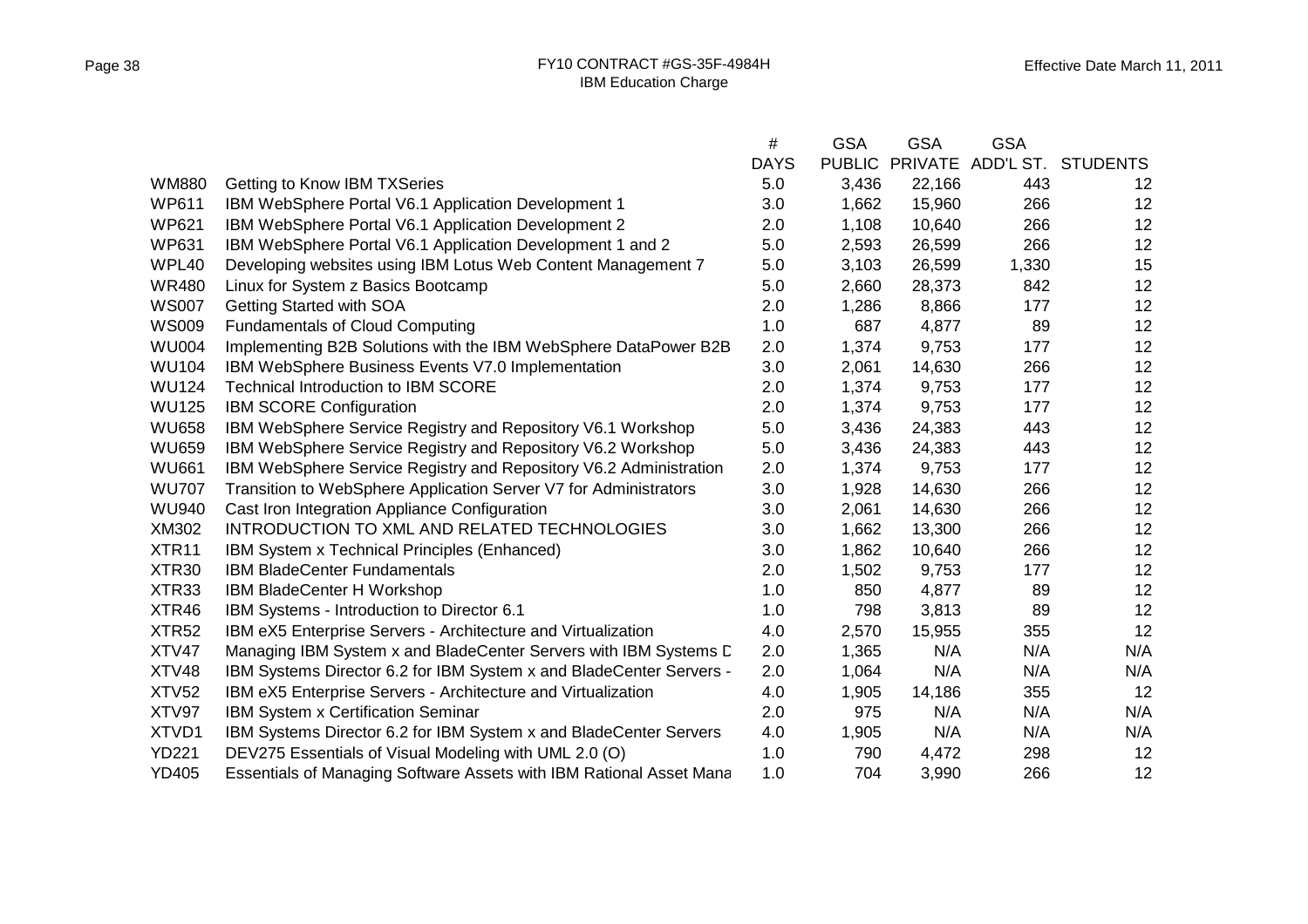| | | # DAYS | GSA PUBLIC | GSA PRIVATE | GSA ADD'L ST. | STUDENTS |
|---|---|---|---|---|---|---|
| WM880 | Getting to Know IBM TXSeries | 5.0 | 3,436 | 22,166 | 443 | 12 |
| WP611 | IBM WebSphere Portal V6.1 Application Development 1 | 3.0 | 1,662 | 15,960 | 266 | 12 |
| WP621 | IBM WebSphere Portal V6.1 Application Development 2 | 2.0 | 1,108 | 10,640 | 266 | 12 |
| WP631 | IBM WebSphere Portal V6.1 Application Development 1 and 2 | 5.0 | 2,593 | 26,599 | 266 | 12 |
| WPL40 | Developing websites using IBM Lotus Web Content Management 7 | 5.0 | 3,103 | 26,599 | 1,330 | 15 |
| WR480 | Linux for System z Basics Bootcamp | 5.0 | 2,660 | 28,373 | 842 | 12 |
| WS007 | Getting Started with SOA | 2.0 | 1,286 | 8,866 | 177 | 12 |
| WS009 | Fundamentals of Cloud Computing | 1.0 | 687 | 4,877 | 89 | 12 |
| WU004 | Implementing B2B Solutions with the IBM WebSphere DataPower B2B | 2.0 | 1,374 | 9,753 | 177 | 12 |
| WU104 | IBM WebSphere Business Events V7.0 Implementation | 3.0 | 2,061 | 14,630 | 266 | 12 |
| WU124 | Technical Introduction to IBM SCORE | 2.0 | 1,374 | 9,753 | 177 | 12 |
| WU125 | IBM SCORE Configuration | 2.0 | 1,374 | 9,753 | 177 | 12 |
| WU658 | IBM WebSphere Service Registry and Repository V6.1 Workshop | 5.0 | 3,436 | 24,383 | 443 | 12 |
| WU659 | IBM WebSphere Service Registry and Repository V6.2 Workshop | 5.0 | 3,436 | 24,383 | 443 | 12 |
| WU661 | IBM WebSphere Service Registry and Repository V6.2 Administration | 2.0 | 1,374 | 9,753 | 177 | 12 |
| WU707 | Transition to WebSphere Application Server V7 for Administrators | 3.0 | 1,928 | 14,630 | 266 | 12 |
| WU940 | Cast Iron Integration Appliance Configuration | 3.0 | 2,061 | 14,630 | 266 | 12 |
| XM302 | INTRODUCTION TO XML AND RELATED TECHNOLOGIES | 3.0 | 1,662 | 13,300 | 266 | 12 |
| XTR11 | IBM System x Technical Principles (Enhanced) | 3.0 | 1,862 | 10,640 | 266 | 12 |
| XTR30 | IBM BladeCenter Fundamentals | 2.0 | 1,502 | 9,753 | 177 | 12 |
| XTR33 | IBM BladeCenter H Workshop | 1.0 | 850 | 4,877 | 89 | 12 |
| XTR46 | IBM Systems - Introduction to Director 6.1 | 1.0 | 798 | 3,813 | 89 | 12 |
| XTR52 | IBM eX5 Enterprise Servers - Architecture and Virtualization | 4.0 | 2,570 | 15,955 | 355 | 12 |
| XTV47 | Managing IBM System x and BladeCenter Servers with IBM Systems D | 2.0 | 1,365 | N/A | N/A | N/A |
| XTV48 | IBM Systems Director 6.2 for IBM System x and BladeCenter Servers - | 2.0 | 1,064 | N/A | N/A | N/A |
| XTV52 | IBM eX5 Enterprise Servers - Architecture and Virtualization | 4.0 | 1,905 | 14,186 | 355 | 12 |
| XTV97 | IBM System x Certification Seminar | 2.0 | 975 | N/A | N/A | N/A |
| XTVD1 | IBM Systems Director 6.2 for IBM System x and BladeCenter Servers | 4.0 | 1,905 | N/A | N/A | N/A |
| YD221 | DEV275 Essentials of Visual Modeling with UML 2.0 (O) | 1.0 | 790 | 4,472 | 298 | 12 |
| YD405 | Essentials of Managing Software Assets with IBM Rational Asset Mana | 1.0 | 704 | 3,990 | 266 | 12 |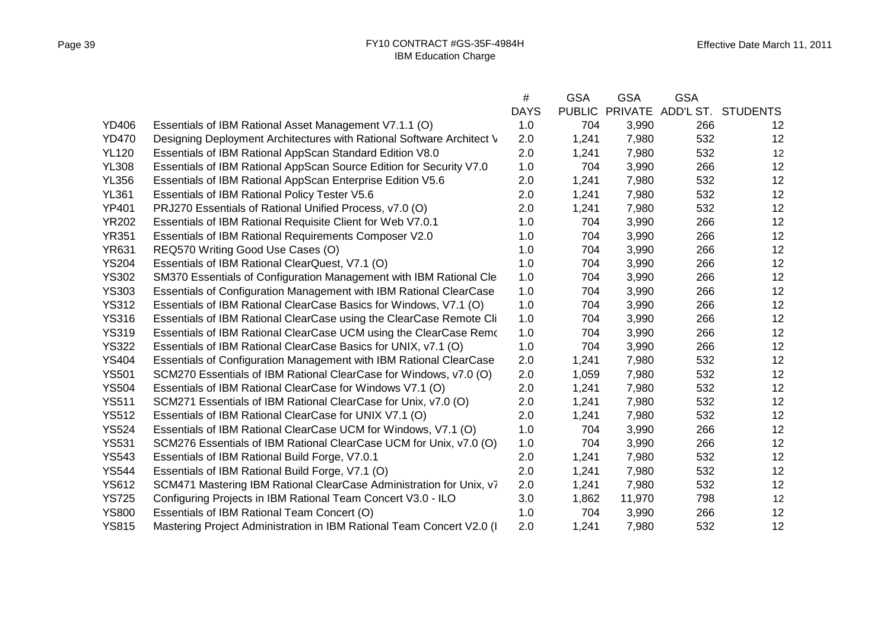| | | # DAYS | GSA PUBLIC | GSA PRIVATE | GSA ADD'L ST. | STUDENTS |
|---|---|---|---|---|---|---|
| YD406 | Essentials of IBM Rational Asset Management V7.1.1 (O) | 1.0 | 704 | 3,990 | 266 | 12 |
| YD470 | Designing Deployment Architectures with Rational Software Architect V | 2.0 | 1,241 | 7,980 | 532 | 12 |
| YL120 | Essentials of IBM Rational AppScan Standard Edition V8.0 | 2.0 | 1,241 | 7,980 | 532 | 12 |
| YL308 | Essentials of IBM Rational AppScan Source Edition for Security V7.0 | 1.0 | 704 | 3,990 | 266 | 12 |
| YL356 | Essentials of IBM Rational AppScan Enterprise Edition V5.6 | 2.0 | 1,241 | 7,980 | 532 | 12 |
| YL361 | Essentials of IBM Rational Policy Tester V5.6 | 2.0 | 1,241 | 7,980 | 532 | 12 |
| YP401 | PRJ270 Essentials of Rational Unified Process, v7.0 (O) | 2.0 | 1,241 | 7,980 | 532 | 12 |
| YR202 | Essentials of IBM Rational Requisite Client for Web V7.0.1 | 1.0 | 704 | 3,990 | 266 | 12 |
| YR351 | Essentials of IBM Rational Requirements Composer V2.0 | 1.0 | 704 | 3,990 | 266 | 12 |
| YR631 | REQ570 Writing Good Use Cases (O) | 1.0 | 704 | 3,990 | 266 | 12 |
| YS204 | Essentials of IBM Rational ClearQuest, V7.1 (O) | 1.0 | 704 | 3,990 | 266 | 12 |
| YS302 | SM370 Essentials of Configuration Management with IBM Rational Cle | 1.0 | 704 | 3,990 | 266 | 12 |
| YS303 | Essentials of Configuration Management with IBM Rational ClearCase | 1.0 | 704 | 3,990 | 266 | 12 |
| YS312 | Essentials of IBM Rational ClearCase Basics for Windows, V7.1 (O) | 1.0 | 704 | 3,990 | 266 | 12 |
| YS316 | Essentials of IBM Rational ClearCase using the ClearCase Remote Cli | 1.0 | 704 | 3,990 | 266 | 12 |
| YS319 | Essentials of IBM Rational ClearCase UCM using the ClearCase Remo | 1.0 | 704 | 3,990 | 266 | 12 |
| YS322 | Essentials of IBM Rational ClearCase Basics for UNIX, v7.1 (O) | 1.0 | 704 | 3,990 | 266 | 12 |
| YS404 | Essentials of Configuration Management with IBM Rational ClearCase | 2.0 | 1,241 | 7,980 | 532 | 12 |
| YS501 | SCM270 Essentials of IBM Rational ClearCase for Windows, v7.0 (O) | 2.0 | 1,059 | 7,980 | 532 | 12 |
| YS504 | Essentials of IBM Rational ClearCase for Windows V7.1 (O) | 2.0 | 1,241 | 7,980 | 532 | 12 |
| YS511 | SCM271 Essentials of IBM Rational ClearCase for Unix, v7.0 (O) | 2.0 | 1,241 | 7,980 | 532 | 12 |
| YS512 | Essentials of IBM Rational ClearCase for UNIX V7.1 (O) | 2.0 | 1,241 | 7,980 | 532 | 12 |
| YS524 | Essentials of IBM Rational ClearCase UCM for Windows, V7.1 (O) | 1.0 | 704 | 3,990 | 266 | 12 |
| YS531 | SCM276 Essentials of IBM Rational ClearCase UCM for Unix, v7.0 (O) | 1.0 | 704 | 3,990 | 266 | 12 |
| YS543 | Essentials of IBM Rational Build Forge, V7.0.1 | 2.0 | 1,241 | 7,980 | 532 | 12 |
| YS544 | Essentials of IBM Rational Build Forge, V7.1 (O) | 2.0 | 1,241 | 7,980 | 532 | 12 |
| YS612 | SCM471 Mastering IBM Rational ClearCase Administration for Unix, v7 | 2.0 | 1,241 | 7,980 | 532 | 12 |
| YS725 | Configuring Projects in IBM Rational Team Concert V3.0 - ILO | 3.0 | 1,862 | 11,970 | 798 | 12 |
| YS800 | Essentials of IBM Rational Team Concert (O) | 1.0 | 704 | 3,990 | 266 | 12 |
| YS815 | Mastering Project Administration in IBM Rational Team Concert V2.0 (I | 2.0 | 1,241 | 7,980 | 532 | 12 |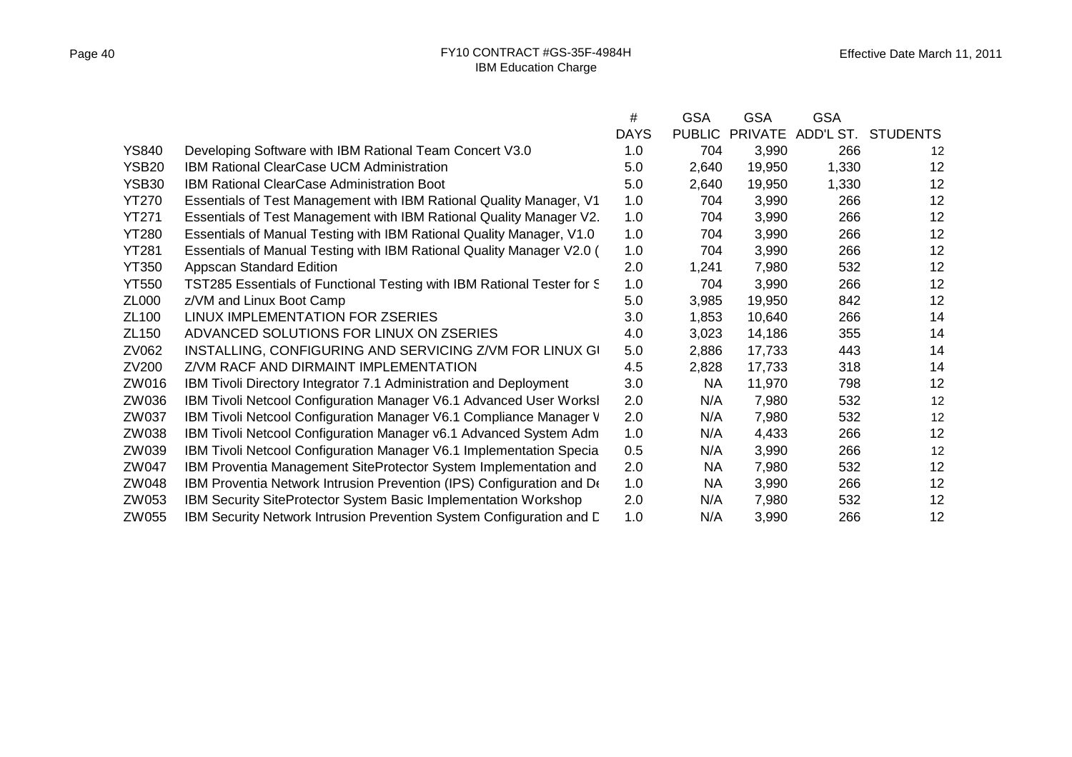| | | # DAYS | GSA PUBLIC | GSA PRIVATE | GSA ADD'L ST. | STUDENTS |
|---|---|---|---|---|---|---|
| YS840 | Developing Software with IBM Rational Team Concert V3.0 | 1.0 | 704 | 3,990 | 266 | 12 |
| YSB20 | IBM Rational ClearCase UCM Administration | 5.0 | 2,640 | 19,950 | 1,330 | 12 |
| YSB30 | IBM Rational ClearCase Administration Boot | 5.0 | 2,640 | 19,950 | 1,330 | 12 |
| YT270 | Essentials of Test Management with IBM Rational Quality Manager, V1 | 1.0 | 704 | 3,990 | 266 | 12 |
| YT271 | Essentials of Test Management with IBM Rational Quality Manager V2. | 1.0 | 704 | 3,990 | 266 | 12 |
| YT280 | Essentials of Manual Testing with IBM Rational Quality Manager, V1.0 | 1.0 | 704 | 3,990 | 266 | 12 |
| YT281 | Essentials of Manual Testing with IBM Rational Quality Manager V2.0 ( | 1.0 | 704 | 3,990 | 266 | 12 |
| YT350 | Appscan Standard Edition | 2.0 | 1,241 | 7,980 | 532 | 12 |
| YT550 | TST285 Essentials of Functional Testing with IBM Rational Tester for S | 1.0 | 704 | 3,990 | 266 | 12 |
| ZL000 | z/VM and Linux Boot Camp | 5.0 | 3,985 | 19,950 | 842 | 12 |
| ZL100 | LINUX IMPLEMENTATION FOR ZSERIES | 3.0 | 1,853 | 10,640 | 266 | 14 |
| ZL150 | ADVANCED SOLUTIONS FOR LINUX ON ZSERIES | 4.0 | 3,023 | 14,186 | 355 | 14 |
| ZV062 | INSTALLING, CONFIGURING AND SERVICING Z/VM FOR LINUX GI | 5.0 | 2,886 | 17,733 | 443 | 14 |
| ZV200 | Z/VM RACF AND DIRMAINT IMPLEMENTATION | 4.5 | 2,828 | 17,733 | 318 | 14 |
| ZW016 | IBM Tivoli Directory Integrator 7.1 Administration and Deployment | 3.0 | NA | 11,970 | 798 | 12 |
| ZW036 | IBM Tivoli Netcool Configuration Manager V6.1 Advanced User Worksl | 2.0 | N/A | 7,980 | 532 | 12 |
| ZW037 | IBM Tivoli Netcool Configuration Manager V6.1 Compliance Manager V | 2.0 | N/A | 7,980 | 532 | 12 |
| ZW038 | IBM Tivoli Netcool Configuration Manager v6.1 Advanced System Adm | 1.0 | N/A | 4,433 | 266 | 12 |
| ZW039 | IBM Tivoli Netcool Configuration Manager V6.1 Implementation Specia | 0.5 | N/A | 3,990 | 266 | 12 |
| ZW047 | IBM Proventia Management SiteProtector System Implementation and | 2.0 | NA | 7,980 | 532 | 12 |
| ZW048 | IBM Proventia Network Intrusion Prevention (IPS) Configuration and De | 1.0 | NA | 3,990 | 266 | 12 |
| ZW053 | IBM Security SiteProtector System Basic Implementation Workshop | 2.0 | N/A | 7,980 | 532 | 12 |
| ZW055 | IBM Security Network Intrusion Prevention System Configuration and D | 1.0 | N/A | 3,990 | 266 | 12 |